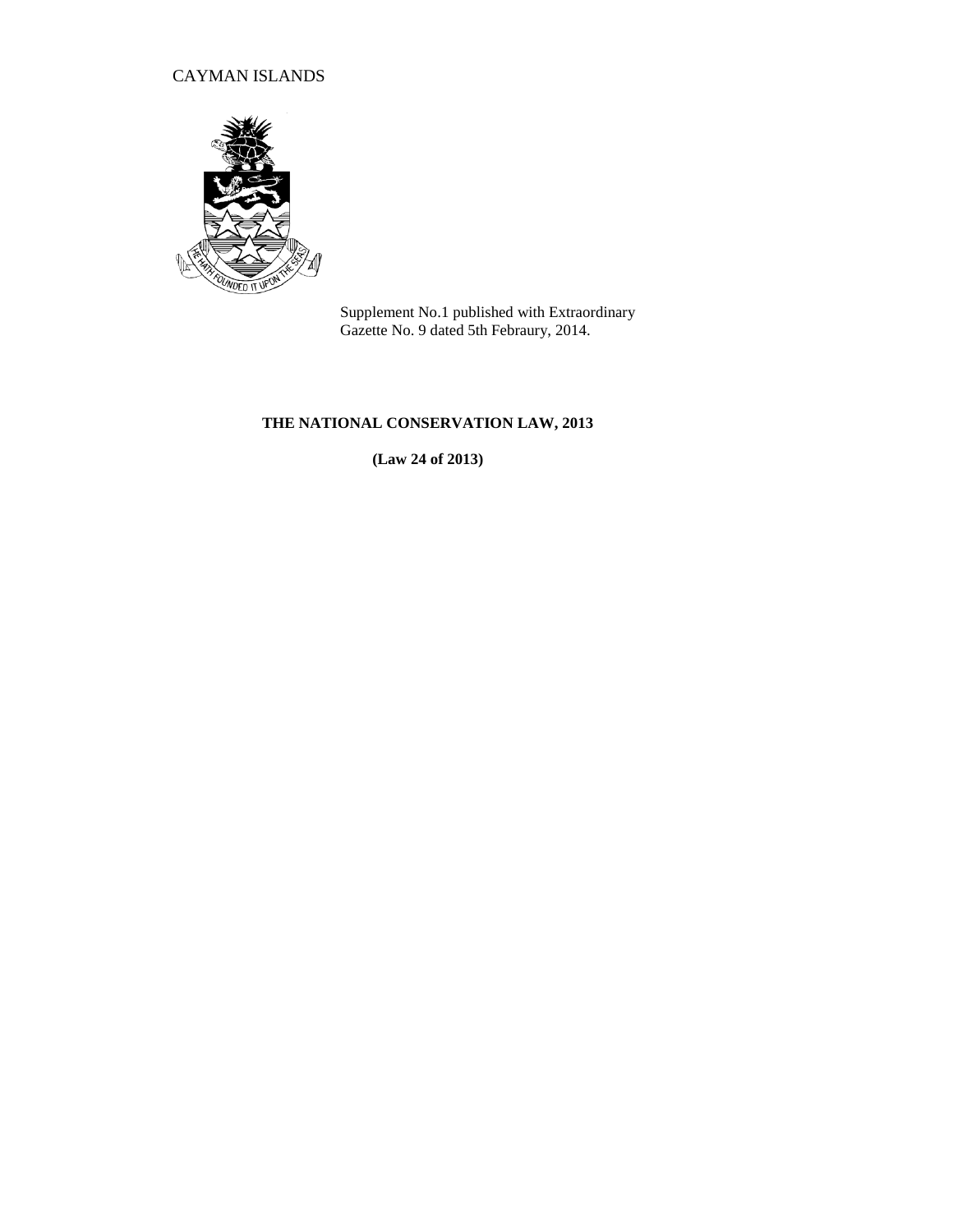CAYMAN ISLANDS

Supplement No.1 published with Extraordinary Gazette No. 9 dated 5th Febraury, 2014.

**THE NATIONAL CONSERVATION LAW, 2013**

**(Law 24 of 2013)**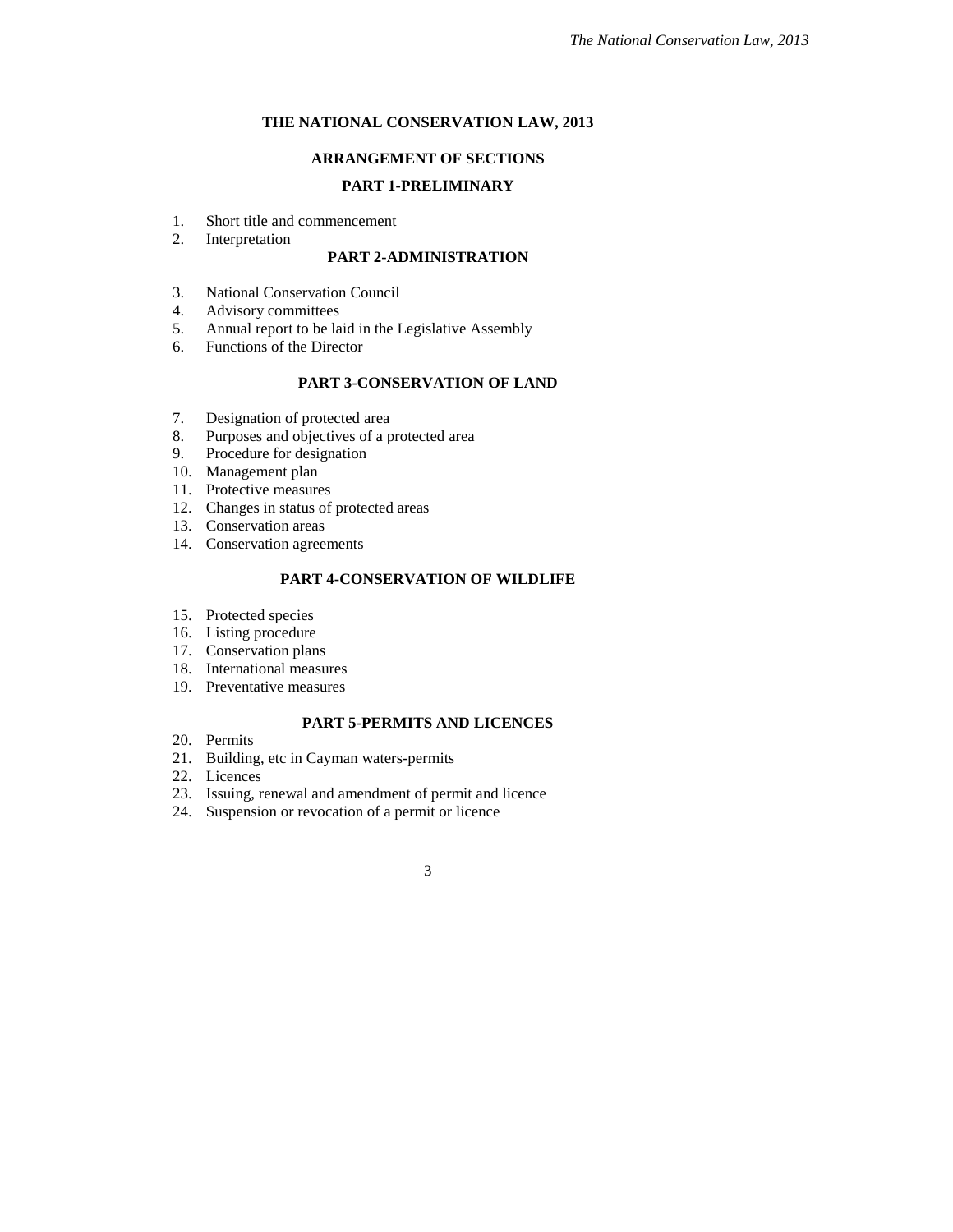# THE NATIONAL CONSERVATION LAW, 2013

## ARRANGEMENT OF SECTIONS

### PART 1-PRELIMINARY

1. Short title and commencement
2. Interpretation

### PART 2-ADMINISTRATION

3. National Conservation Council
4. Advisory committees
5. Annual report to be laid in the Legislative Assembly
6. Functions of the Director

### PART 3-CONSERVATION OF LAND

7. Designation of protected area
8. Purposes and objectives of a protected area
9. Procedure for designation
10. Management plan
11. Protective measures
12. Changes in status of protected areas
13. Conservation areas
14. Conservation agreements

### PART 4-CONSERVATION OF WILDLIFE

15. Protected species
16. Listing procedure
17. Conservation plans
18. International measures
19. Preventative measures

### PART 5-PERMITS AND LICENCES

20. Permits
21. Building, etc in Cayman waters-permits
22. Licences
23. Issuing, renewal and amendment of permit and licence
24. Suspension or revocation of a permit or licence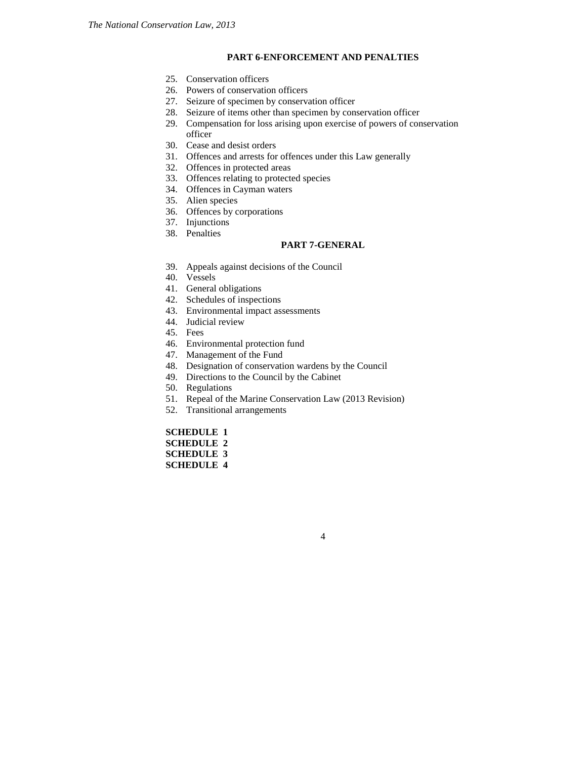## PART 6-ENFORCEMENT AND PENALTIES

25. Conservation officers
26. Powers of conservation officers
27. Seizure of specimen by conservation officer
28. Seizure of items other than specimen by conservation officer
29. Compensation for loss arising upon exercise of powers of conservation officer
30. Cease and desist orders
31. Offences and arrests for offences under this Law generally
32. Offences in protected areas
33. Offences relating to protected species
34. Offences in Cayman waters
35. Alien species
36. Offences by corporations
37. Injunctions
38. Penalties

## PART 7-GENERAL

39. Appeals against decisions of the Council
40. Vessels
41. General obligations
42. Schedules of inspections
43. Environmental impact assessments
44. Judicial review
45. Fees
46. Environmental protection fund
47. Management of the Fund
48. Designation of conservation wardens by the Council
49. Directions to the Council by the Cabinet
50. Regulations
51. Repeal of the Marine Conservation Law (2013 Revision)
52. Transitional arrangements

**SCHEDULE 1**
**SCHEDULE 2**
**SCHEDULE 3**
**SCHEDULE 4**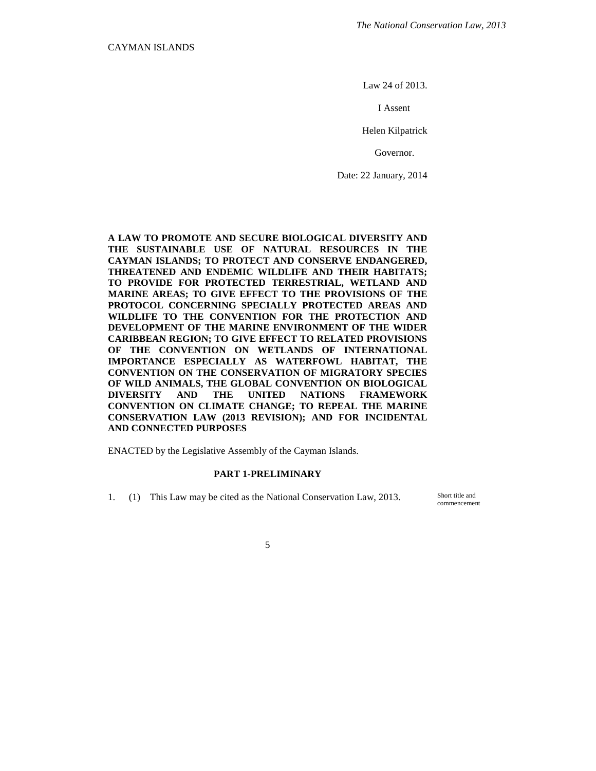CAYMAN ISLANDS

Law 24 of 2013.

I Assent

Helen Kilpatrick

Governor.

Date: 22 January, 2014

**A LAW TO PROMOTE AND SECURE BIOLOGICAL DIVERSITY AND THE SUSTAINABLE USE OF NATURAL RESOURCES IN THE CAYMAN ISLANDS; TO PROTECT AND CONSERVE ENDANGERED, THREATENED AND ENDEMIC WILDLIFE AND THEIR HABITATS; TO PROVIDE FOR PROTECTED TERRESTRIAL, WETLAND AND MARINE AREAS; TO GIVE EFFECT TO THE PROVISIONS OF THE PROTOCOL CONCERNING SPECIALLY PROTECTED AREAS AND WILDLIFE TO THE CONVENTION FOR THE PROTECTION AND DEVELOPMENT OF THE MARINE ENVIRONMENT OF THE WIDER CARIBBEAN REGION; TO GIVE EFFECT TO RELATED PROVISIONS OF THE CONVENTION ON WETLANDS OF INTERNATIONAL IMPORTANCE ESPECIALLY AS WATERFOWL HABITAT, THE CONVENTION ON THE CONSERVATION OF MIGRATORY SPECIES OF WILD ANIMALS, THE GLOBAL CONVENTION ON BIOLOGICAL DIVERSITY AND THE UNITED NATIONS FRAMEWORK CONVENTION ON CLIMATE CHANGE; TO REPEAL THE MARINE CONSERVATION LAW (2013 REVISION); AND FOR INCIDENTAL AND CONNECTED PURPOSES**

ENACTED by the Legislative Assembly of the Cayman Islands.

## PART 1-PRELIMINARY

Short title and commencement

1. (1) This Law may be cited as the National Conservation Law, 2013.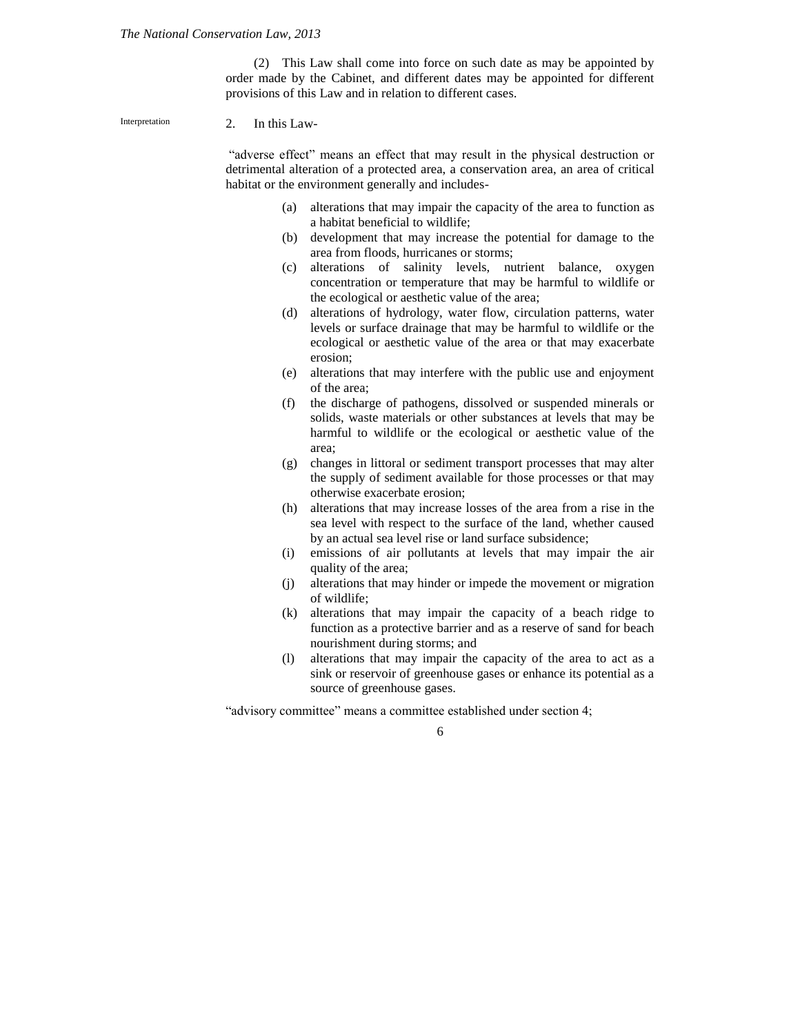(2) This Law shall come into force on such date as may be appointed by order made by the Cabinet, and different dates may be appointed for different provisions of this Law and in relation to different cases.

Interpretation

2. In this Law-

"adverse effect" means an effect that may result in the physical destruction or detrimental alteration of a protected area, a conservation area, an area of critical habitat or the environment generally and includes-

(a) alterations that may impair the capacity of the area to function as a habitat beneficial to wildlife;
(b) development that may increase the potential for damage to the area from floods, hurricanes or storms;
(c) alterations of salinity levels, nutrient balance, oxygen concentration or temperature that may be harmful to wildlife or the ecological or aesthetic value of the area;
(d) alterations of hydrology, water flow, circulation patterns, water levels or surface drainage that may be harmful to wildlife or the ecological or aesthetic value of the area or that may exacerbate erosion;
(e) alterations that may interfere with the public use and enjoyment of the area;
(f) the discharge of pathogens, dissolved or suspended minerals or solids, waste materials or other substances at levels that may be harmful to wildlife or the ecological or aesthetic value of the area;
(g) changes in littoral or sediment transport processes that may alter the supply of sediment available for those processes or that may otherwise exacerbate erosion;
(h) alterations that may increase losses of the area from a rise in the sea level with respect to the surface of the land, whether caused by an actual sea level rise or land surface subsidence;
(i) emissions of air pollutants at levels that may impair the air quality of the area;
(j) alterations that may hinder or impede the movement or migration of wildlife;
(k) alterations that may impair the capacity of a beach ridge to function as a protective barrier and as a reserve of sand for beach nourishment during storms; and
(l) alterations that may impair the capacity of the area to act as a sink or reservoir of greenhouse gases or enhance its potential as a source of greenhouse gases.

"advisory committee" means a committee established under section 4;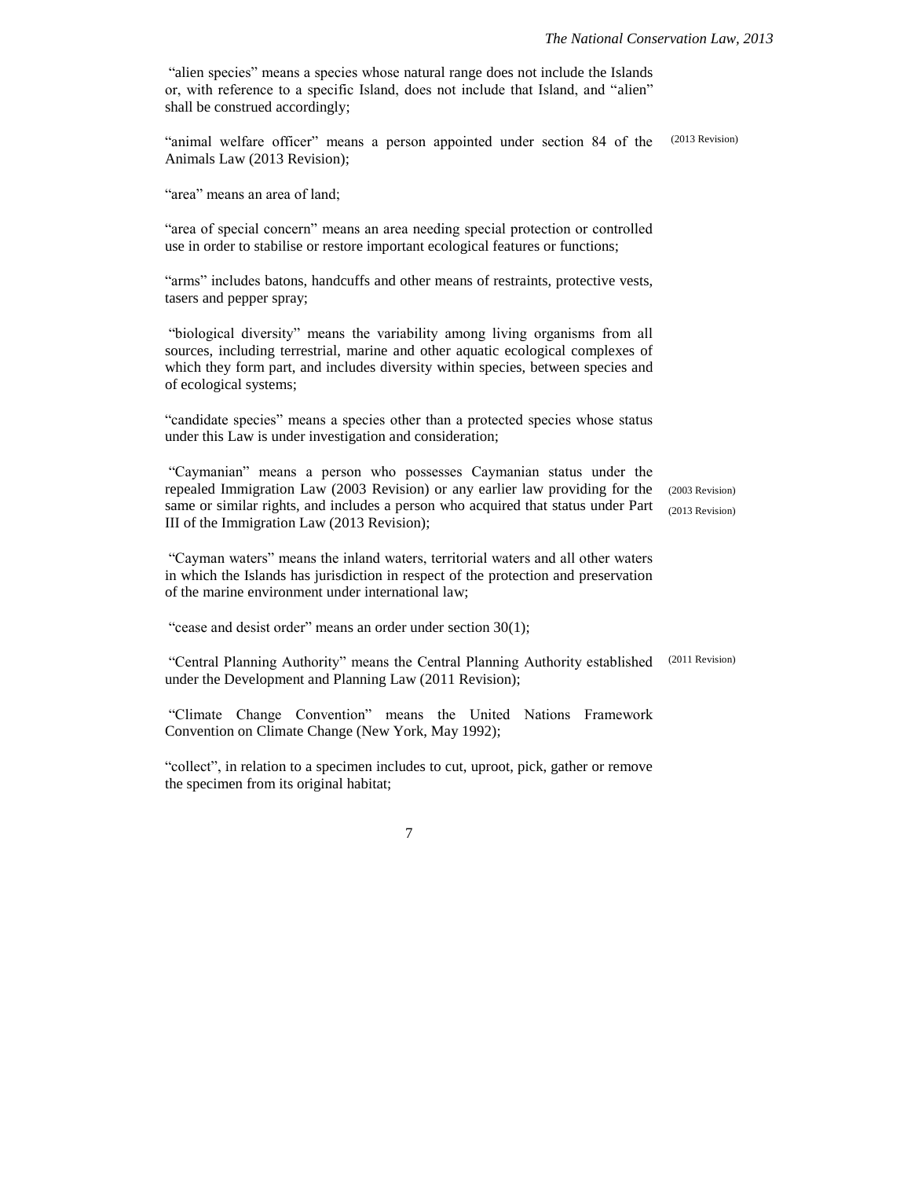"alien species" means a species whose natural range does not include the Islands or, with reference to a specific Island, does not include that Island, and "alien" shall be construed accordingly;

"animal welfare officer" means a person appointed under section 84 of the Animals Law (2013 Revision); (2013 Revision)

"area" means an area of land;

"area of special concern" means an area needing special protection or controlled use in order to stabilise or restore important ecological features or functions;

"arms" includes batons, handcuffs and other means of restraints, protective vests, tasers and pepper spray;

"biological diversity" means the variability among living organisms from all sources, including terrestrial, marine and other aquatic ecological complexes of which they form part, and includes diversity within species, between species and of ecological systems;

"candidate species" means a species other than a protected species whose status under this Law is under investigation and consideration;

"Caymanian" means a person who possesses Caymanian status under the repealed Immigration Law (2003 Revision) or any earlier law providing for the same or similar rights, and includes a person who acquired that status under Part III of the Immigration Law (2013 Revision); (2003 Revision) (2013 Revision)

"Cayman waters" means the inland waters, territorial waters and all other waters in which the Islands has jurisdiction in respect of the protection and preservation of the marine environment under international law;

"cease and desist order" means an order under section 30(1);

"Central Planning Authority" means the Central Planning Authority established under the Development and Planning Law (2011 Revision); (2011 Revision)

"Climate Change Convention" means the United Nations Framework Convention on Climate Change (New York, May 1992);

"collect", in relation to a specimen includes to cut, uproot, pick, gather or remove the specimen from its original habitat;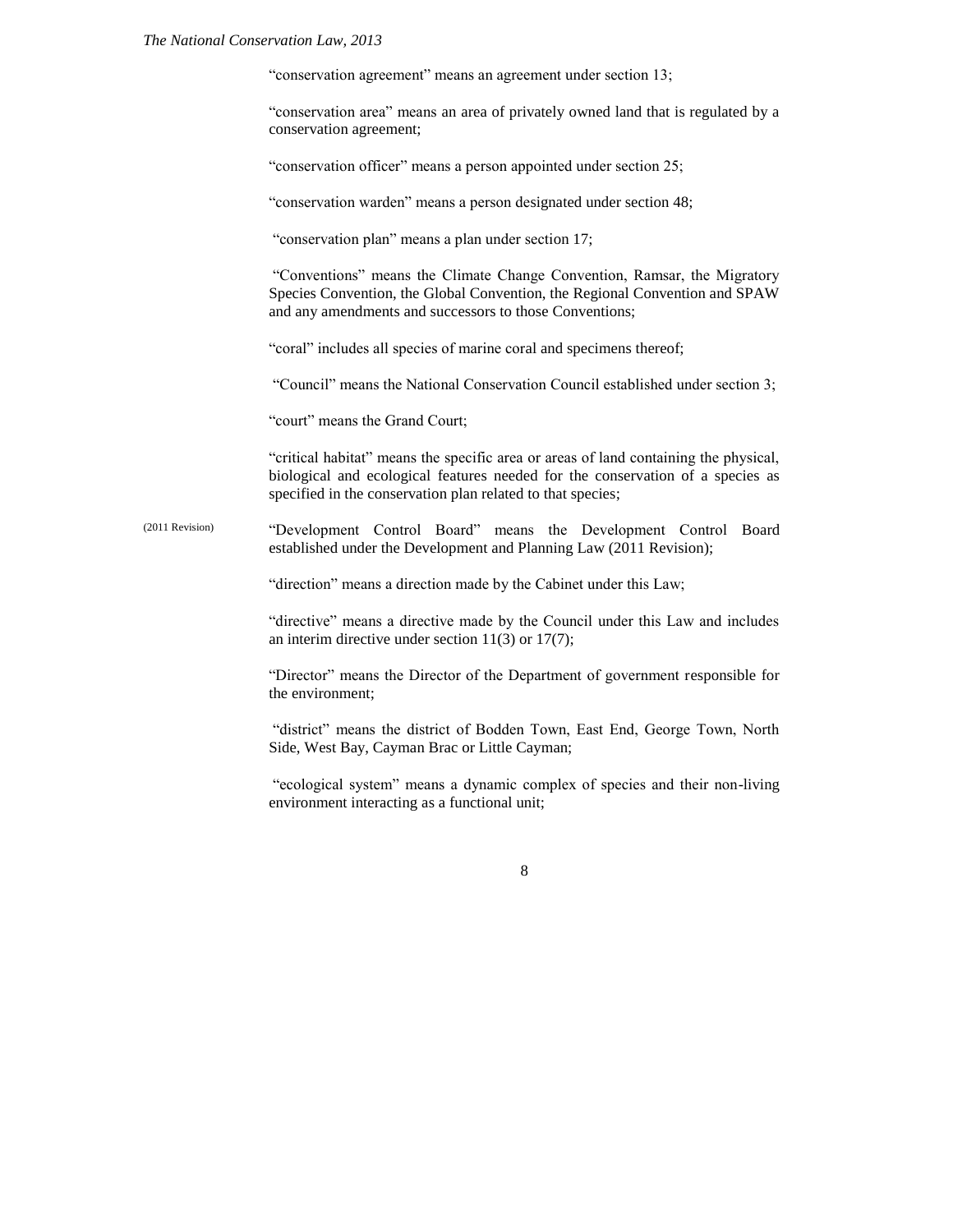"conservation agreement" means an agreement under section 13;

"conservation area" means an area of privately owned land that is regulated by a conservation agreement;

"conservation officer" means a person appointed under section 25;

"conservation warden" means a person designated under section 48;

"conservation plan" means a plan under section 17;

"Conventions" means the Climate Change Convention, Ramsar, the Migratory Species Convention, the Global Convention, the Regional Convention and SPAW and any amendments and successors to those Conventions;

"coral" includes all species of marine coral and specimens thereof;

"Council" means the National Conservation Council established under section 3;

"court" means the Grand Court;

"critical habitat" means the specific area or areas of land containing the physical, biological and ecological features needed for the conservation of a species as specified in the conservation plan related to that species;

(2011 Revision) "Development Control Board" means the Development Control Board established under the Development and Planning Law (2011 Revision);

"direction" means a direction made by the Cabinet under this Law;

"directive" means a directive made by the Council under this Law and includes an interim directive under section 11(3) or 17(7);

"Director" means the Director of the Department of government responsible for the environment;

"district" means the district of Bodden Town, East End, George Town, North Side, West Bay, Cayman Brac or Little Cayman;

"ecological system" means a dynamic complex of species and their non-living environment interacting as a functional unit;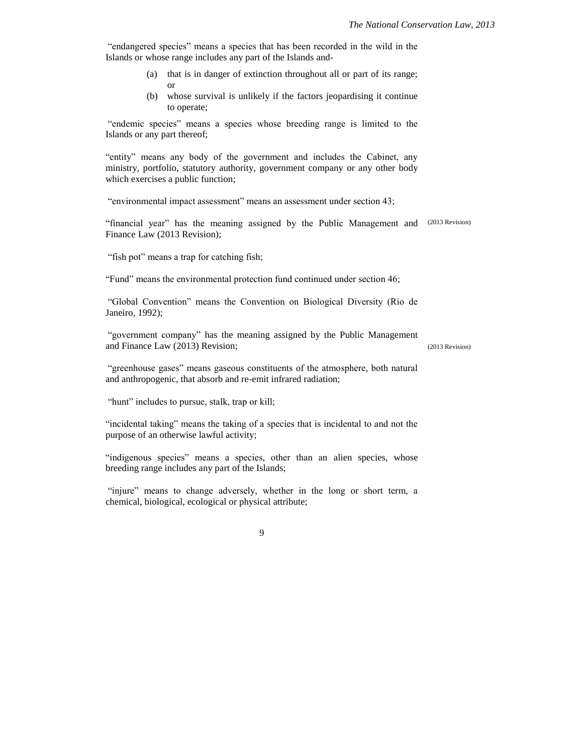"endangered species" means a species that has been recorded in the wild in the Islands or whose range includes any part of the Islands and-

(a) that is in danger of extinction throughout all or part of its range; or

(b) whose survival is unlikely if the factors jeopardising it continue to operate;

"endemic species" means a species whose breeding range is limited to the Islands or any part thereof;

"entity" means any body of the government and includes the Cabinet, any ministry, portfolio, statutory authority, government company or any other body which exercises a public function;

"environmental impact assessment" means an assessment under section 43;

"financial year" has the meaning assigned by the Public Management and Finance Law (2013 Revision); (2013 Revision)

"fish pot" means a trap for catching fish;

"Fund" means the environmental protection fund continued under section 46;

"Global Convention" means the Convention on Biological Diversity (Rio de Janeiro, 1992);

"government company" has the meaning assigned by the Public Management and Finance Law (2013) Revision; (2013 Revision)

"greenhouse gases" means gaseous constituents of the atmosphere, both natural and anthropogenic, that absorb and re-emit infrared radiation;

"hunt" includes to pursue, stalk, trap or kill;

"incidental taking" means the taking of a species that is incidental to and not the purpose of an otherwise lawful activity;

"indigenous species" means a species, other than an alien species, whose breeding range includes any part of the Islands;

"injure" means to change adversely, whether in the long or short term, a chemical, biological, ecological or physical attribute;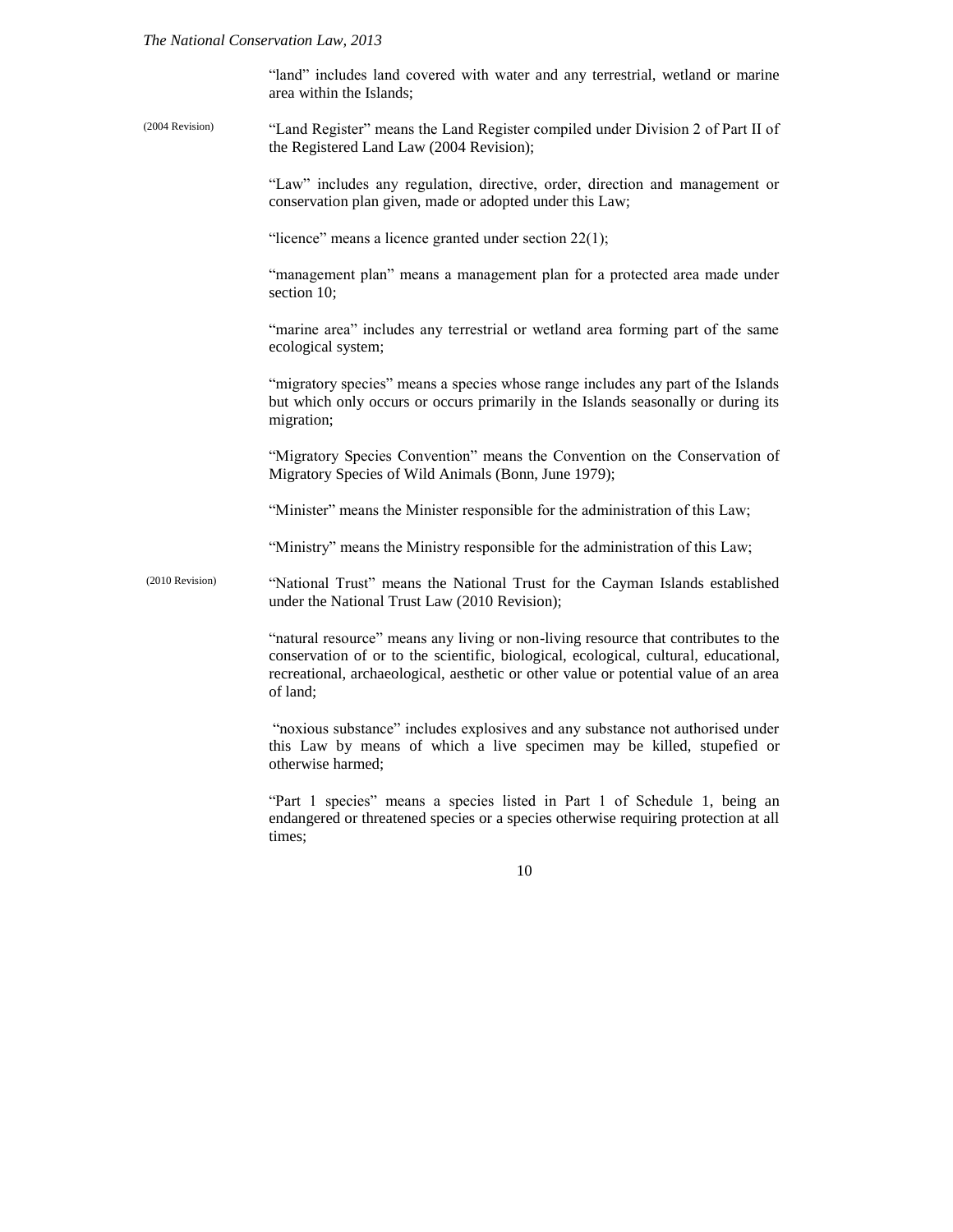"land" includes land covered with water and any terrestrial, wetland or marine area within the Islands;

(2004 Revision) "Land Register" means the Land Register compiled under Division 2 of Part II of the Registered Land Law (2004 Revision);

"Law" includes any regulation, directive, order, direction and management or conservation plan given, made or adopted under this Law;

"licence" means a licence granted under section 22(1);

"management plan" means a management plan for a protected area made under section 10;

"marine area" includes any terrestrial or wetland area forming part of the same ecological system;

"migratory species" means a species whose range includes any part of the Islands but which only occurs or occurs primarily in the Islands seasonally or during its migration;

"Migratory Species Convention" means the Convention on the Conservation of Migratory Species of Wild Animals (Bonn, June 1979);

"Minister" means the Minister responsible for the administration of this Law;

"Ministry" means the Ministry responsible for the administration of this Law;

(2010 Revision) "National Trust" means the National Trust for the Cayman Islands established under the National Trust Law (2010 Revision);

"natural resource" means any living or non-living resource that contributes to the conservation of or to the scientific, biological, ecological, cultural, educational, recreational, archaeological, aesthetic or other value or potential value of an area of land;

"noxious substance" includes explosives and any substance not authorised under this Law by means of which a live specimen may be killed, stupefied or otherwise harmed;

"Part 1 species" means a species listed in Part 1 of Schedule 1, being an endangered or threatened species or a species otherwise requiring protection at all times;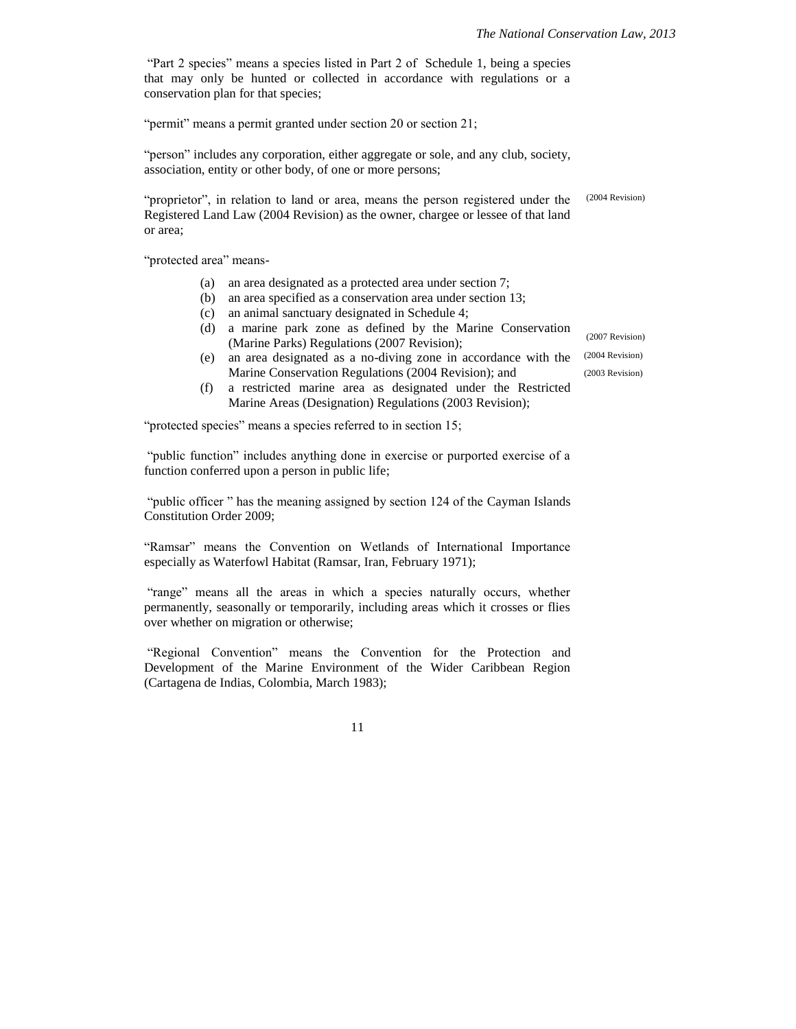"Part 2 species" means a species listed in Part 2 of Schedule 1, being a species that may only be hunted or collected in accordance with regulations or a conservation plan for that species;

"permit" means a permit granted under section 20 or section 21;

"person" includes any corporation, either aggregate or sole, and any club, society, association, entity or other body, of one or more persons;

"proprietor", in relation to land or area, means the person registered under the Registered Land Law (2004 Revision) as the owner, chargee or lessee of that land or area;

(2004 Revision)

"protected area" means-

(a) an area designated as a protected area under section 7;
(b) an area specified as a conservation area under section 13;
(c) an animal sanctuary designated in Schedule 4;
(d) a marine park zone as defined by the Marine Conservation (Marine Parks) Regulations (2007 Revision);
(e) an area designated as a no-diving zone in accordance with the Marine Conservation Regulations (2004 Revision); and
(f) a restricted marine area as designated under the Restricted Marine Areas (Designation) Regulations (2003 Revision);

(2007 Revision)
(2004 Revision)
(2003 Revision)

"protected species" means a species referred to in section 15;

"public function" includes anything done in exercise or purported exercise of a function conferred upon a person in public life;

"public officer " has the meaning assigned by section 124 of the Cayman Islands Constitution Order 2009;

"Ramsar" means the Convention on Wetlands of International Importance especially as Waterfowl Habitat (Ramsar, Iran, February 1971);

"range" means all the areas in which a species naturally occurs, whether permanently, seasonally or temporarily, including areas which it crosses or flies over whether on migration or otherwise;

"Regional Convention" means the Convention for the Protection and Development of the Marine Environment of the Wider Caribbean Region (Cartagena de Indias, Colombia, March 1983);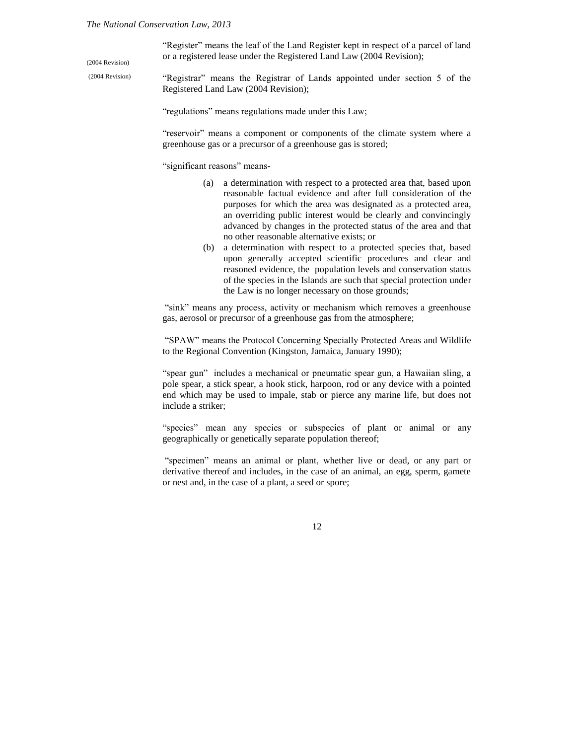"Register" means the leaf of the Land Register kept in respect of a parcel of land or a registered lease under the Registered Land Law (2004 Revision);

(2004 Revision)

(2004 Revision)

"Registrar" means the Registrar of Lands appointed under section 5 of the Registered Land Law (2004 Revision);

"regulations" means regulations made under this Law;

"reservoir" means a component or components of the climate system where a greenhouse gas or a precursor of a greenhouse gas is stored;

"significant reasons" means-

(a) a determination with respect to a protected area that, based upon reasonable factual evidence and after full consideration of the purposes for which the area was designated as a protected area, an overriding public interest would be clearly and convincingly advanced by changes in the protected status of the area and that no other reasonable alternative exists; or

(b) a determination with respect to a protected species that, based upon generally accepted scientific procedures and clear and reasoned evidence, the population levels and conservation status of the species in the Islands are such that special protection under the Law is no longer necessary on those grounds;

"sink" means any process, activity or mechanism which removes a greenhouse gas, aerosol or precursor of a greenhouse gas from the atmosphere;

"SPAW" means the Protocol Concerning Specially Protected Areas and Wildlife to the Regional Convention (Kingston, Jamaica, January 1990);

"spear gun" includes a mechanical or pneumatic spear gun, a Hawaiian sling, a pole spear, a stick spear, a hook stick, harpoon, rod or any device with a pointed end which may be used to impale, stab or pierce any marine life, but does not include a striker;

"species" mean any species or subspecies of plant or animal or any geographically or genetically separate population thereof;

"specimen" means an animal or plant, whether live or dead, or any part or derivative thereof and includes, in the case of an animal, an egg, sperm, gamete or nest and, in the case of a plant, a seed or spore;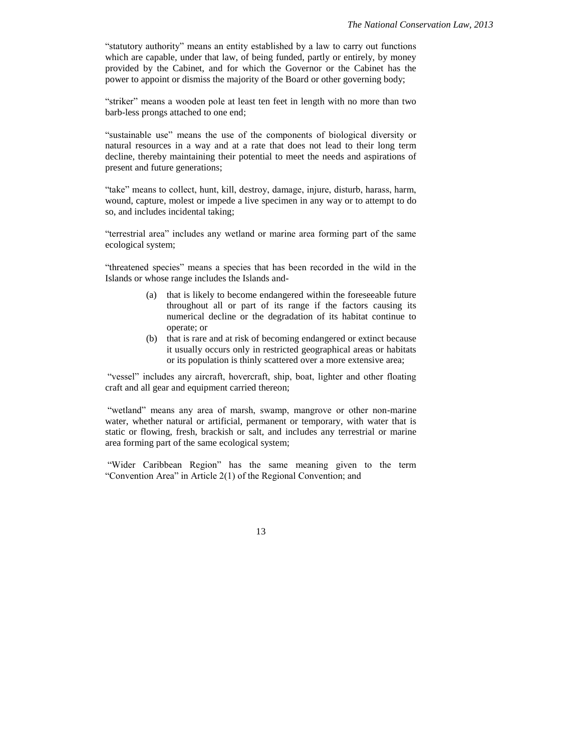"statutory authority" means an entity established by a law to carry out functions which are capable, under that law, of being funded, partly or entirely, by money provided by the Cabinet, and for which the Governor or the Cabinet has the power to appoint or dismiss the majority of the Board or other governing body;

"striker" means a wooden pole at least ten feet in length with no more than two barb-less prongs attached to one end;

"sustainable use" means the use of the components of biological diversity or natural resources in a way and at a rate that does not lead to their long term decline, thereby maintaining their potential to meet the needs and aspirations of present and future generations;

"take" means to collect, hunt, kill, destroy, damage, injure, disturb, harass, harm, wound, capture, molest or impede a live specimen in any way or to attempt to do so, and includes incidental taking;

"terrestrial area" includes any wetland or marine area forming part of the same ecological system;

"threatened species" means a species that has been recorded in the wild in the Islands or whose range includes the Islands and-

(a) that is likely to become endangered within the foreseeable future throughout all or part of its range if the factors causing its numerical decline or the degradation of its habitat continue to operate; or

(b) that is rare and at risk of becoming endangered or extinct because it usually occurs only in restricted geographical areas or habitats or its population is thinly scattered over a more extensive area;

"vessel" includes any aircraft, hovercraft, ship, boat, lighter and other floating craft and all gear and equipment carried thereon;

"wetland" means any area of marsh, swamp, mangrove or other non-marine water, whether natural or artificial, permanent or temporary, with water that is static or flowing, fresh, brackish or salt, and includes any terrestrial or marine area forming part of the same ecological system;

"Wider Caribbean Region" has the same meaning given to the term "Convention Area" in Article 2(1) of the Regional Convention; and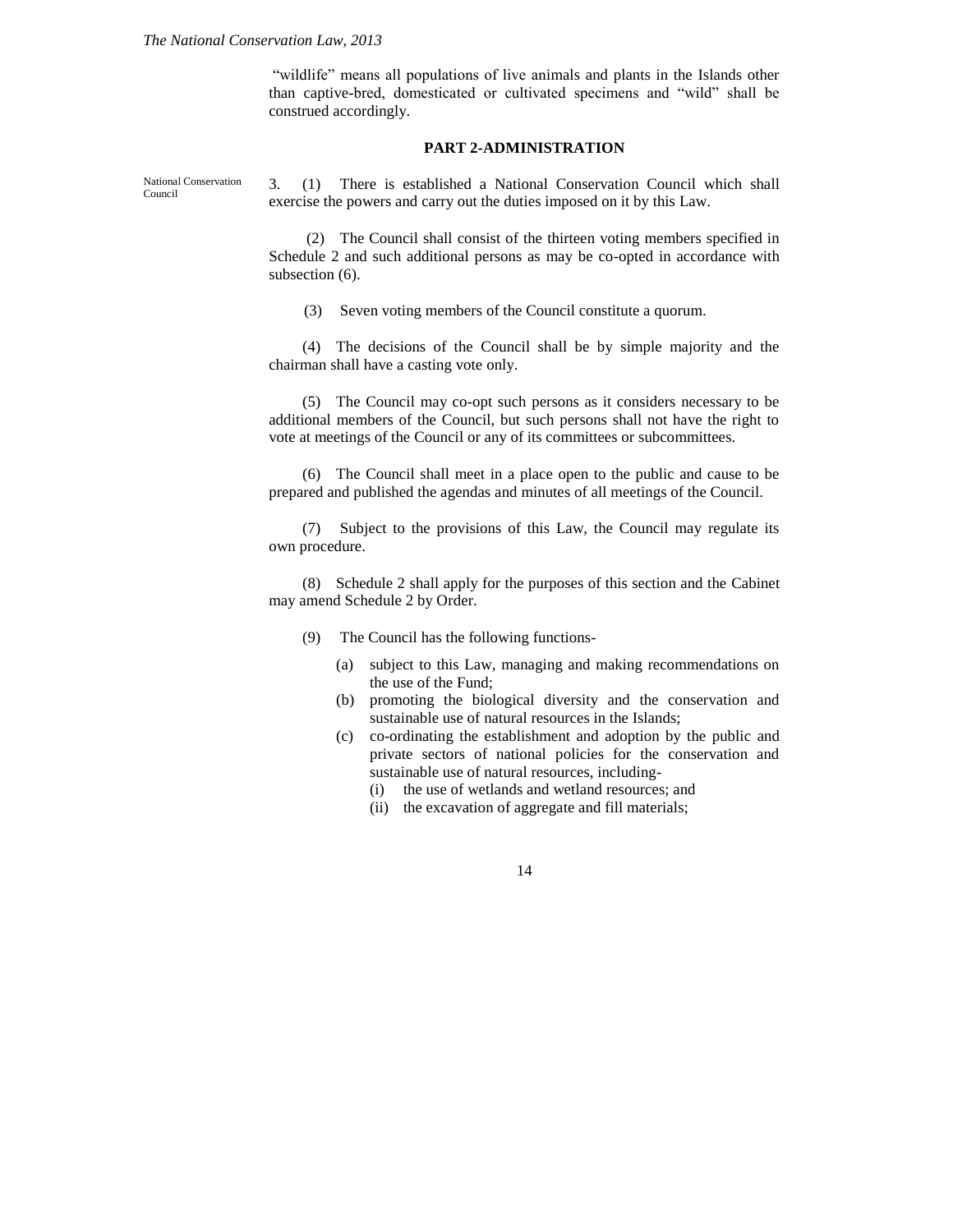"wildlife" means all populations of live animals and plants in the Islands other than captive-bred, domesticated or cultivated specimens and "wild" shall be construed accordingly.

## PART 2-ADMINISTRATION

National Conservation Council

3. (1) There is established a National Conservation Council which shall exercise the powers and carry out the duties imposed on it by this Law.

(2) The Council shall consist of the thirteen voting members specified in Schedule 2 and such additional persons as may be co-opted in accordance with subsection (6).

(3) Seven voting members of the Council constitute a quorum.

(4) The decisions of the Council shall be by simple majority and the chairman shall have a casting vote only.

(5) The Council may co-opt such persons as it considers necessary to be additional members of the Council, but such persons shall not have the right to vote at meetings of the Council or any of its committees or subcommittees.

(6) The Council shall meet in a place open to the public and cause to be prepared and published the agendas and minutes of all meetings of the Council.

(7) Subject to the provisions of this Law, the Council may regulate its own procedure.

(8) Schedule 2 shall apply for the purposes of this section and the Cabinet may amend Schedule 2 by Order.

(9) The Council has the following functions-

- (a) subject to this Law, managing and making recommendations on the use of the Fund;
- (b) promoting the biological diversity and the conservation and sustainable use of natural resources in the Islands;
- (c) co-ordinating the establishment and adoption by the public and private sectors of national policies for the conservation and sustainable use of natural resources, including-
  - (i) the use of wetlands and wetland resources; and
  - (ii) the excavation of aggregate and fill materials;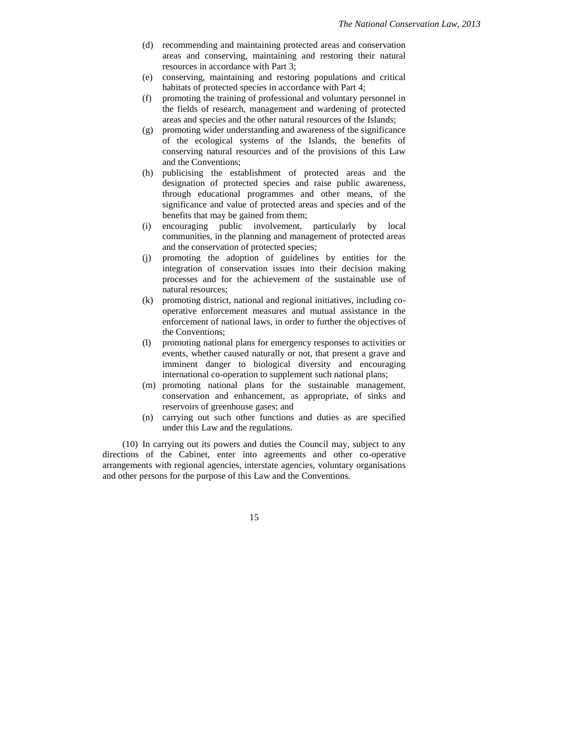(d) recommending and maintaining protected areas and conservation areas and conserving, maintaining and restoring their natural resources in accordance with Part 3;

(e) conserving, maintaining and restoring populations and critical habitats of protected species in accordance with Part 4;

(f) promoting the training of professional and voluntary personnel in the fields of research, management and wardening of protected areas and species and the other natural resources of the Islands;

(g) promoting wider understanding and awareness of the significance of the ecological systems of the Islands, the benefits of conserving natural resources and of the provisions of this Law and the Conventions;

(h) publicising the establishment of protected areas and the designation of protected species and raise public awareness, through educational programmes and other means, of the significance and value of protected areas and species and of the benefits that may be gained from them;

(i) encouraging public involvement, particularly by local communities, in the planning and management of protected areas and the conservation of protected species;

(j) promoting the adoption of guidelines by entities for the integration of conservation issues into their decision making processes and for the achievement of the sustainable use of natural resources;

(k) promoting district, national and regional initiatives, including co-operative enforcement measures and mutual assistance in the enforcement of national laws, in order to further the objectives of the Conventions;

(l) promoting national plans for emergency responses to activities or events, whether caused naturally or not, that present a grave and imminent danger to biological diversity and encouraging international co-operation to supplement such national plans;

(m) promoting national plans for the sustainable management, conservation and enhancement, as appropriate, of sinks and reservoirs of greenhouse gases; and

(n) carrying out such other functions and duties as are specified under this Law and the regulations.

(10) In carrying out its powers and duties the Council may, subject to any directions of the Cabinet, enter into agreements and other co-operative arrangements with regional agencies, interstate agencies, voluntary organisations and other persons for the purpose of this Law and the Conventions.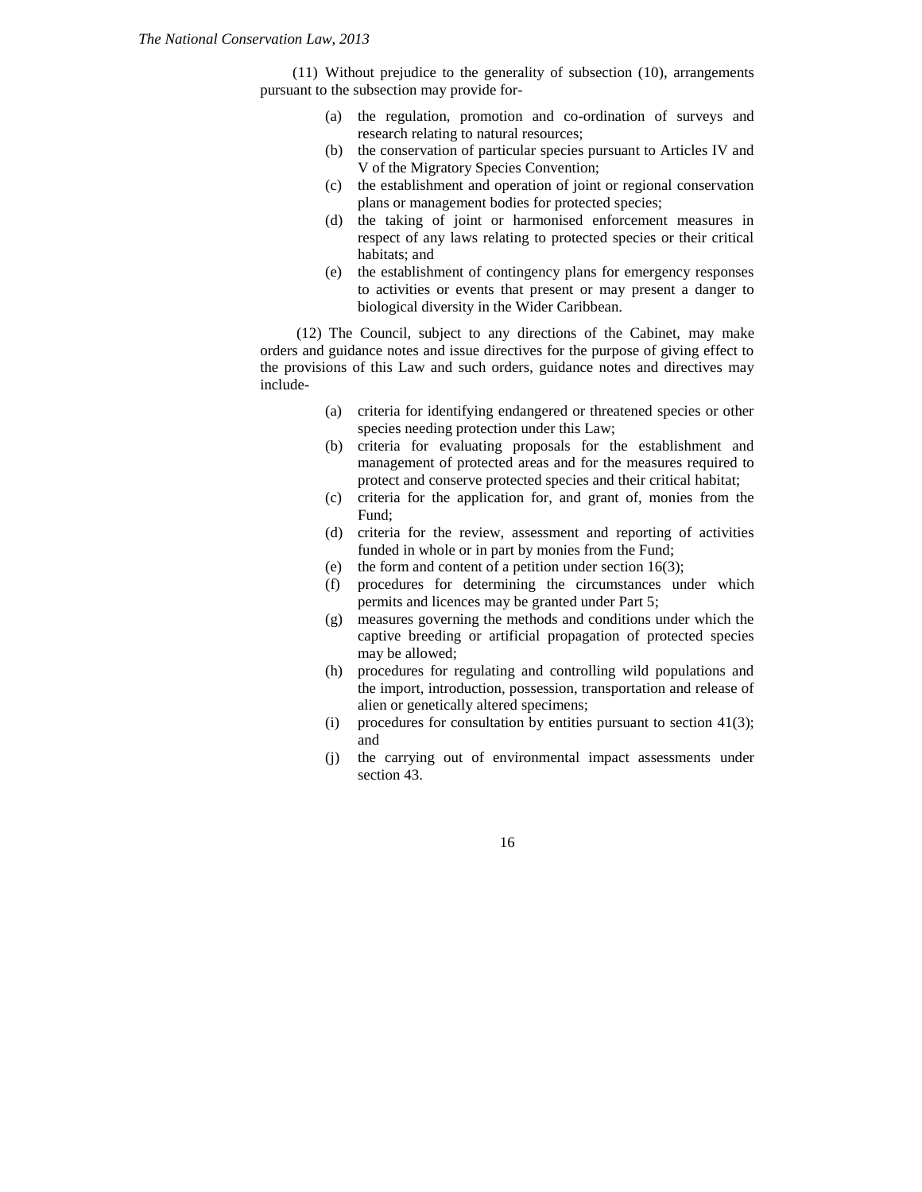(11) Without prejudice to the generality of subsection (10), arrangements pursuant to the subsection may provide for-

(a) the regulation, promotion and co-ordination of surveys and research relating to natural resources;

(b) the conservation of particular species pursuant to Articles IV and V of the Migratory Species Convention;

(c) the establishment and operation of joint or regional conservation plans or management bodies for protected species;

(d) the taking of joint or harmonised enforcement measures in respect of any laws relating to protected species or their critical habitats; and

(e) the establishment of contingency plans for emergency responses to activities or events that present or may present a danger to biological diversity in the Wider Caribbean.

(12) The Council, subject to any directions of the Cabinet, may make orders and guidance notes and issue directives for the purpose of giving effect to the provisions of this Law and such orders, guidance notes and directives may include-

(a) criteria for identifying endangered or threatened species or other species needing protection under this Law;

(b) criteria for evaluating proposals for the establishment and management of protected areas and for the measures required to protect and conserve protected species and their critical habitat;

(c) criteria for the application for, and grant of, monies from the Fund;

(d) criteria for the review, assessment and reporting of activities funded in whole or in part by monies from the Fund;

(e) the form and content of a petition under section 16(3);

(f) procedures for determining the circumstances under which permits and licences may be granted under Part 5;

(g) measures governing the methods and conditions under which the captive breeding or artificial propagation of protected species may be allowed;

(h) procedures for regulating and controlling wild populations and the import, introduction, possession, transportation and release of alien or genetically altered specimens;

(i) procedures for consultation by entities pursuant to section 41(3); and

(j) the carrying out of environmental impact assessments under section 43.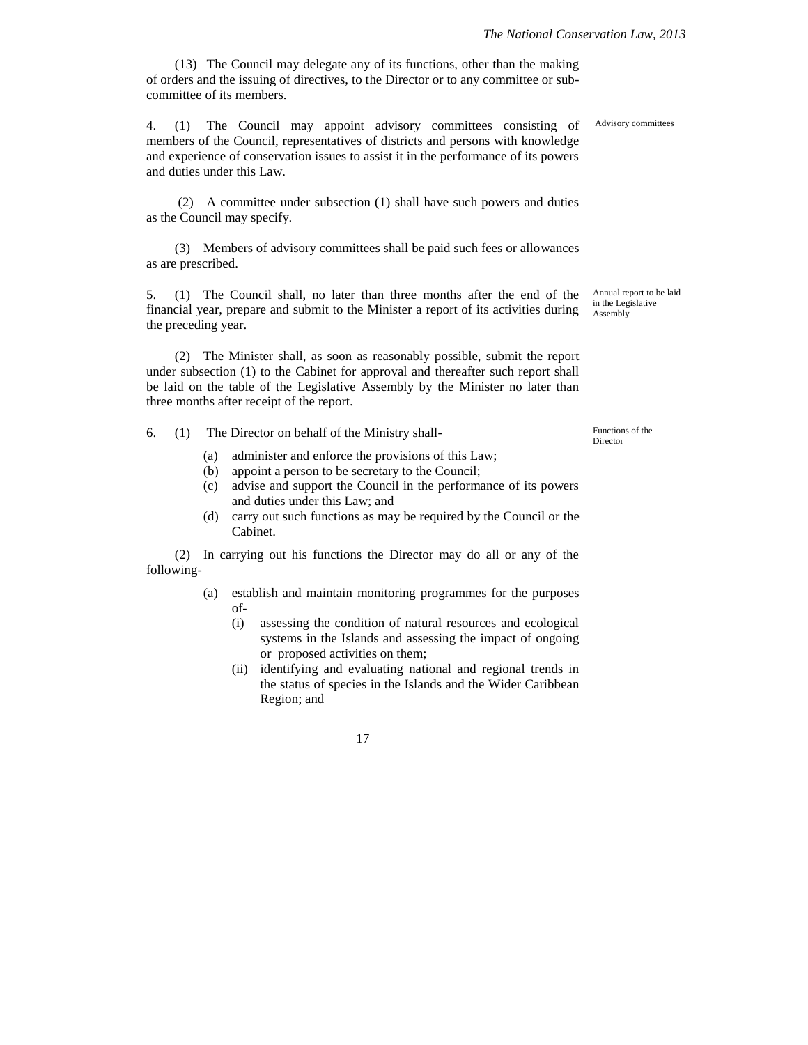(13) The Council may delegate any of its functions, other than the making of orders and the issuing of directives, to the Director or to any committee or sub-committee of its members.

Advisory committees

4. (1) The Council may appoint advisory committees consisting of members of the Council, representatives of districts and persons with knowledge and experience of conservation issues to assist it in the performance of its powers and duties under this Law.

(2) A committee under subsection (1) shall have such powers and duties as the Council may specify.

(3) Members of advisory committees shall be paid such fees or allowances as are prescribed.

Annual report to be laid in the Legislative Assembly

5. (1) The Council shall, no later than three months after the end of the financial year, prepare and submit to the Minister a report of its activities during the preceding year.

(2) The Minister shall, as soon as reasonably possible, submit the report under subsection (1) to the Cabinet for approval and thereafter such report shall be laid on the table of the Legislative Assembly by the Minister no later than three months after receipt of the report.

Functions of the Director

6. (1) The Director on behalf of the Ministry shall-

- (a) administer and enforce the provisions of this Law;
- (b) appoint a person to be secretary to the Council;
- (c) advise and support the Council in the performance of its powers and duties under this Law; and
- (d) carry out such functions as may be required by the Council or the Cabinet.

(2) In carrying out his functions the Director may do all or any of the following-

- (a) establish and maintain monitoring programmes for the purposes of-
  - (i) assessing the condition of natural resources and ecological systems in the Islands and assessing the impact of ongoing or proposed activities on them;
  - (ii) identifying and evaluating national and regional trends in the status of species in the Islands and the Wider Caribbean Region; and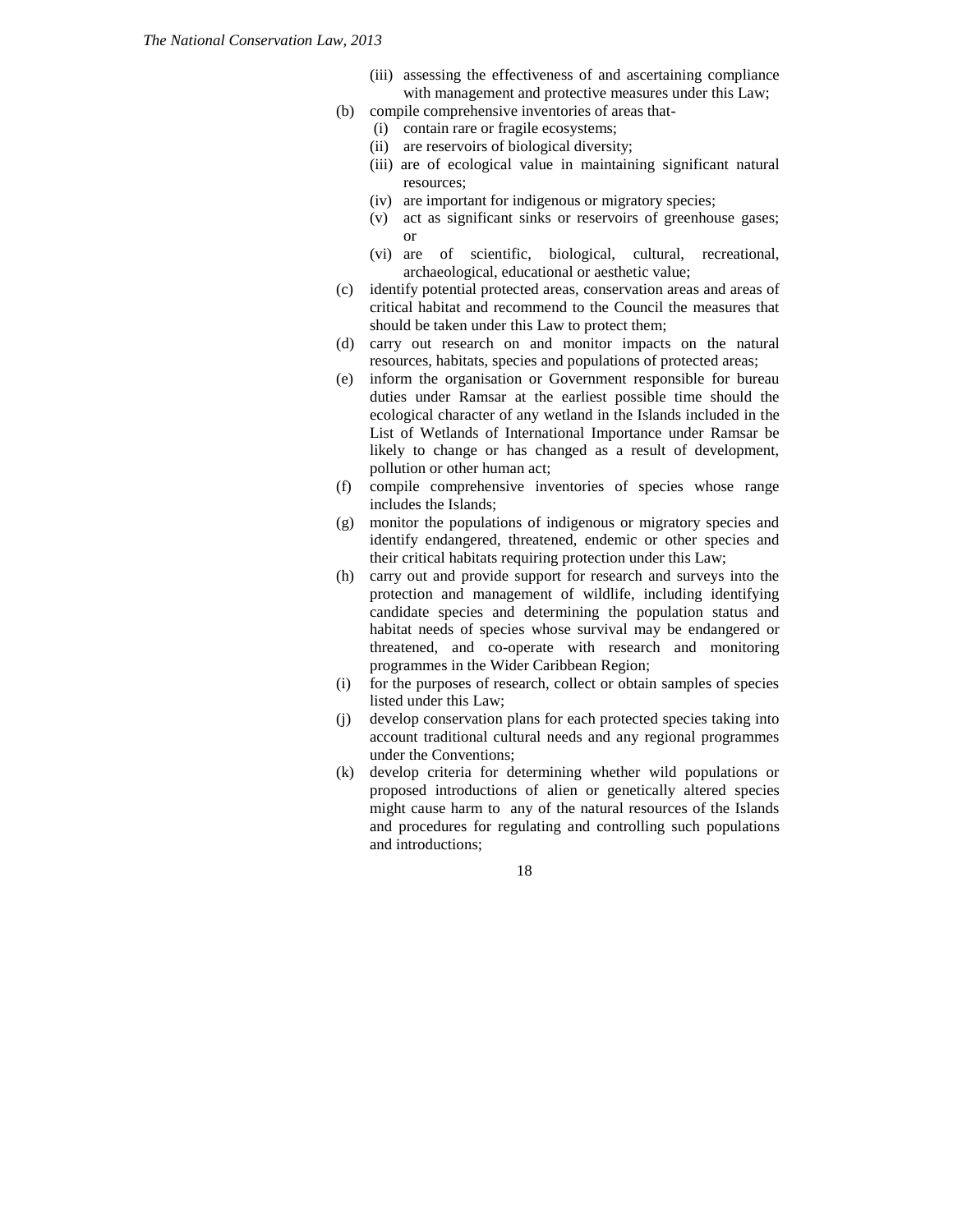(iii) assessing the effectiveness of and ascertaining compliance with management and protective measures under this Law;

(b) compile comprehensive inventories of areas that-
   (i) contain rare or fragile ecosystems;
   (ii) are reservoirs of biological diversity;
   (iii) are of ecological value in maintaining significant natural resources;
   (iv) are important for indigenous or migratory species;
   (v) act as significant sinks or reservoirs of greenhouse gases; or
   (vi) are of scientific, biological, cultural, recreational, archaeological, educational or aesthetic value;

(c) identify potential protected areas, conservation areas and areas of critical habitat and recommend to the Council the measures that should be taken under this Law to protect them;

(d) carry out research on and monitor impacts on the natural resources, habitats, species and populations of protected areas;

(e) inform the organisation or Government responsible for bureau duties under Ramsar at the earliest possible time should the ecological character of any wetland in the Islands included in the List of Wetlands of International Importance under Ramsar be likely to change or has changed as a result of development, pollution or other human act;

(f) compile comprehensive inventories of species whose range includes the Islands;

(g) monitor the populations of indigenous or migratory species and identify endangered, threatened, endemic or other species and their critical habitats requiring protection under this Law;

(h) carry out and provide support for research and surveys into the protection and management of wildlife, including identifying candidate species and determining the population status and habitat needs of species whose survival may be endangered or threatened, and co-operate with research and monitoring programmes in the Wider Caribbean Region;

(i) for the purposes of research, collect or obtain samples of species listed under this Law;

(j) develop conservation plans for each protected species taking into account traditional cultural needs and any regional programmes under the Conventions;

(k) develop criteria for determining whether wild populations or proposed introductions of alien or genetically altered species might cause harm to any of the natural resources of the Islands and procedures for regulating and controlling such populations and introductions;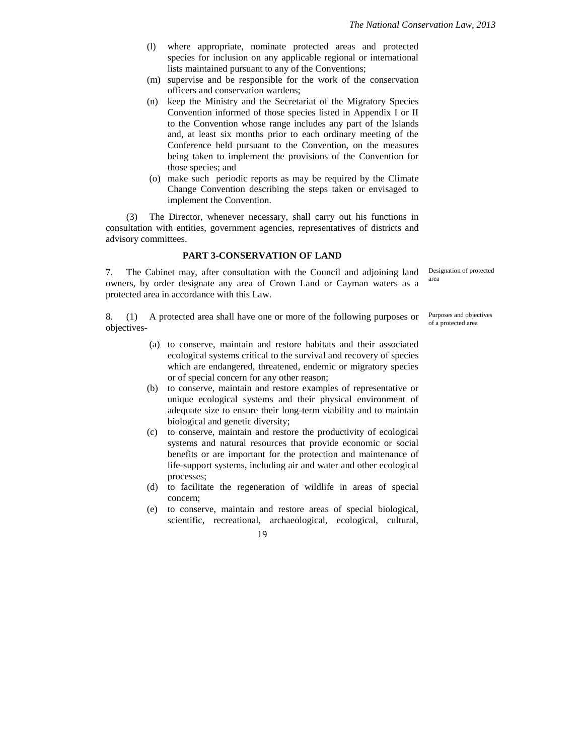(l) where appropriate, nominate protected areas and protected species for inclusion on any applicable regional or international lists maintained pursuant to any of the Conventions;

(m) supervise and be responsible for the work of the conservation officers and conservation wardens;

(n) keep the Ministry and the Secretariat of the Migratory Species Convention informed of those species listed in Appendix I or II to the Convention whose range includes any part of the Islands and, at least six months prior to each ordinary meeting of the Conference held pursuant to the Convention, on the measures being taken to implement the provisions of the Convention for those species; and

(o) make such periodic reports as may be required by the Climate Change Convention describing the steps taken or envisaged to implement the Convention.

(3) The Director, whenever necessary, shall carry out his functions in consultation with entities, government agencies, representatives of districts and advisory committees.

## PART 3-CONSERVATION OF LAND

*Designation of protected area*

7. The Cabinet may, after consultation with the Council and adjoining land owners, by order designate any area of Crown Land or Cayman waters as a protected area in accordance with this Law.

*Purposes and objectives of a protected area*

8. (1) A protected area shall have one or more of the following purposes or objectives-

(a) to conserve, maintain and restore habitats and their associated ecological systems critical to the survival and recovery of species which are endangered, threatened, endemic or migratory species or of special concern for any other reason;

(b) to conserve, maintain and restore examples of representative or unique ecological systems and their physical environment of adequate size to ensure their long-term viability and to maintain biological and genetic diversity;

(c) to conserve, maintain and restore the productivity of ecological systems and natural resources that provide economic or social benefits or are important for the protection and maintenance of life-support systems, including air and water and other ecological processes;

(d) to facilitate the regeneration of wildlife in areas of special concern;

(e) to conserve, maintain and restore areas of special biological, scientific, recreational, archaeological, ecological, cultural,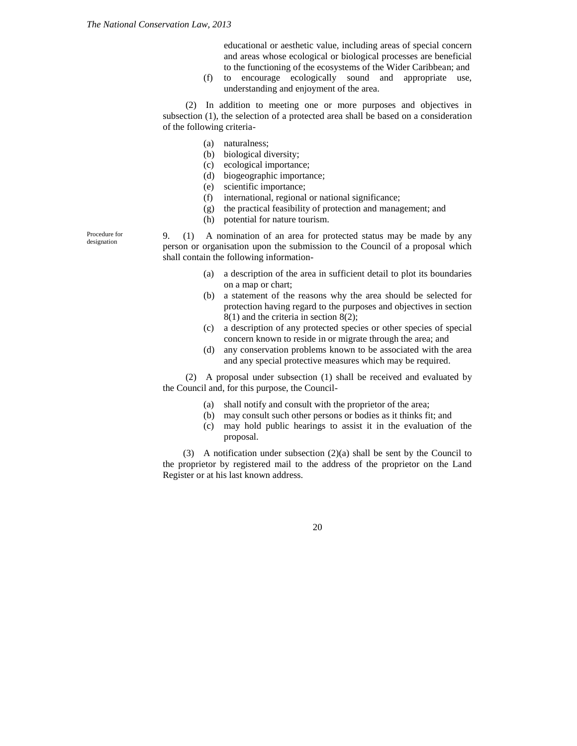educational or aesthetic value, including areas of special concern and areas whose ecological or biological processes are beneficial to the functioning of the ecosystems of the Wider Caribbean; and

(f) to encourage ecologically sound and appropriate use, understanding and enjoyment of the area.

(2) In addition to meeting one or more purposes and objectives in subsection (1), the selection of a protected area shall be based on a consideration of the following criteria-

(a) naturalness;
(b) biological diversity;
(c) ecological importance;
(d) biogeographic importance;
(e) scientific importance;
(f) international, regional or national significance;
(g) the practical feasibility of protection and management; and
(h) potential for nature tourism.

Procedure for designation

9. (1) A nomination of an area for protected status may be made by any person or organisation upon the submission to the Council of a proposal which shall contain the following information-

(a) a description of the area in sufficient detail to plot its boundaries on a map or chart;
(b) a statement of the reasons why the area should be selected for protection having regard to the purposes and objectives in section 8(1) and the criteria in section 8(2);
(c) a description of any protected species or other species of special concern known to reside in or migrate through the area; and
(d) any conservation problems known to be associated with the area and any special protective measures which may be required.

(2) A proposal under subsection (1) shall be received and evaluated by the Council and, for this purpose, the Council-

(a) shall notify and consult with the proprietor of the area;
(b) may consult such other persons or bodies as it thinks fit; and
(c) may hold public hearings to assist it in the evaluation of the proposal.

(3) A notification under subsection (2)(a) shall be sent by the Council to the proprietor by registered mail to the address of the proprietor on the Land Register or at his last known address.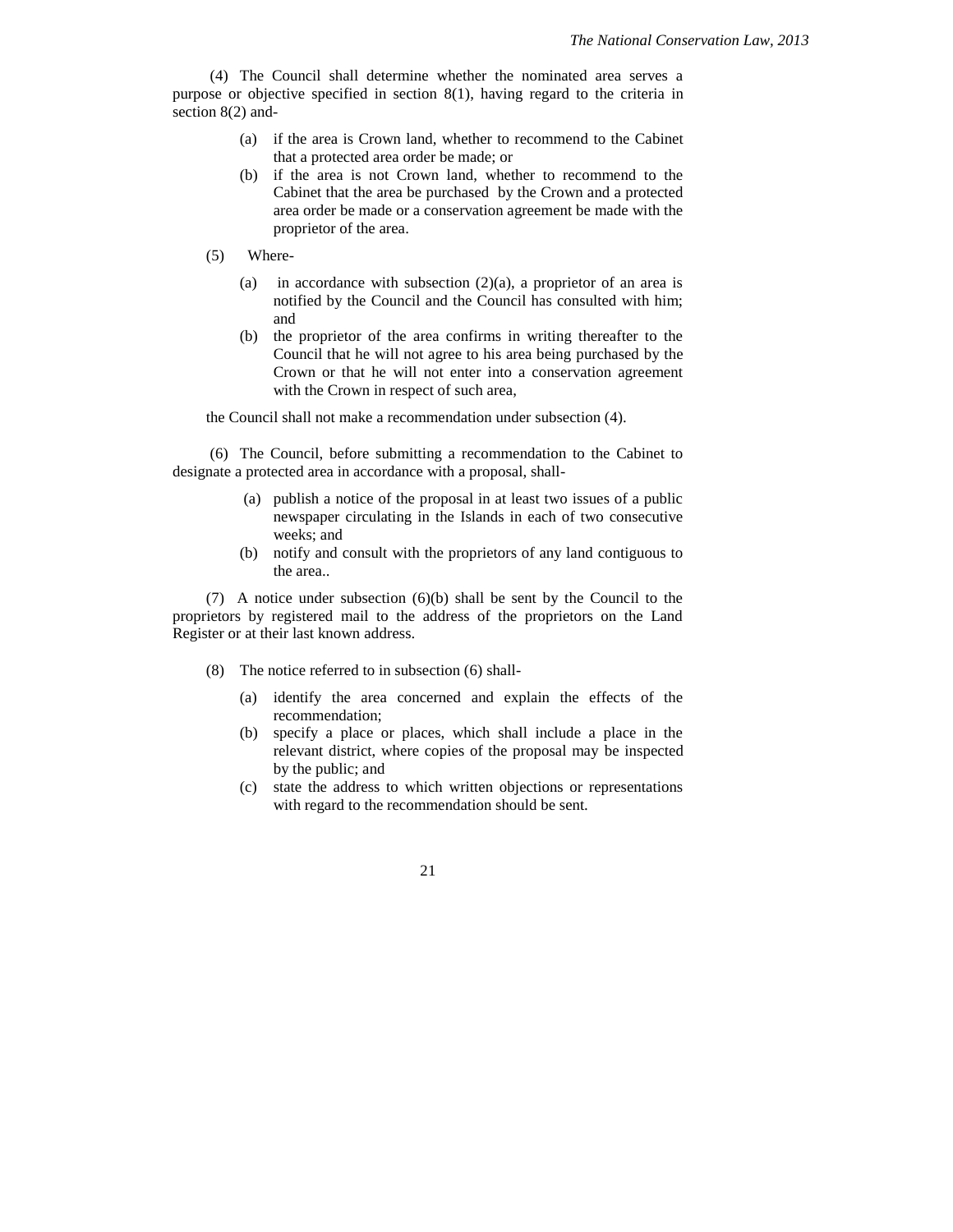(4) The Council shall determine whether the nominated area serves a purpose or objective specified in section 8(1), having regard to the criteria in section 8(2) and-

(a) if the area is Crown land, whether to recommend to the Cabinet that a protected area order be made; or

(b) if the area is not Crown land, whether to recommend to the Cabinet that the area be purchased by the Crown and a protected area order be made or a conservation agreement be made with the proprietor of the area.

(5) Where-

(a) in accordance with subsection (2)(a), a proprietor of an area is notified by the Council and the Council has consulted with him; and

(b) the proprietor of the area confirms in writing thereafter to the Council that he will not agree to his area being purchased by the Crown or that he will not enter into a conservation agreement with the Crown in respect of such area,

the Council shall not make a recommendation under subsection (4).

(6) The Council, before submitting a recommendation to the Cabinet to designate a protected area in accordance with a proposal, shall-

(a) publish a notice of the proposal in at least two issues of a public newspaper circulating in the Islands in each of two consecutive weeks; and

(b) notify and consult with the proprietors of any land contiguous to the area..

(7) A notice under subsection (6)(b) shall be sent by the Council to the proprietors by registered mail to the address of the proprietors on the Land Register or at their last known address.

(8) The notice referred to in subsection (6) shall-

(a) identify the area concerned and explain the effects of the recommendation;

(b) specify a place or places, which shall include a place in the relevant district, where copies of the proposal may be inspected by the public; and

(c) state the address to which written objections or representations with regard to the recommendation should be sent.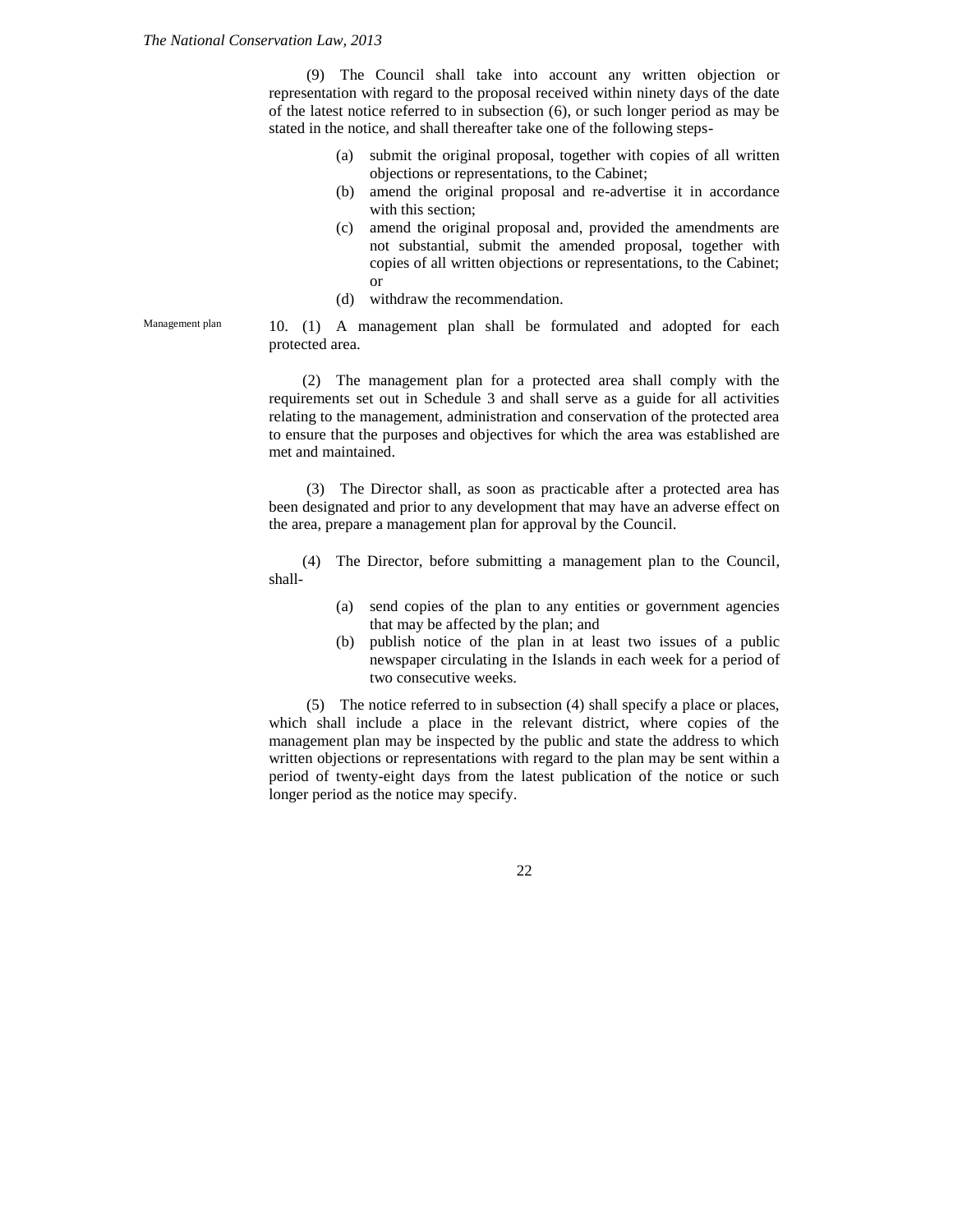(9) The Council shall take into account any written objection or representation with regard to the proposal received within ninety days of the date of the latest notice referred to in subsection (6), or such longer period as may be stated in the notice, and shall thereafter take one of the following steps-

(a) submit the original proposal, together with copies of all written objections or representations, to the Cabinet;

(b) amend the original proposal and re-advertise it in accordance with this section;

(c) amend the original proposal and, provided the amendments are not substantial, submit the amended proposal, together with copies of all written objections or representations, to the Cabinet; or

(d) withdraw the recommendation.

Management plan

10. (1) A management plan shall be formulated and adopted for each protected area.

(2) The management plan for a protected area shall comply with the requirements set out in Schedule 3 and shall serve as a guide for all activities relating to the management, administration and conservation of the protected area to ensure that the purposes and objectives for which the area was established are met and maintained.

(3) The Director shall, as soon as practicable after a protected area has been designated and prior to any development that may have an adverse effect on the area, prepare a management plan for approval by the Council.

(4) The Director, before submitting a management plan to the Council, shall-

(a) send copies of the plan to any entities or government agencies that may be affected by the plan; and

(b) publish notice of the plan in at least two issues of a public newspaper circulating in the Islands in each week for a period of two consecutive weeks.

(5) The notice referred to in subsection (4) shall specify a place or places, which shall include a place in the relevant district, where copies of the management plan may be inspected by the public and state the address to which written objections or representations with regard to the plan may be sent within a period of twenty-eight days from the latest publication of the notice or such longer period as the notice may specify.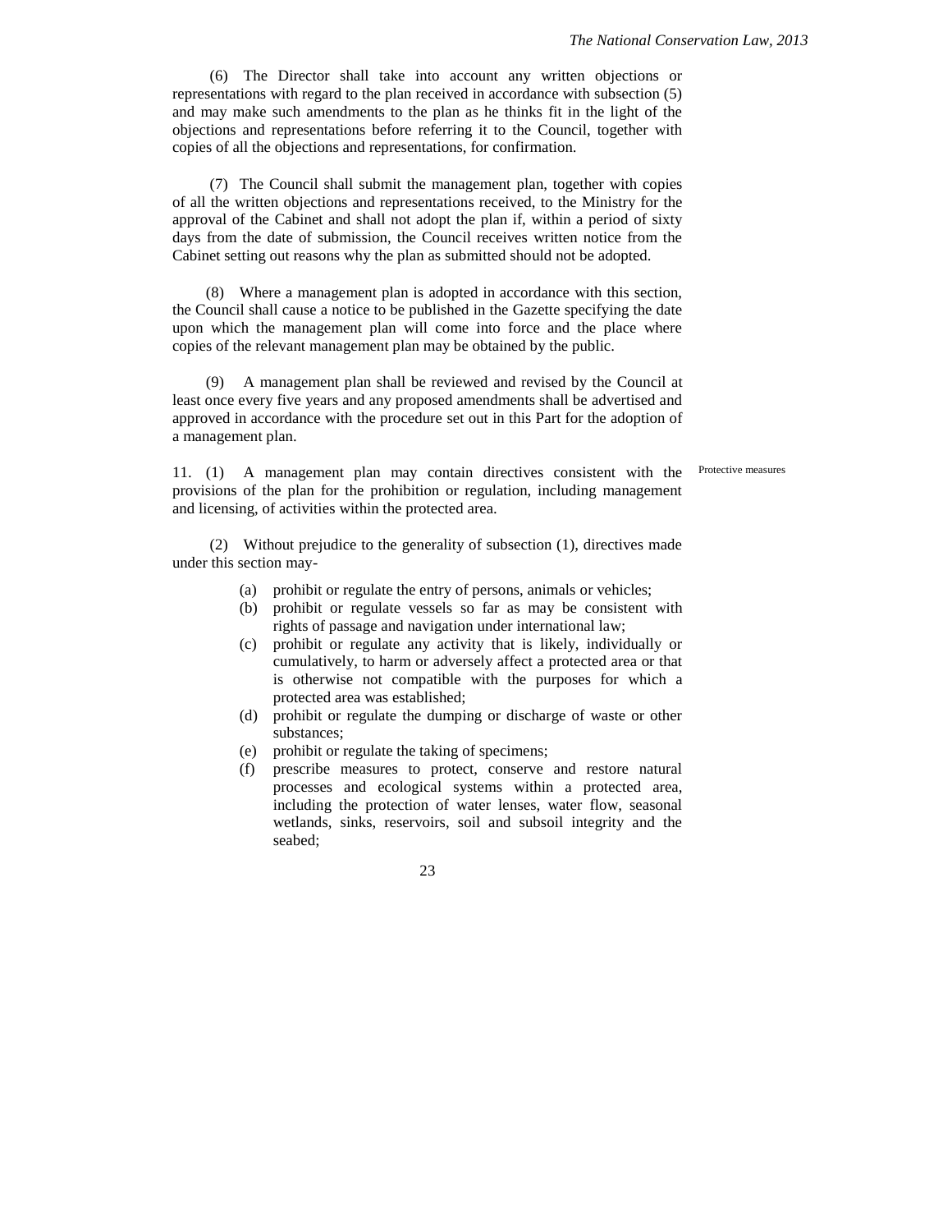(6) The Director shall take into account any written objections or representations with regard to the plan received in accordance with subsection (5) and may make such amendments to the plan as he thinks fit in the light of the objections and representations before referring it to the Council, together with copies of all the objections and representations, for confirmation.

(7) The Council shall submit the management plan, together with copies of all the written objections and representations received, to the Ministry for the approval of the Cabinet and shall not adopt the plan if, within a period of sixty days from the date of submission, the Council receives written notice from the Cabinet setting out reasons why the plan as submitted should not be adopted.

(8) Where a management plan is adopted in accordance with this section, the Council shall cause a notice to be published in the Gazette specifying the date upon which the management plan will come into force and the place where copies of the relevant management plan may be obtained by the public.

(9) A management plan shall be reviewed and revised by the Council at least once every five years and any proposed amendments shall be advertised and approved in accordance with the procedure set out in this Part for the adoption of a management plan.

Protective measures

11. (1) A management plan may contain directives consistent with the provisions of the plan for the prohibition or regulation, including management and licensing, of activities within the protected area.

(2) Without prejudice to the generality of subsection (1), directives made under this section may-

- (a) prohibit or regulate the entry of persons, animals or vehicles;
- (b) prohibit or regulate vessels so far as may be consistent with rights of passage and navigation under international law;
- (c) prohibit or regulate any activity that is likely, individually or cumulatively, to harm or adversely affect a protected area or that is otherwise not compatible with the purposes for which a protected area was established;
- (d) prohibit or regulate the dumping or discharge of waste or other substances;
- (e) prohibit or regulate the taking of specimens;
- (f) prescribe measures to protect, conserve and restore natural processes and ecological systems within a protected area, including the protection of water lenses, water flow, seasonal wetlands, sinks, reservoirs, soil and subsoil integrity and the seabed;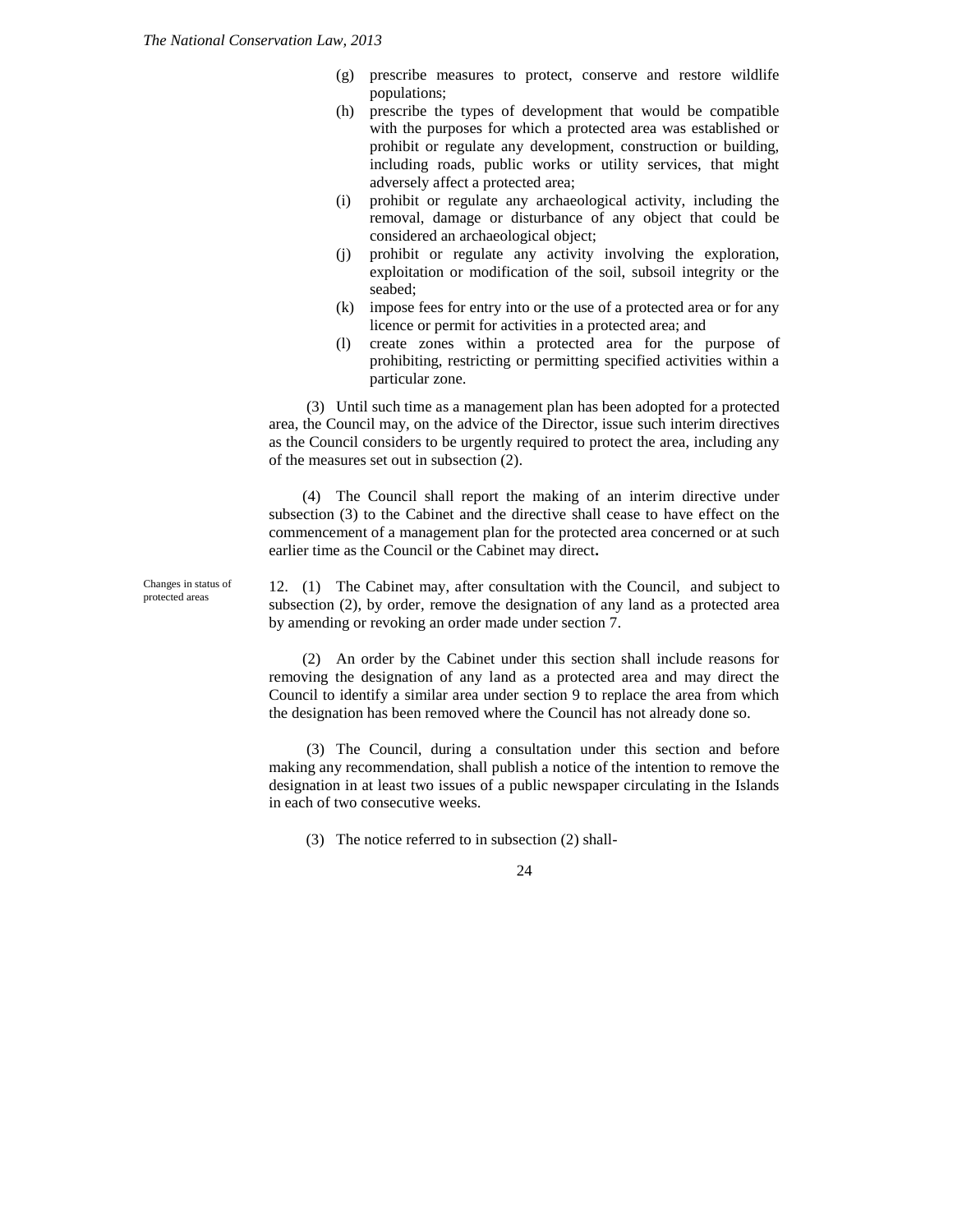(g) prescribe measures to protect, conserve and restore wildlife populations;

(h) prescribe the types of development that would be compatible with the purposes for which a protected area was established or prohibit or regulate any development, construction or building, including roads, public works or utility services, that might adversely affect a protected area;

(i) prohibit or regulate any archaeological activity, including the removal, damage or disturbance of any object that could be considered an archaeological object;

(j) prohibit or regulate any activity involving the exploration, exploitation or modification of the soil, subsoil integrity or the seabed;

(k) impose fees for entry into or the use of a protected area or for any licence or permit for activities in a protected area; and

(l) create zones within a protected area for the purpose of prohibiting, restricting or permitting specified activities within a particular zone.

(3) Until such time as a management plan has been adopted for a protected area, the Council may, on the advice of the Director, issue such interim directives as the Council considers to be urgently required to protect the area, including any of the measures set out in subsection (2).

(4) The Council shall report the making of an interim directive under subsection (3) to the Cabinet and the directive shall cease to have effect on the commencement of a management plan for the protected area concerned or at such earlier time as the Council or the Cabinet may direct**.**

Changes in status of protected areas

12. (1) The Cabinet may, after consultation with the Council, and subject to subsection (2), by order, remove the designation of any land as a protected area by amending or revoking an order made under section 7.

(2) An order by the Cabinet under this section shall include reasons for removing the designation of any land as a protected area and may direct the Council to identify a similar area under section 9 to replace the area from which the designation has been removed where the Council has not already done so.

(3) The Council, during a consultation under this section and before making any recommendation, shall publish a notice of the intention to remove the designation in at least two issues of a public newspaper circulating in the Islands in each of two consecutive weeks.

(3) The notice referred to in subsection (2) shall-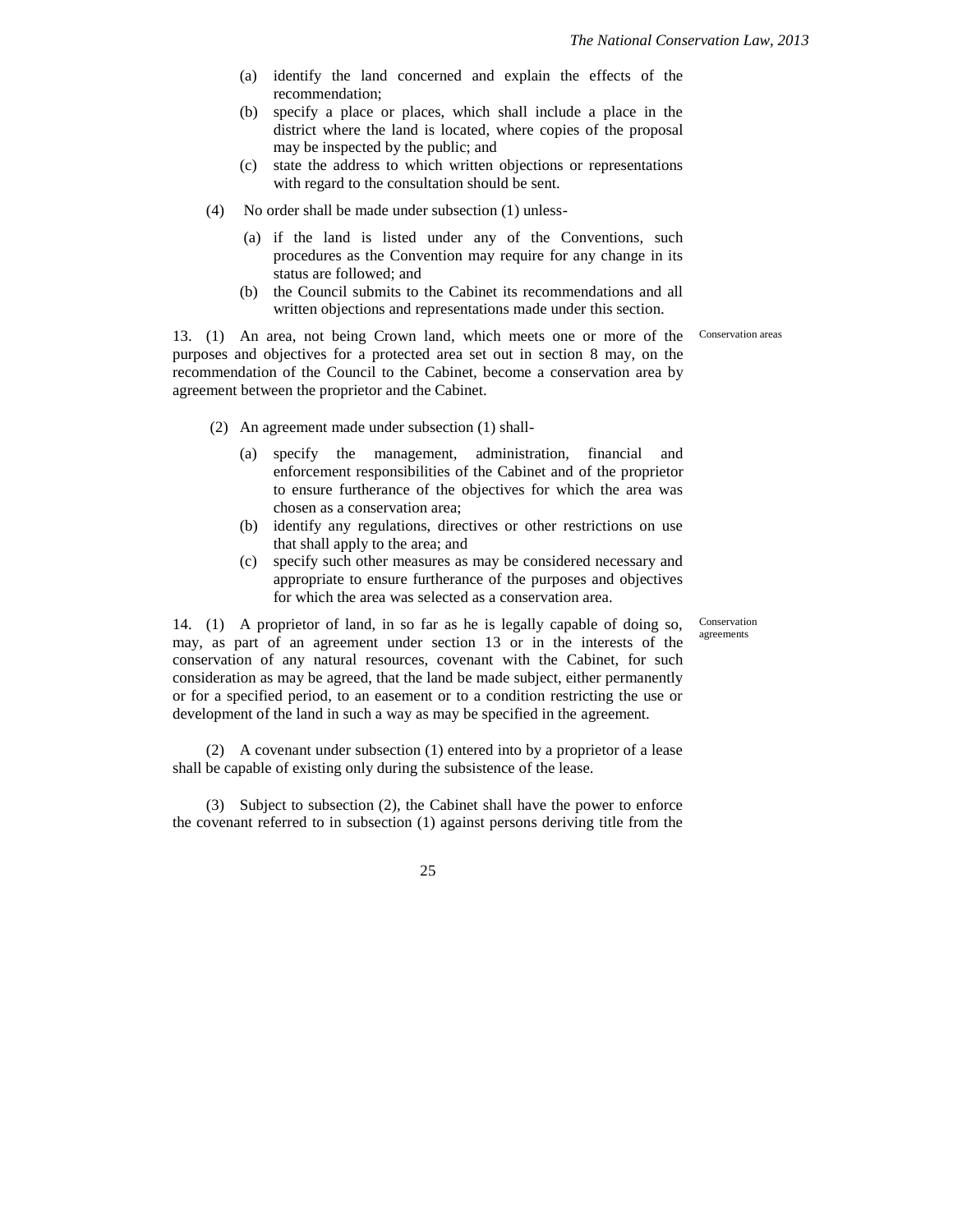(a) identify the land concerned and explain the effects of the recommendation;

(b) specify a place or places, which shall include a place in the district where the land is located, where copies of the proposal may be inspected by the public; and

(c) state the address to which written objections or representations with regard to the consultation should be sent.

(4) No order shall be made under subsection (1) unless-

(a) if the land is listed under any of the Conventions, such procedures as the Convention may require for any change in its status are followed; and

(b) the Council submits to the Cabinet its recommendations and all written objections and representations made under this section.

Conservation areas

13. (1) An area, not being Crown land, which meets one or more of the purposes and objectives for a protected area set out in section 8 may, on the recommendation of the Council to the Cabinet, become a conservation area by agreement between the proprietor and the Cabinet.

(2) An agreement made under subsection (1) shall-

(a) specify the management, administration, financial and enforcement responsibilities of the Cabinet and of the proprietor to ensure furtherance of the objectives for which the area was chosen as a conservation area;

(b) identify any regulations, directives or other restrictions on use that shall apply to the area; and

(c) specify such other measures as may be considered necessary and appropriate to ensure furtherance of the purposes and objectives for which the area was selected as a conservation area.

Conservation agreements

14. (1) A proprietor of land, in so far as he is legally capable of doing so, may, as part of an agreement under section 13 or in the interests of the conservation of any natural resources, covenant with the Cabinet, for such consideration as may be agreed, that the land be made subject, either permanently or for a specified period, to an easement or to a condition restricting the use or development of the land in such a way as may be specified in the agreement.

(2) A covenant under subsection (1) entered into by a proprietor of a lease shall be capable of existing only during the subsistence of the lease.

(3) Subject to subsection (2), the Cabinet shall have the power to enforce the covenant referred to in subsection (1) against persons deriving title from the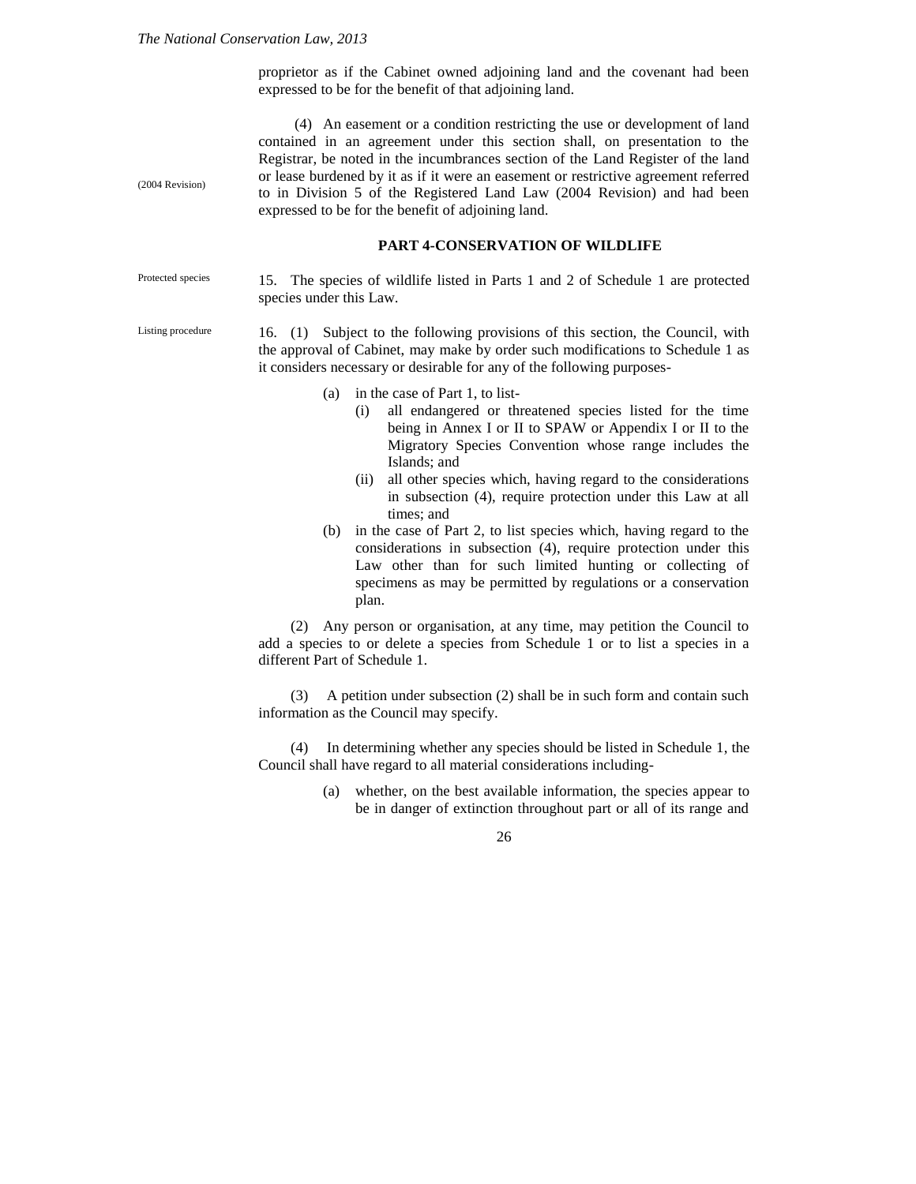proprietor as if the Cabinet owned adjoining land and the covenant had been expressed to be for the benefit of that adjoining land.

(4) An easement or a condition restricting the use or development of land contained in an agreement under this section shall, on presentation to the Registrar, be noted in the incumbrances section of the Land Register of the land or lease burdened by it as if it were an easement or restrictive agreement referred to in Division 5 of the Registered Land Law (2004 Revision) and had been expressed to be for the benefit of adjoining land.

(2004 Revision)

## PART 4-CONSERVATION OF WILDLIFE

Protected species

15. The species of wildlife listed in Parts 1 and 2 of Schedule 1 are protected species under this Law.

Listing procedure

16. (1) Subject to the following provisions of this section, the Council, with the approval of Cabinet, may make by order such modifications to Schedule 1 as it considers necessary or desirable for any of the following purposes-

- (a) in the case of Part 1, to list-
  - (i) all endangered or threatened species listed for the time being in Annex I or II to SPAW or Appendix I or II to the Migratory Species Convention whose range includes the Islands; and
  - (ii) all other species which, having regard to the considerations in subsection (4), require protection under this Law at all times; and
- (b) in the case of Part 2, to list species which, having regard to the considerations in subsection (4), require protection under this Law other than for such limited hunting or collecting of specimens as may be permitted by regulations or a conservation plan.

(2) Any person or organisation, at any time, may petition the Council to add a species to or delete a species from Schedule 1 or to list a species in a different Part of Schedule 1.

(3) A petition under subsection (2) shall be in such form and contain such information as the Council may specify.

(4) In determining whether any species should be listed in Schedule 1, the Council shall have regard to all material considerations including-

- (a) whether, on the best available information, the species appear to be in danger of extinction throughout part or all of its range and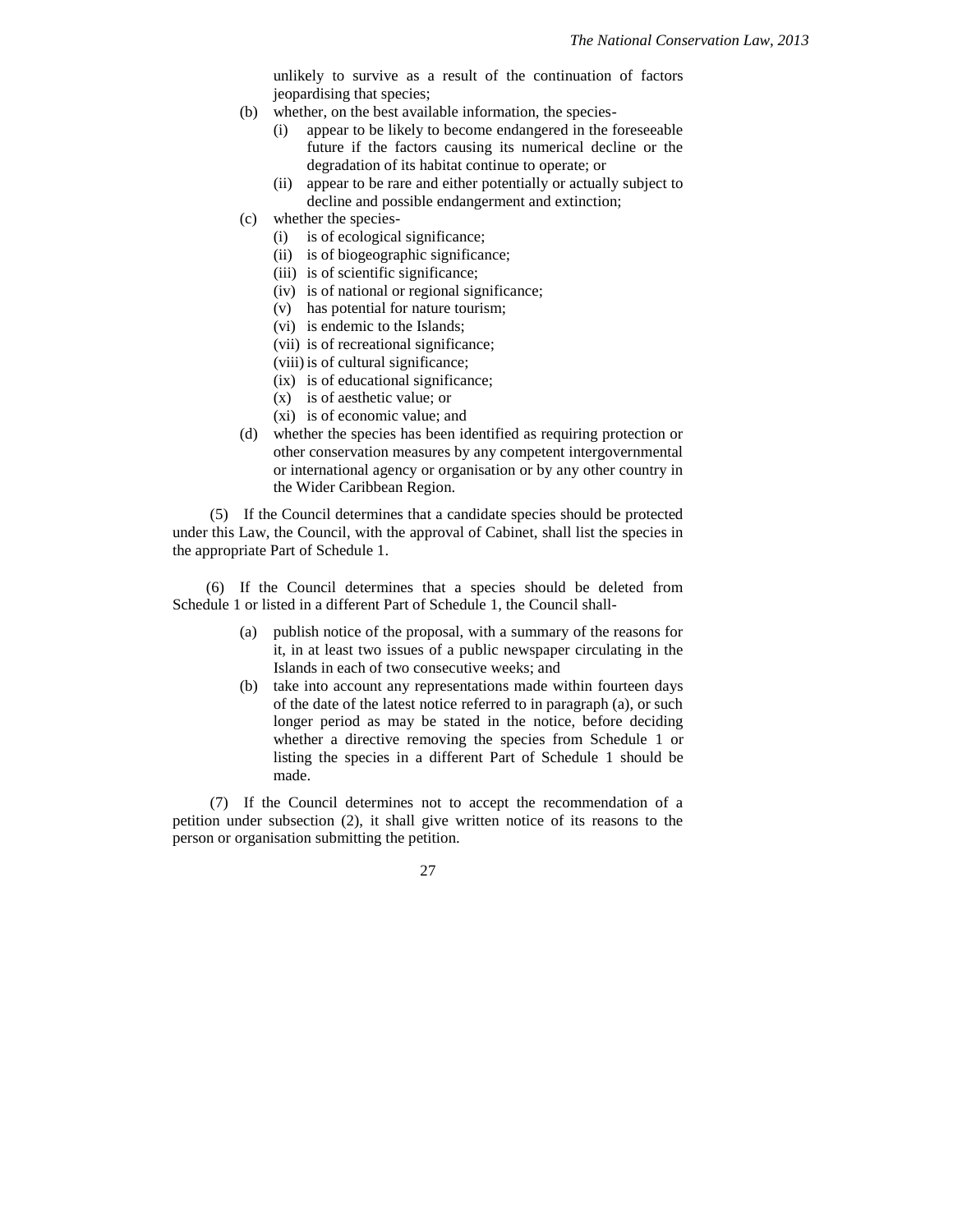unlikely to survive as a result of the continuation of factors jeopardising that species;

(b) whether, on the best available information, the species-
   (i) appear to be likely to become endangered in the foreseeable future if the factors causing its numerical decline or the degradation of its habitat continue to operate; or
   (ii) appear to be rare and either potentially or actually subject to decline and possible endangerment and extinction;

(c) whether the species-
   (i) is of ecological significance;
   (ii) is of biogeographic significance;
   (iii) is of scientific significance;
   (iv) is of national or regional significance;
   (v) has potential for nature tourism;
   (vi) is endemic to the Islands;
   (vii) is of recreational significance;
   (viii) is of cultural significance;
   (ix) is of educational significance;
   (x) is of aesthetic value; or
   (xi) is of economic value; and

(d) whether the species has been identified as requiring protection or other conservation measures by any competent intergovernmental or international agency or organisation or by any other country in the Wider Caribbean Region.

(5) If the Council determines that a candidate species should be protected under this Law, the Council, with the approval of Cabinet, shall list the species in the appropriate Part of Schedule 1.

(6) If the Council determines that a species should be deleted from Schedule 1 or listed in a different Part of Schedule 1, the Council shall-

(a) publish notice of the proposal, with a summary of the reasons for it, in at least two issues of a public newspaper circulating in the Islands in each of two consecutive weeks; and

(b) take into account any representations made within fourteen days of the date of the latest notice referred to in paragraph (a), or such longer period as may be stated in the notice, before deciding whether a directive removing the species from Schedule 1 or listing the species in a different Part of Schedule 1 should be made.

(7) If the Council determines not to accept the recommendation of a petition under subsection (2), it shall give written notice of its reasons to the person or organisation submitting the petition.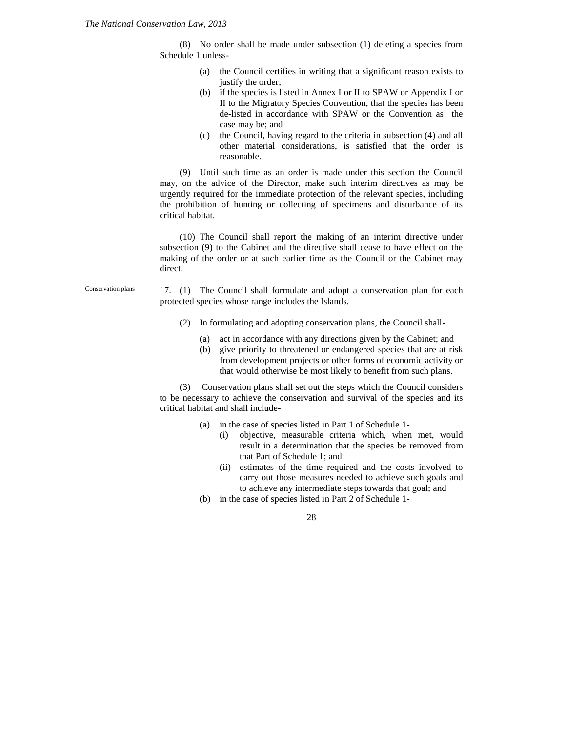(8) No order shall be made under subsection (1) deleting a species from Schedule 1 unless-

- (a) the Council certifies in writing that a significant reason exists to justify the order;
- (b) if the species is listed in Annex I or II to SPAW or Appendix I or II to the Migratory Species Convention, that the species has been de-listed in accordance with SPAW or the Convention as the case may be; and
- (c) the Council, having regard to the criteria in subsection (4) and all other material considerations, is satisfied that the order is reasonable.

(9) Until such time as an order is made under this section the Council may, on the advice of the Director, make such interim directives as may be urgently required for the immediate protection of the relevant species, including the prohibition of hunting or collecting of specimens and disturbance of its critical habitat.

(10) The Council shall report the making of an interim directive under subsection (9) to the Cabinet and the directive shall cease to have effect on the making of the order or at such earlier time as the Council or the Cabinet may direct.

Conservation plans

17. (1) The Council shall formulate and adopt a conservation plan for each protected species whose range includes the Islands.

(2) In formulating and adopting conservation plans, the Council shall-

- (a) act in accordance with any directions given by the Cabinet; and
- (b) give priority to threatened or endangered species that are at risk from development projects or other forms of economic activity or that would otherwise be most likely to benefit from such plans.

(3) Conservation plans shall set out the steps which the Council considers to be necessary to achieve the conservation and survival of the species and its critical habitat and shall include-

- (a) in the case of species listed in Part 1 of Schedule 1-
  - (i) objective, measurable criteria which, when met, would result in a determination that the species be removed from that Part of Schedule 1; and
  - (ii) estimates of the time required and the costs involved to carry out those measures needed to achieve such goals and to achieve any intermediate steps towards that goal; and
- (b) in the case of species listed in Part 2 of Schedule 1-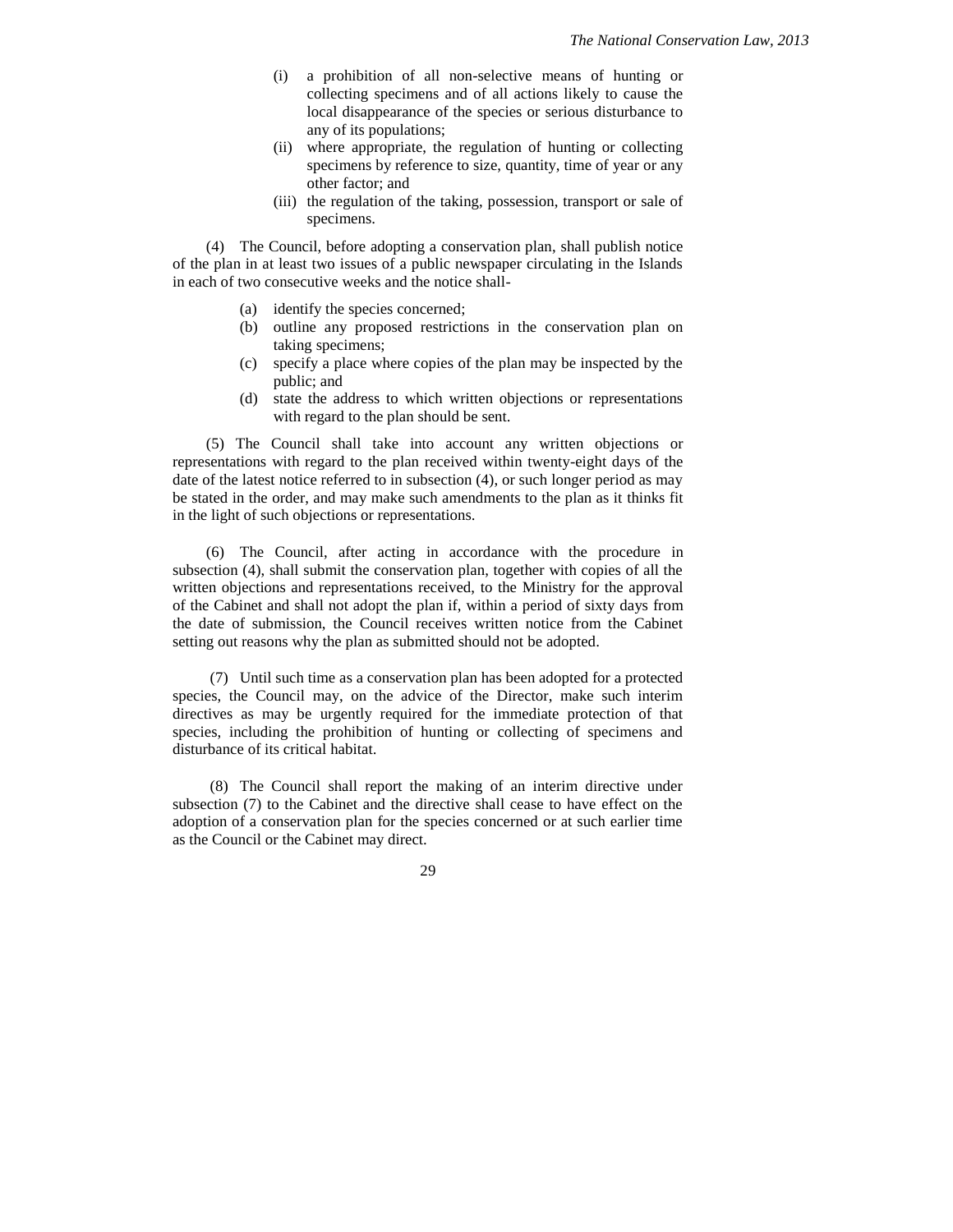(i) a prohibition of all non-selective means of hunting or collecting specimens and of all actions likely to cause the local disappearance of the species or serious disturbance to any of its populations;

(ii) where appropriate, the regulation of hunting or collecting specimens by reference to size, quantity, time of year or any other factor; and

(iii) the regulation of the taking, possession, transport or sale of specimens.

(4) The Council, before adopting a conservation plan, shall publish notice of the plan in at least two issues of a public newspaper circulating in the Islands in each of two consecutive weeks and the notice shall-

(a) identify the species concerned;

(b) outline any proposed restrictions in the conservation plan on taking specimens;

(c) specify a place where copies of the plan may be inspected by the public; and

(d) state the address to which written objections or representations with regard to the plan should be sent.

(5) The Council shall take into account any written objections or representations with regard to the plan received within twenty-eight days of the date of the latest notice referred to in subsection (4), or such longer period as may be stated in the order, and may make such amendments to the plan as it thinks fit in the light of such objections or representations.

(6) The Council, after acting in accordance with the procedure in subsection (4), shall submit the conservation plan, together with copies of all the written objections and representations received, to the Ministry for the approval of the Cabinet and shall not adopt the plan if, within a period of sixty days from the date of submission, the Council receives written notice from the Cabinet setting out reasons why the plan as submitted should not be adopted.

(7) Until such time as a conservation plan has been adopted for a protected species, the Council may, on the advice of the Director, make such interim directives as may be urgently required for the immediate protection of that species, including the prohibition of hunting or collecting of specimens and disturbance of its critical habitat.

(8) The Council shall report the making of an interim directive under subsection (7) to the Cabinet and the directive shall cease to have effect on the adoption of a conservation plan for the species concerned or at such earlier time as the Council or the Cabinet may direct.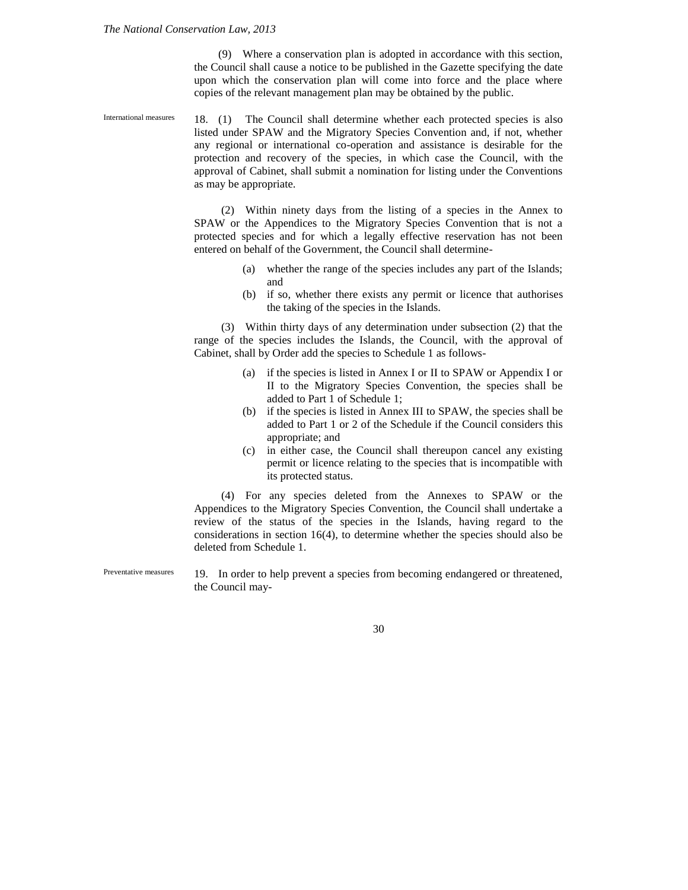(9) Where a conservation plan is adopted in accordance with this section, the Council shall cause a notice to be published in the Gazette specifying the date upon which the conservation plan will come into force and the place where copies of the relevant management plan may be obtained by the public.

International measures

18. (1) The Council shall determine whether each protected species is also listed under SPAW and the Migratory Species Convention and, if not, whether any regional or international co-operation and assistance is desirable for the protection and recovery of the species, in which case the Council, with the approval of Cabinet, shall submit a nomination for listing under the Conventions as may be appropriate.

(2) Within ninety days from the listing of a species in the Annex to SPAW or the Appendices to the Migratory Species Convention that is not a protected species and for which a legally effective reservation has not been entered on behalf of the Government, the Council shall determine-

(a) whether the range of the species includes any part of the Islands; and

(b) if so, whether there exists any permit or licence that authorises the taking of the species in the Islands.

(3) Within thirty days of any determination under subsection (2) that the range of the species includes the Islands, the Council, with the approval of Cabinet, shall by Order add the species to Schedule 1 as follows-

(a) if the species is listed in Annex I or II to SPAW or Appendix I or II to the Migratory Species Convention, the species shall be added to Part 1 of Schedule 1;

(b) if the species is listed in Annex III to SPAW, the species shall be added to Part 1 or 2 of the Schedule if the Council considers this appropriate; and

(c) in either case, the Council shall thereupon cancel any existing permit or licence relating to the species that is incompatible with its protected status.

(4) For any species deleted from the Annexes to SPAW or the Appendices to the Migratory Species Convention, the Council shall undertake a review of the status of the species in the Islands, having regard to the considerations in section 16(4), to determine whether the species should also be deleted from Schedule 1.

Preventative measures

19. In order to help prevent a species from becoming endangered or threatened, the Council may-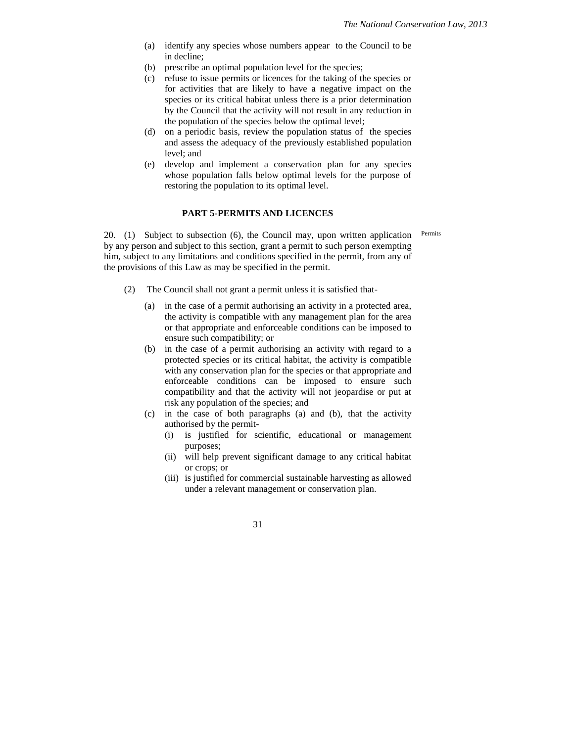(a) identify any species whose numbers appear to the Council to be in decline;
(b) prescribe an optimal population level for the species;
(c) refuse to issue permits or licences for the taking of the species or for activities that are likely to have a negative impact on the species or its critical habitat unless there is a prior determination by the Council that the activity will not result in any reduction in the population of the species below the optimal level;
(d) on a periodic basis, review the population status of the species and assess the adequacy of the previously established population level; and
(e) develop and implement a conservation plan for any species whose population falls below optimal levels for the purpose of restoring the population to its optimal level.

## PART 5-PERMITS AND LICENCES

Permits

20. (1) Subject to subsection (6), the Council may, upon written application by any person and subject to this section, grant a permit to such person exempting him, subject to any limitations and conditions specified in the permit, from any of the provisions of this Law as may be specified in the permit.

(2) The Council shall not grant a permit unless it is satisfied that-

(a) in the case of a permit authorising an activity in a protected area, the activity is compatible with any management plan for the area or that appropriate and enforceable conditions can be imposed to ensure such compatibility; or
(b) in the case of a permit authorising an activity with regard to a protected species or its critical habitat, the activity is compatible with any conservation plan for the species or that appropriate and enforceable conditions can be imposed to ensure such compatibility and that the activity will not jeopardise or put at risk any population of the species; and
(c) in the case of both paragraphs (a) and (b), that the activity authorised by the permit-
    (i) is justified for scientific, educational or management purposes;
    (ii) will help prevent significant damage to any critical habitat or crops; or
    (iii) is justified for commercial sustainable harvesting as allowed under a relevant management or conservation plan.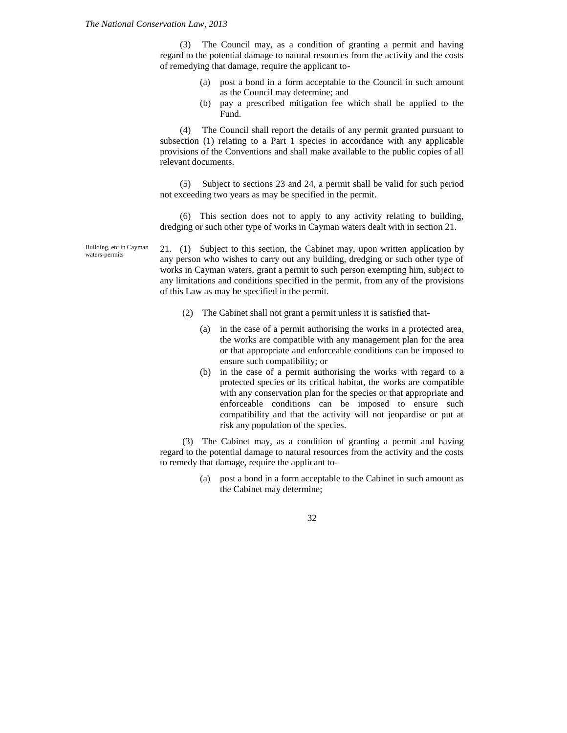(3) The Council may, as a condition of granting a permit and having regard to the potential damage to natural resources from the activity and the costs of remedying that damage, require the applicant to-

(a) post a bond in a form acceptable to the Council in such amount as the Council may determine; and

(b) pay a prescribed mitigation fee which shall be applied to the Fund.

(4) The Council shall report the details of any permit granted pursuant to subsection (1) relating to a Part 1 species in accordance with any applicable provisions of the Conventions and shall make available to the public copies of all relevant documents.

(5) Subject to sections 23 and 24, a permit shall be valid for such period not exceeding two years as may be specified in the permit.

(6) This section does not to apply to any activity relating to building, dredging or such other type of works in Cayman waters dealt with in section 21.

Building, etc in Cayman waters-permits

21. (1) Subject to this section, the Cabinet may, upon written application by any person who wishes to carry out any building, dredging or such other type of works in Cayman waters, grant a permit to such person exempting him, subject to any limitations and conditions specified in the permit, from any of the provisions of this Law as may be specified in the permit.

(2) The Cabinet shall not grant a permit unless it is satisfied that-

(a) in the case of a permit authorising the works in a protected area, the works are compatible with any management plan for the area or that appropriate and enforceable conditions can be imposed to ensure such compatibility; or

(b) in the case of a permit authorising the works with regard to a protected species or its critical habitat, the works are compatible with any conservation plan for the species or that appropriate and enforceable conditions can be imposed to ensure such compatibility and that the activity will not jeopardise or put at risk any population of the species.

(3) The Cabinet may, as a condition of granting a permit and having regard to the potential damage to natural resources from the activity and the costs to remedy that damage, require the applicant to-

(a) post a bond in a form acceptable to the Cabinet in such amount as the Cabinet may determine;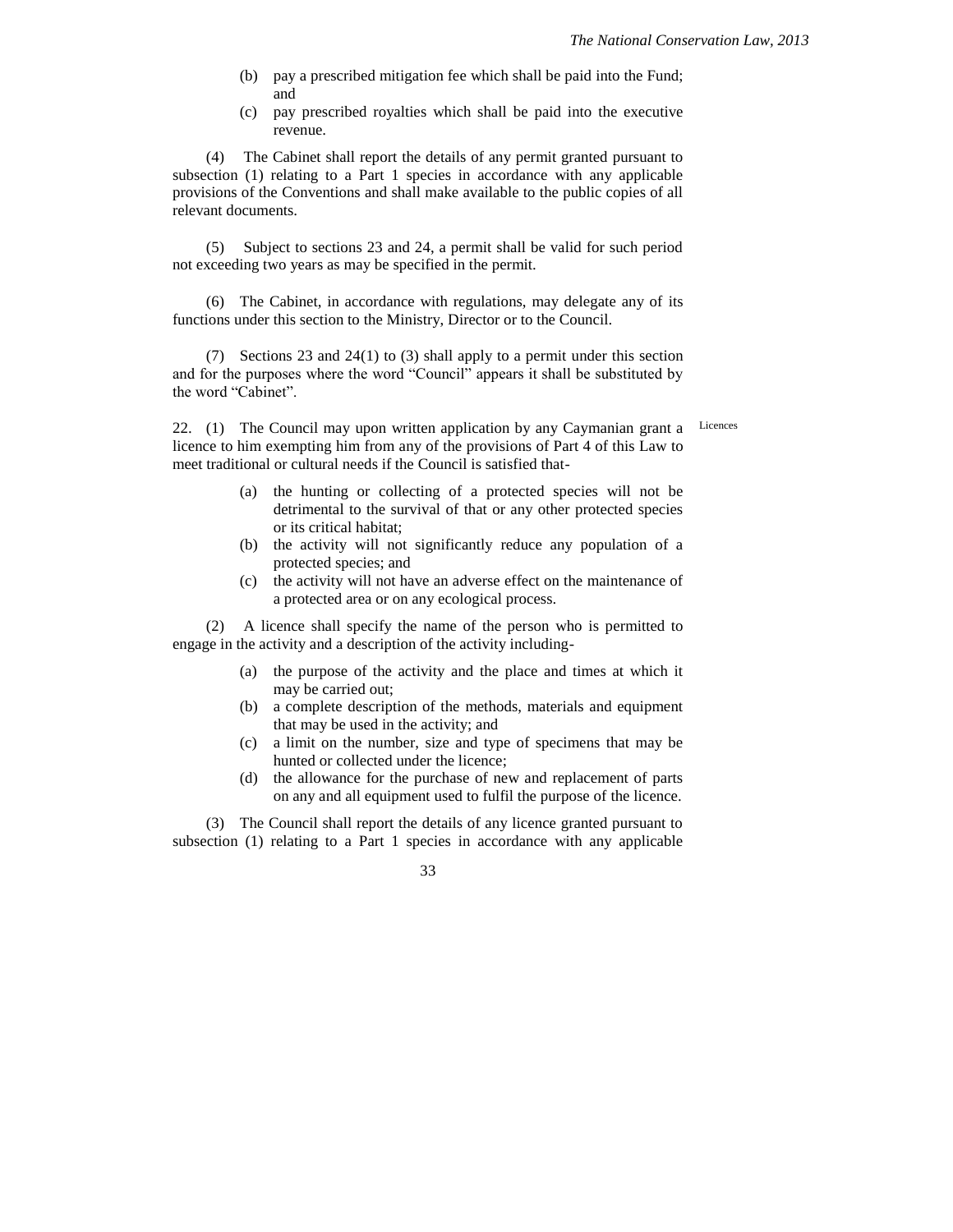(b) pay a prescribed mitigation fee which shall be paid into the Fund; and

(c) pay prescribed royalties which shall be paid into the executive revenue.

(4) The Cabinet shall report the details of any permit granted pursuant to subsection (1) relating to a Part 1 species in accordance with any applicable provisions of the Conventions and shall make available to the public copies of all relevant documents.

(5) Subject to sections 23 and 24, a permit shall be valid for such period not exceeding two years as may be specified in the permit.

(6) The Cabinet, in accordance with regulations, may delegate any of its functions under this section to the Ministry, Director or to the Council.

(7) Sections 23 and 24(1) to (3) shall apply to a permit under this section and for the purposes where the word "Council" appears it shall be substituted by the word "Cabinet".

Licences

22. (1) The Council may upon written application by any Caymanian grant a licence to him exempting him from any of the provisions of Part 4 of this Law to meet traditional or cultural needs if the Council is satisfied that-

(a) the hunting or collecting of a protected species will not be detrimental to the survival of that or any other protected species or its critical habitat;

(b) the activity will not significantly reduce any population of a protected species; and

(c) the activity will not have an adverse effect on the maintenance of a protected area or on any ecological process.

(2) A licence shall specify the name of the person who is permitted to engage in the activity and a description of the activity including-

(a) the purpose of the activity and the place and times at which it may be carried out;

(b) a complete description of the methods, materials and equipment that may be used in the activity; and

(c) a limit on the number, size and type of specimens that may be hunted or collected under the licence;

(d) the allowance for the purchase of new and replacement of parts on any and all equipment used to fulfil the purpose of the licence.

(3) The Council shall report the details of any licence granted pursuant to subsection (1) relating to a Part 1 species in accordance with any applicable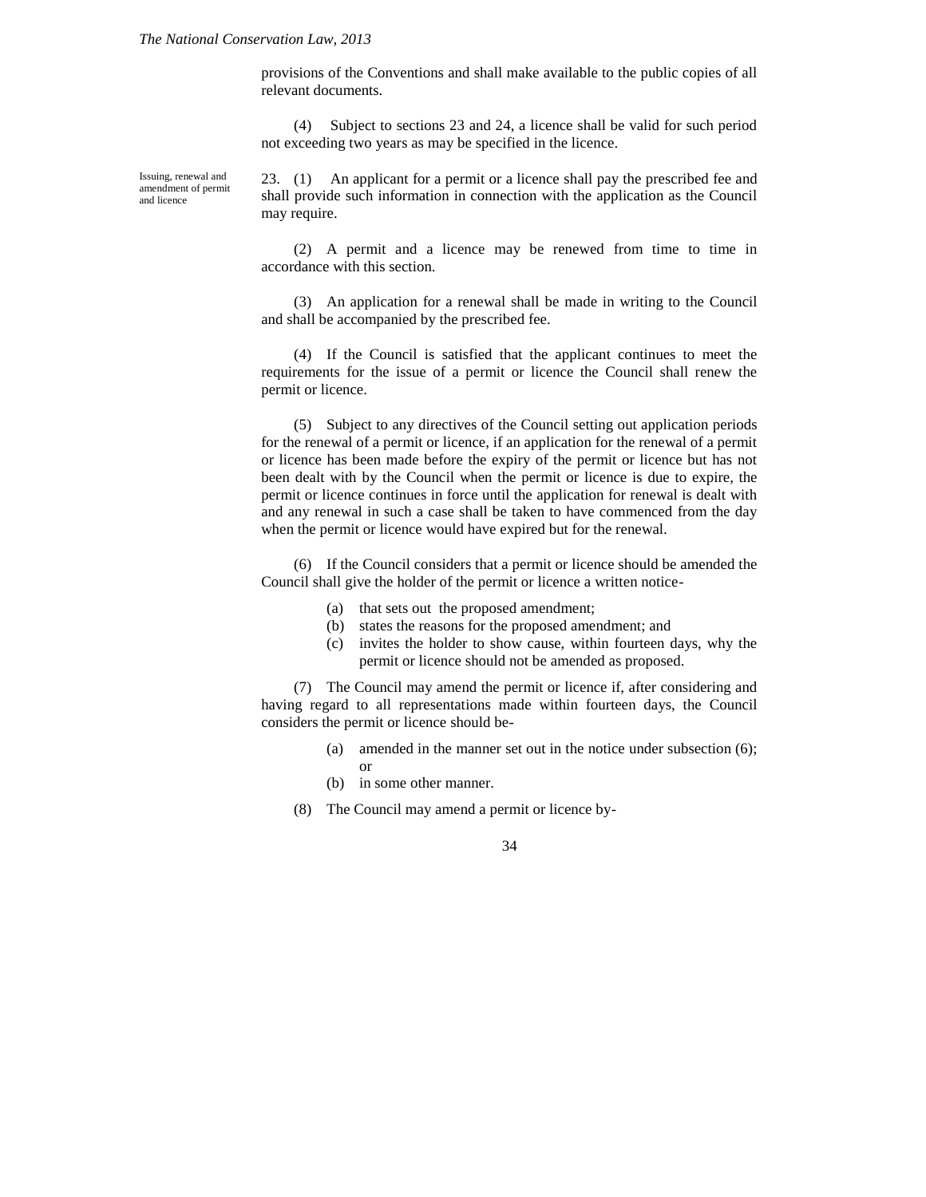provisions of the Conventions and shall make available to the public copies of all relevant documents.

(4) Subject to sections 23 and 24, a licence shall be valid for such period not exceeding two years as may be specified in the licence.

Issuing, renewal and amendment of permit and licence

23. (1) An applicant for a permit or a licence shall pay the prescribed fee and shall provide such information in connection with the application as the Council may require.

(2) A permit and a licence may be renewed from time to time in accordance with this section.

(3) An application for a renewal shall be made in writing to the Council and shall be accompanied by the prescribed fee.

(4) If the Council is satisfied that the applicant continues to meet the requirements for the issue of a permit or licence the Council shall renew the permit or licence.

(5) Subject to any directives of the Council setting out application periods for the renewal of a permit or licence, if an application for the renewal of a permit or licence has been made before the expiry of the permit or licence but has not been dealt with by the Council when the permit or licence is due to expire, the permit or licence continues in force until the application for renewal is dealt with and any renewal in such a case shall be taken to have commenced from the day when the permit or licence would have expired but for the renewal.

(6) If the Council considers that a permit or licence should be amended the Council shall give the holder of the permit or licence a written notice-

- (a) that sets out the proposed amendment;
- (b) states the reasons for the proposed amendment; and
- (c) invites the holder to show cause, within fourteen days, why the permit or licence should not be amended as proposed.

(7) The Council may amend the permit or licence if, after considering and having regard to all representations made within fourteen days, the Council considers the permit or licence should be-

- (a) amended in the manner set out in the notice under subsection (6); or
- (b) in some other manner.

(8) The Council may amend a permit or licence by-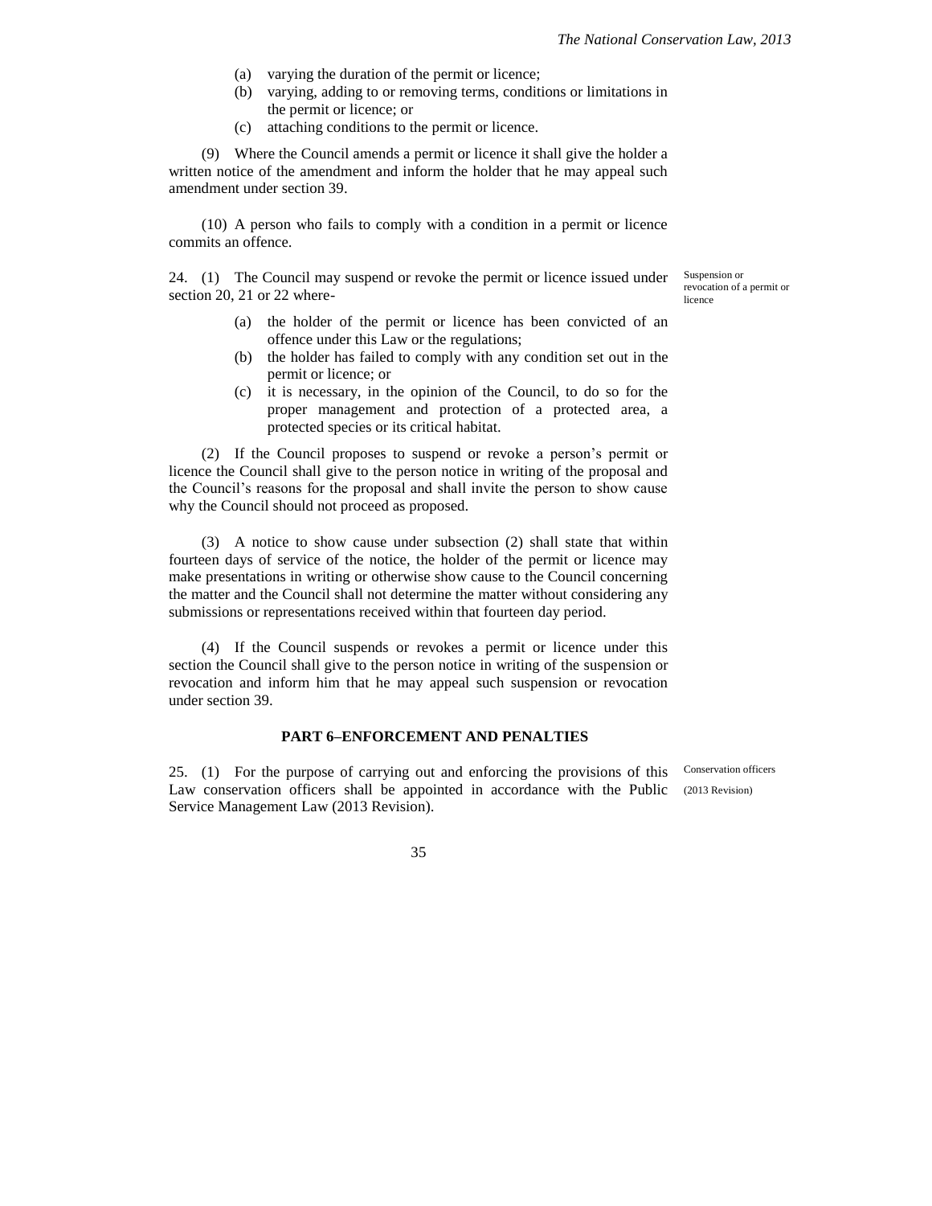(a) varying the duration of the permit or licence;

(b) varying, adding to or removing terms, conditions or limitations in the permit or licence; or

(c) attaching conditions to the permit or licence.

(9) Where the Council amends a permit or licence it shall give the holder a written notice of the amendment and inform the holder that he may appeal such amendment under section 39.

(10) A person who fails to comply with a condition in a permit or licence commits an offence.

*Suspension or revocation of a permit or licence*

24. (1) The Council may suspend or revoke the permit or licence issued under section 20, 21 or 22 where-

(a) the holder of the permit or licence has been convicted of an offence under this Law or the regulations;

(b) the holder has failed to comply with any condition set out in the permit or licence; or

(c) it is necessary, in the opinion of the Council, to do so for the proper management and protection of a protected area, a protected species or its critical habitat.

(2) If the Council proposes to suspend or revoke a person's permit or licence the Council shall give to the person notice in writing of the proposal and the Council's reasons for the proposal and shall invite the person to show cause why the Council should not proceed as proposed.

(3) A notice to show cause under subsection (2) shall state that within fourteen days of service of the notice, the holder of the permit or licence may make presentations in writing or otherwise show cause to the Council concerning the matter and the Council shall not determine the matter without considering any submissions or representations received within that fourteen day period.

(4) If the Council suspends or revokes a permit or licence under this section the Council shall give to the person notice in writing of the suspension or revocation and inform him that he may appeal such suspension or revocation under section 39.

## PART 6–ENFORCEMENT AND PENALTIES

*Conservation officers*

*(2013 Revision)*

25. (1) For the purpose of carrying out and enforcing the provisions of this Law conservation officers shall be appointed in accordance with the Public Service Management Law (2013 Revision).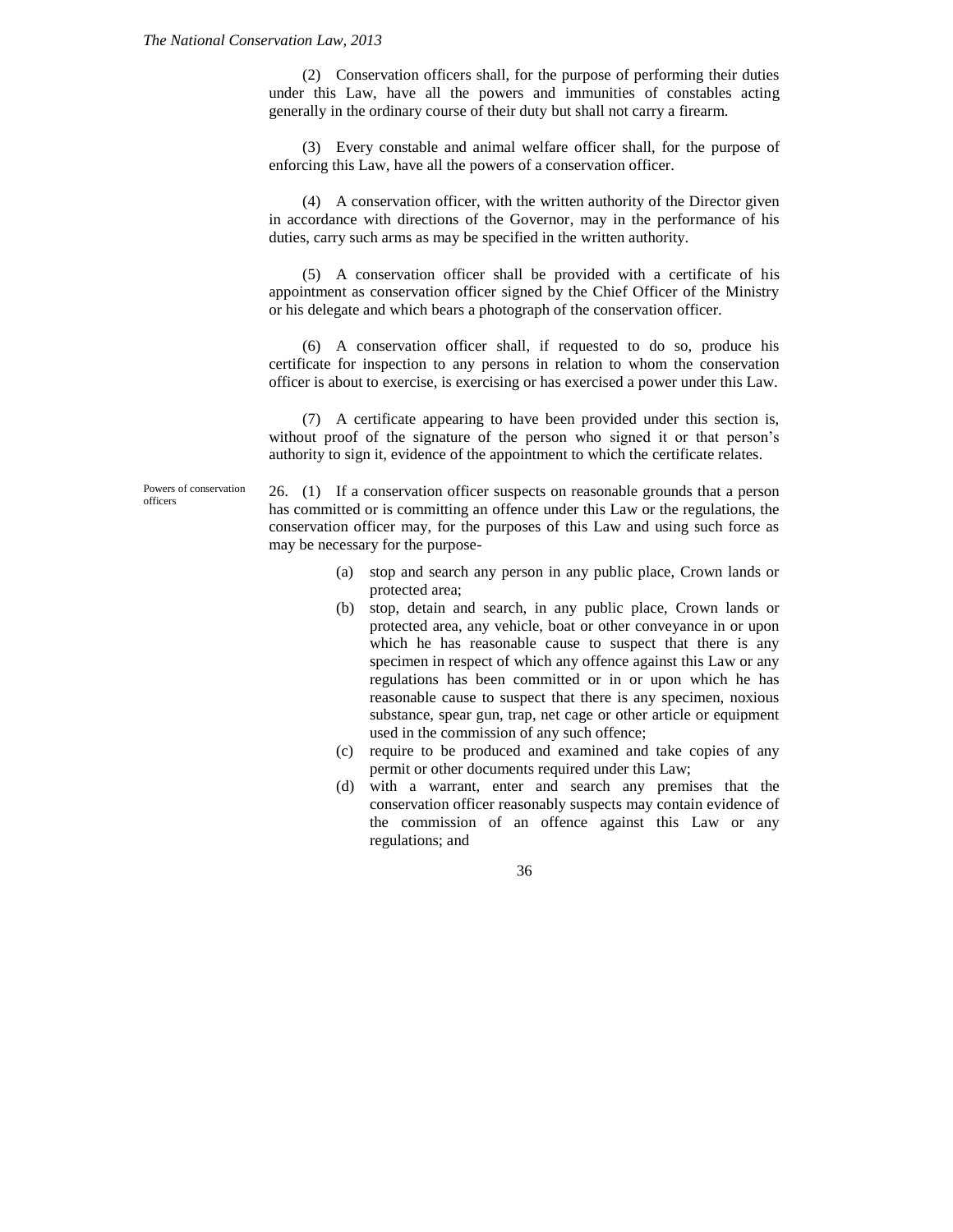(2) Conservation officers shall, for the purpose of performing their duties under this Law, have all the powers and immunities of constables acting generally in the ordinary course of their duty but shall not carry a firearm.

(3) Every constable and animal welfare officer shall, for the purpose of enforcing this Law, have all the powers of a conservation officer.

(4) A conservation officer, with the written authority of the Director given in accordance with directions of the Governor, may in the performance of his duties, carry such arms as may be specified in the written authority.

(5) A conservation officer shall be provided with a certificate of his appointment as conservation officer signed by the Chief Officer of the Ministry or his delegate and which bears a photograph of the conservation officer.

(6) A conservation officer shall, if requested to do so, produce his certificate for inspection to any persons in relation to whom the conservation officer is about to exercise, is exercising or has exercised a power under this Law.

(7) A certificate appearing to have been provided under this section is, without proof of the signature of the person who signed it or that person's authority to sign it, evidence of the appointment to which the certificate relates.

Powers of conservation officers

26. (1) If a conservation officer suspects on reasonable grounds that a person has committed or is committing an offence under this Law or the regulations, the conservation officer may, for the purposes of this Law and using such force as may be necessary for the purpose-

(a) stop and search any person in any public place, Crown lands or protected area;

(b) stop, detain and search, in any public place, Crown lands or protected area, any vehicle, boat or other conveyance in or upon which he has reasonable cause to suspect that there is any specimen in respect of which any offence against this Law or any regulations has been committed or in or upon which he has reasonable cause to suspect that there is any specimen, noxious substance, spear gun, trap, net cage or other article or equipment used in the commission of any such offence;

(c) require to be produced and examined and take copies of any permit or other documents required under this Law;

(d) with a warrant, enter and search any premises that the conservation officer reasonably suspects may contain evidence of the commission of an offence against this Law or any regulations; and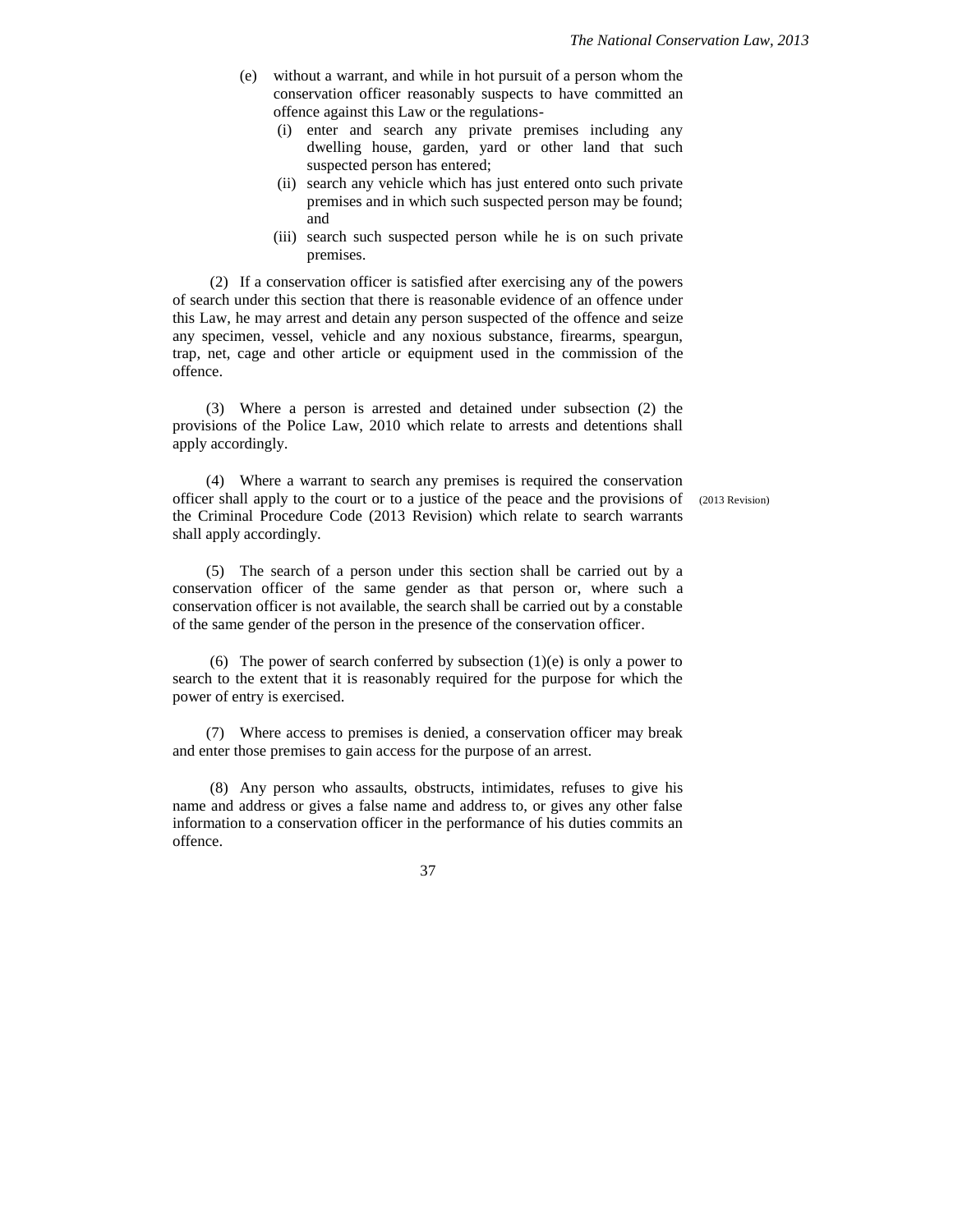(e) without a warrant, and while in hot pursuit of a person whom the conservation officer reasonably suspects to have committed an offence against this Law or the regulations-

  (i) enter and search any private premises including any dwelling house, garden, yard or other land that such suspected person has entered;

  (ii) search any vehicle which has just entered onto such private premises and in which such suspected person may be found; and

  (iii) search such suspected person while he is on such private premises.

(2) If a conservation officer is satisfied after exercising any of the powers of search under this section that there is reasonable evidence of an offence under this Law, he may arrest and detain any person suspected of the offence and seize any specimen, vessel, vehicle and any noxious substance, firearms, speargun, trap, net, cage and other article or equipment used in the commission of the offence.

(3) Where a person is arrested and detained under subsection (2) the provisions of the Police Law, 2010 which relate to arrests and detentions shall apply accordingly.

(4) Where a warrant to search any premises is required the conservation officer shall apply to the court or to a justice of the peace and the provisions of the Criminal Procedure Code (2013 Revision) which relate to search warrants shall apply accordingly.

(2013 Revision)

(5) The search of a person under this section shall be carried out by a conservation officer of the same gender as that person or, where such a conservation officer is not available, the search shall be carried out by a constable of the same gender of the person in the presence of the conservation officer.

(6) The power of search conferred by subsection (1)(e) is only a power to search to the extent that it is reasonably required for the purpose for which the power of entry is exercised.

(7) Where access to premises is denied, a conservation officer may break and enter those premises to gain access for the purpose of an arrest.

(8) Any person who assaults, obstructs, intimidates, refuses to give his name and address or gives a false name and address to, or gives any other false information to a conservation officer in the performance of his duties commits an offence.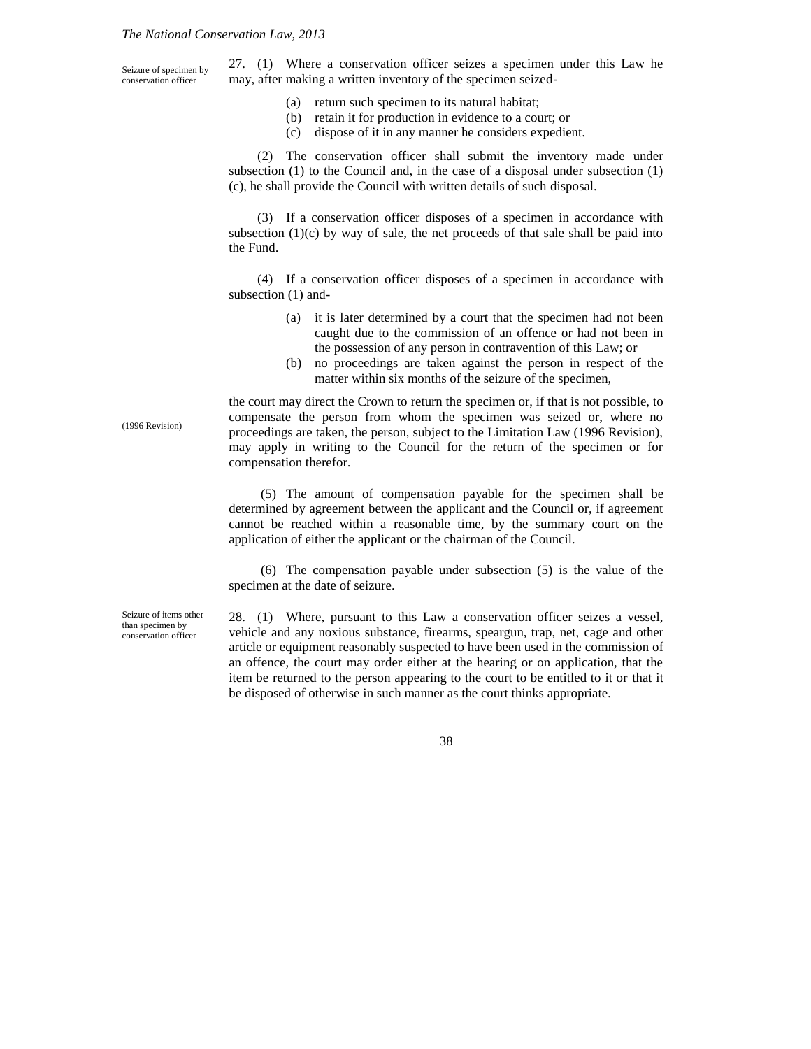**Seizure of specimen by conservation officer**

27. (1) Where a conservation officer seizes a specimen under this Law he may, after making a written inventory of the specimen seized-

(a) return such specimen to its natural habitat;
(b) retain it for production in evidence to a court; or
(c) dispose of it in any manner he considers expedient.

(2) The conservation officer shall submit the inventory made under subsection (1) to the Council and, in the case of a disposal under subsection (1)(c), he shall provide the Council with written details of such disposal.

(3) If a conservation officer disposes of a specimen in accordance with subsection (1)(c) by way of sale, the net proceeds of that sale shall be paid into the Fund.

(4) If a conservation officer disposes of a specimen in accordance with subsection (1) and-

(a) it is later determined by a court that the specimen had not been caught due to the commission of an offence or had not been in the possession of any person in contravention of this Law; or
(b) no proceedings are taken against the person in respect of the matter within six months of the seizure of the specimen,

the court may direct the Crown to return the specimen or, if that is not possible, to compensate the person from whom the specimen was seized or, where no proceedings are taken, the person, subject to the Limitation Law (1996 Revision), may apply in writing to the Council for the return of the specimen or for compensation therefor.

(1996 Revision)

(5) The amount of compensation payable for the specimen shall be determined by agreement between the applicant and the Council or, if agreement cannot be reached within a reasonable time, by the summary court on the application of either the applicant or the chairman of the Council.

(6) The compensation payable under subsection (5) is the value of the specimen at the date of seizure.

**Seizure of items other than specimen by conservation officer**

28. (1) Where, pursuant to this Law a conservation officer seizes a vessel, vehicle and any noxious substance, firearms, speargun, trap, net, cage and other article or equipment reasonably suspected to have been used in the commission of an offence, the court may order either at the hearing or on application, that the item be returned to the person appearing to the court to be entitled to it or that it be disposed of otherwise in such manner as the court thinks appropriate.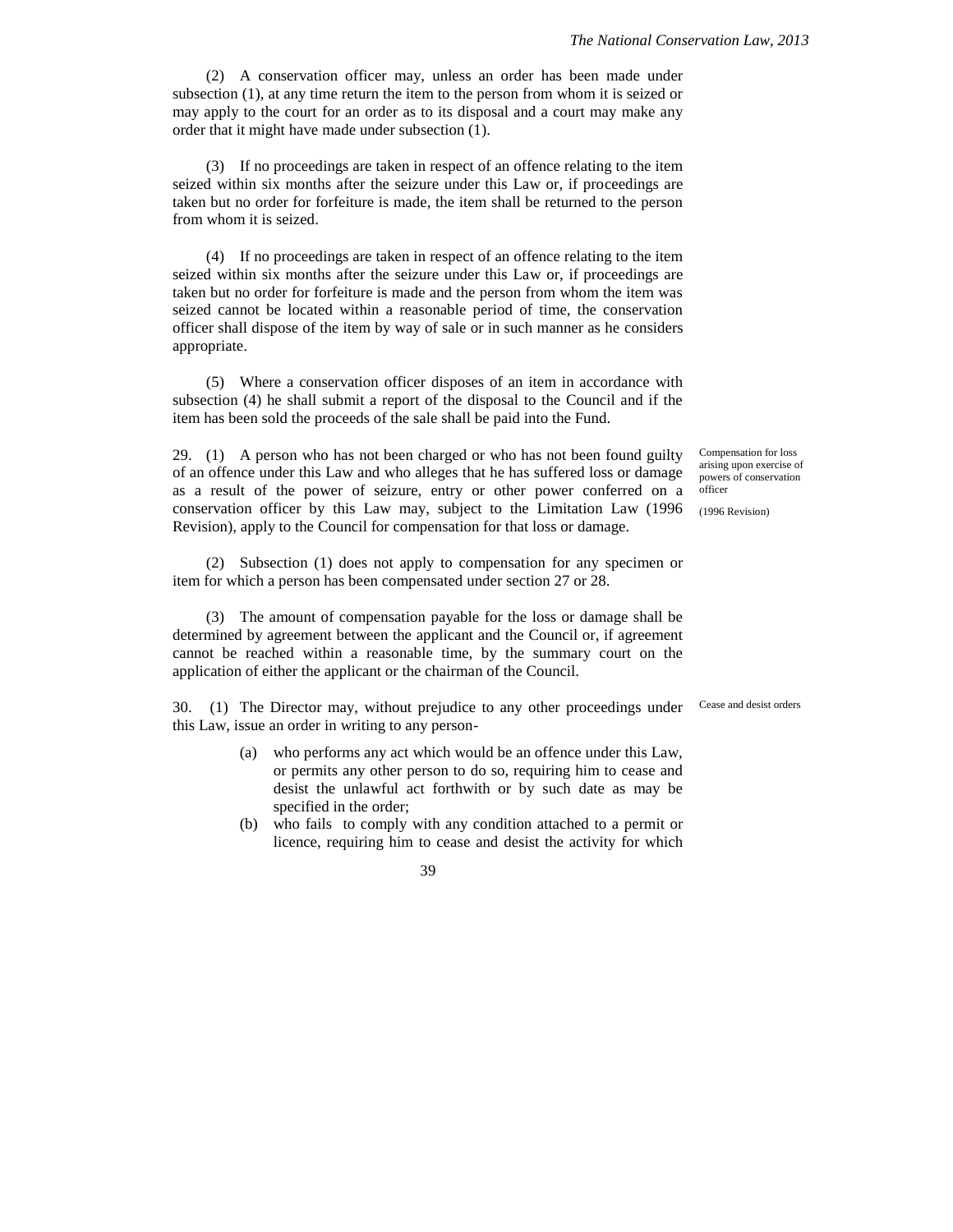(2) A conservation officer may, unless an order has been made under subsection (1), at any time return the item to the person from whom it is seized or may apply to the court for an order as to its disposal and a court may make any order that it might have made under subsection (1).

(3) If no proceedings are taken in respect of an offence relating to the item seized within six months after the seizure under this Law or, if proceedings are taken but no order for forfeiture is made, the item shall be returned to the person from whom it is seized.

(4) If no proceedings are taken in respect of an offence relating to the item seized within six months after the seizure under this Law or, if proceedings are taken but no order for forfeiture is made and the person from whom the item was seized cannot be located within a reasonable period of time, the conservation officer shall dispose of the item by way of sale or in such manner as he considers appropriate.

(5) Where a conservation officer disposes of an item in accordance with subsection (4) he shall submit a report of the disposal to the Council and if the item has been sold the proceeds of the sale shall be paid into the Fund.

*Compensation for loss arising upon exercise of powers of conservation officer*

29. (1) A person who has not been charged or who has not been found guilty of an offence under this Law and who alleges that he has suffered loss or damage as a result of the power of seizure, entry or other power conferred on a conservation officer by this Law may, subject to the Limitation Law (1996 Revision), apply to the Council for compensation for that loss or damage.

*(1996 Revision)*

(2) Subsection (1) does not apply to compensation for any specimen or item for which a person has been compensated under section 27 or 28.

(3) The amount of compensation payable for the loss or damage shall be determined by agreement between the applicant and the Council or, if agreement cannot be reached within a reasonable time, by the summary court on the application of either the applicant or the chairman of the Council.

*Cease and desist orders*

30. (1) The Director may, without prejudice to any other proceedings under this Law, issue an order in writing to any person-

(a) who performs any act which would be an offence under this Law, or permits any other person to do so, requiring him to cease and desist the unlawful act forthwith or by such date as may be specified in the order;

(b) who fails to comply with any condition attached to a permit or licence, requiring him to cease and desist the activity for which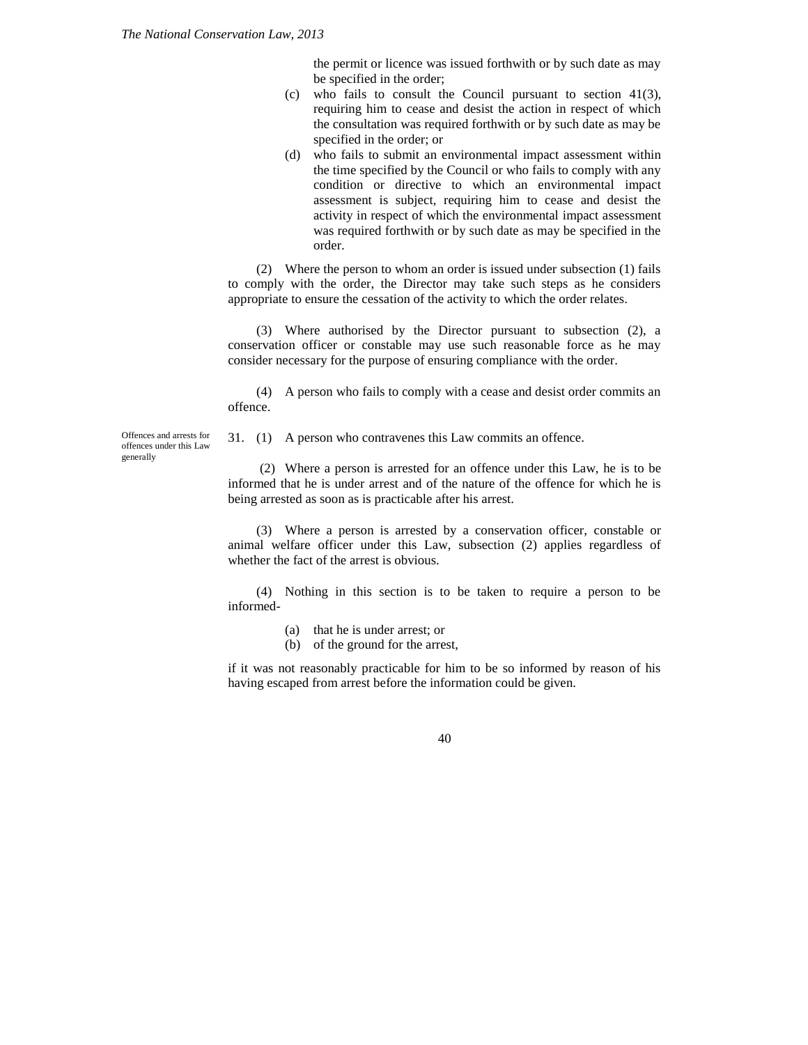the permit or licence was issued forthwith or by such date as may be specified in the order;

(c) who fails to consult the Council pursuant to section 41(3), requiring him to cease and desist the action in respect of which the consultation was required forthwith or by such date as may be specified in the order; or

(d) who fails to submit an environmental impact assessment within the time specified by the Council or who fails to comply with any condition or directive to which an environmental impact assessment is subject, requiring him to cease and desist the activity in respect of which the environmental impact assessment was required forthwith or by such date as may be specified in the order.

(2) Where the person to whom an order is issued under subsection (1) fails to comply with the order, the Director may take such steps as he considers appropriate to ensure the cessation of the activity to which the order relates.

(3) Where authorised by the Director pursuant to subsection (2), a conservation officer or constable may use such reasonable force as he may consider necessary for the purpose of ensuring compliance with the order.

(4) A person who fails to comply with a cease and desist order commits an offence.

Offences and arrests for offences under this Law generally

31. (1) A person who contravenes this Law commits an offence.

(2) Where a person is arrested for an offence under this Law, he is to be informed that he is under arrest and of the nature of the offence for which he is being arrested as soon as is practicable after his arrest.

(3) Where a person is arrested by a conservation officer, constable or animal welfare officer under this Law, subsection (2) applies regardless of whether the fact of the arrest is obvious.

(4) Nothing in this section is to be taken to require a person to be informed-

(a) that he is under arrest; or
(b) of the ground for the arrest,

if it was not reasonably practicable for him to be so informed by reason of his having escaped from arrest before the information could be given.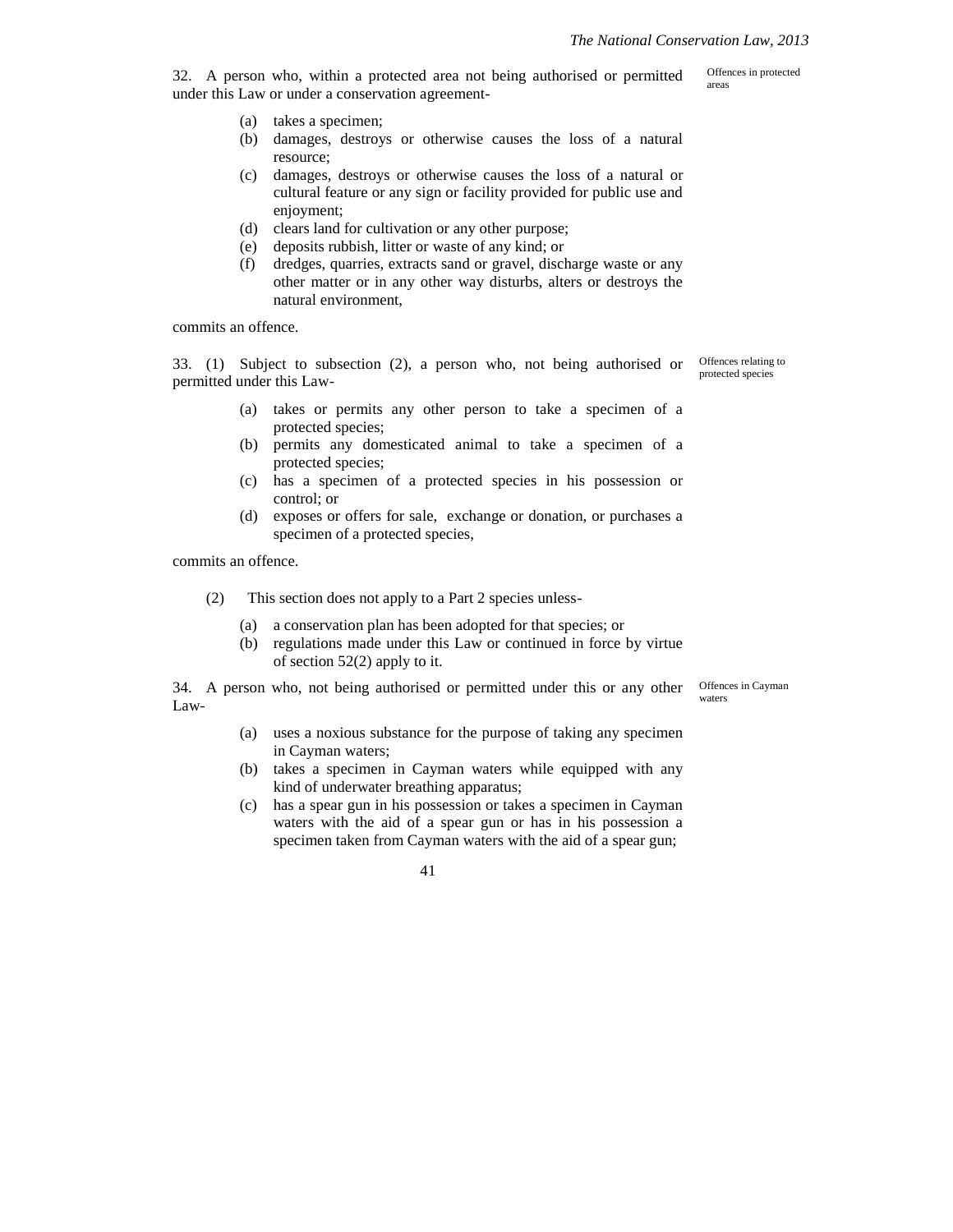**Offences in protected areas**

32. A person who, within a protected area not being authorised or permitted under this Law or under a conservation agreement-

(a) takes a specimen;
(b) damages, destroys or otherwise causes the loss of a natural resource;
(c) damages, destroys or otherwise causes the loss of a natural or cultural feature or any sign or facility provided for public use and enjoyment;
(d) clears land for cultivation or any other purpose;
(e) deposits rubbish, litter or waste of any kind; or
(f) dredges, quarries, extracts sand or gravel, discharge waste or any other matter or in any other way disturbs, alters or destroys the natural environment,

commits an offence.

**Offences relating to protected species**

33. (1) Subject to subsection (2), a person who, not being authorised or permitted under this Law-

(a) takes or permits any other person to take a specimen of a protected species;
(b) permits any domesticated animal to take a specimen of a protected species;
(c) has a specimen of a protected species in his possession or control; or
(d) exposes or offers for sale, exchange or donation, or purchases a specimen of a protected species,

commits an offence.

(2) This section does not apply to a Part 2 species unless-

(a) a conservation plan has been adopted for that species; or
(b) regulations made under this Law or continued in force by virtue of section 52(2) apply to it.

**Offences in Cayman waters**

34. A person who, not being authorised or permitted under this or any other Law-

(a) uses a noxious substance for the purpose of taking any specimen in Cayman waters;
(b) takes a specimen in Cayman waters while equipped with any kind of underwater breathing apparatus;
(c) has a spear gun in his possession or takes a specimen in Cayman waters with the aid of a spear gun or has in his possession a specimen taken from Cayman waters with the aid of a spear gun;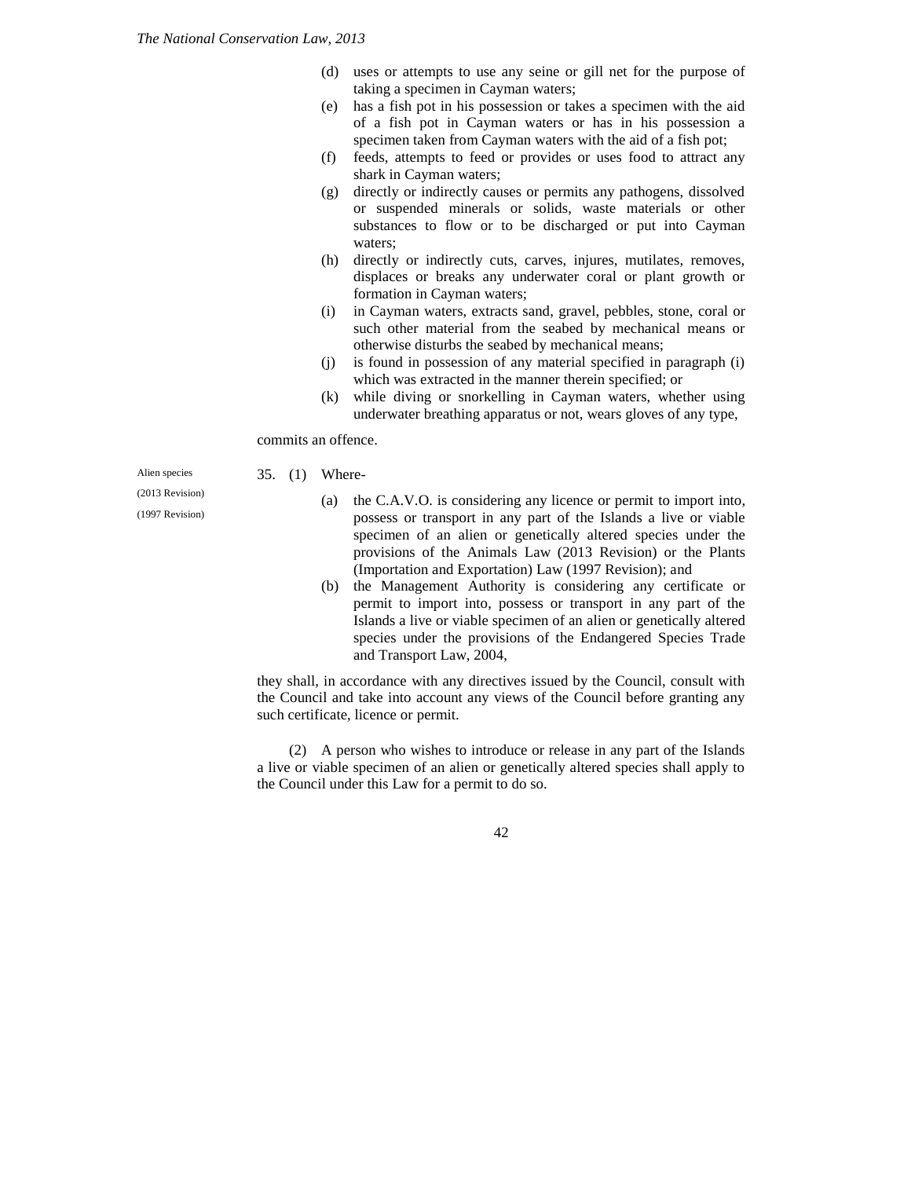(d) uses or attempts to use any seine or gill net for the purpose of taking a specimen in Cayman waters;

(e) has a fish pot in his possession or takes a specimen with the aid of a fish pot in Cayman waters or has in his possession a specimen taken from Cayman waters with the aid of a fish pot;

(f) feeds, attempts to feed or provides or uses food to attract any shark in Cayman waters;

(g) directly or indirectly causes or permits any pathogens, dissolved or suspended minerals or solids, waste materials or other substances to flow or to be discharged or put into Cayman waters;

(h) directly or indirectly cuts, carves, injures, mutilates, removes, displaces or breaks any underwater coral or plant growth or formation in Cayman waters;

(i) in Cayman waters, extracts sand, gravel, pebbles, stone, coral or such other material from the seabed by mechanical means or otherwise disturbs the seabed by mechanical means;

(j) is found in possession of any material specified in paragraph (i) which was extracted in the manner therein specified; or

(k) while diving or snorkelling in Cayman waters, whether using underwater breathing apparatus or not, wears gloves of any type,

commits an offence.

Alien species

(2013 Revision)

(1997 Revision)

35. (1) Where-

(a) the C.A.V.O. is considering any licence or permit to import into, possess or transport in any part of the Islands a live or viable specimen of an alien or genetically altered species under the provisions of the Animals Law (2013 Revision) or the Plants (Importation and Exportation) Law (1997 Revision); and

(b) the Management Authority is considering any certificate or permit to import into, possess or transport in any part of the Islands a live or viable specimen of an alien or genetically altered species under the provisions of the Endangered Species Trade and Transport Law, 2004,

they shall, in accordance with any directives issued by the Council, consult with the Council and take into account any views of the Council before granting any such certificate, licence or permit.

(2) A person who wishes to introduce or release in any part of the Islands a live or viable specimen of an alien or genetically altered species shall apply to the Council under this Law for a permit to do so.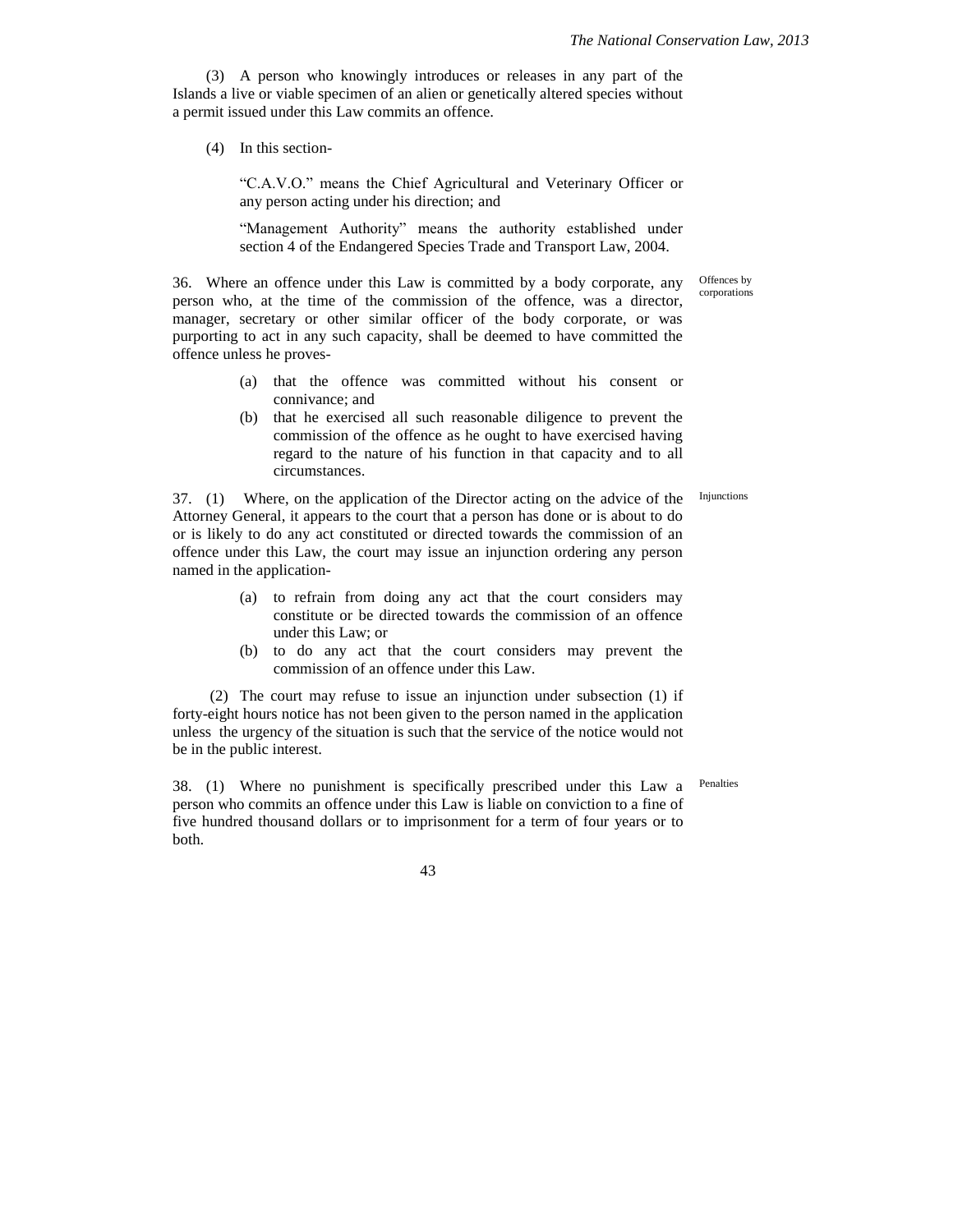(3) A person who knowingly introduces or releases in any part of the Islands a live or viable specimen of an alien or genetically altered species without a permit issued under this Law commits an offence.

(4) In this section-

"C.A.V.O." means the Chief Agricultural and Veterinary Officer or any person acting under his direction; and

"Management Authority" means the authority established under section 4 of the Endangered Species Trade and Transport Law, 2004.

Offences by corporations

36. Where an offence under this Law is committed by a body corporate, any person who, at the time of the commission of the offence, was a director, manager, secretary or other similar officer of the body corporate, or was purporting to act in any such capacity, shall be deemed to have committed the offence unless he proves-

(a) that the offence was committed without his consent or connivance; and
(b) that he exercised all such reasonable diligence to prevent the commission of the offence as he ought to have exercised having regard to the nature of his function in that capacity and to all circumstances.

Injunctions

37. (1) Where, on the application of the Director acting on the advice of the Attorney General, it appears to the court that a person has done or is about to do or is likely to do any act constituted or directed towards the commission of an offence under this Law, the court may issue an injunction ordering any person named in the application-

(a) to refrain from doing any act that the court considers may constitute or be directed towards the commission of an offence under this Law; or
(b) to do any act that the court considers may prevent the commission of an offence under this Law.

(2) The court may refuse to issue an injunction under subsection (1) if forty-eight hours notice has not been given to the person named in the application unless the urgency of the situation is such that the service of the notice would not be in the public interest.

Penalties

38. (1) Where no punishment is specifically prescribed under this Law a person who commits an offence under this Law is liable on conviction to a fine of five hundred thousand dollars or to imprisonment for a term of four years or to both.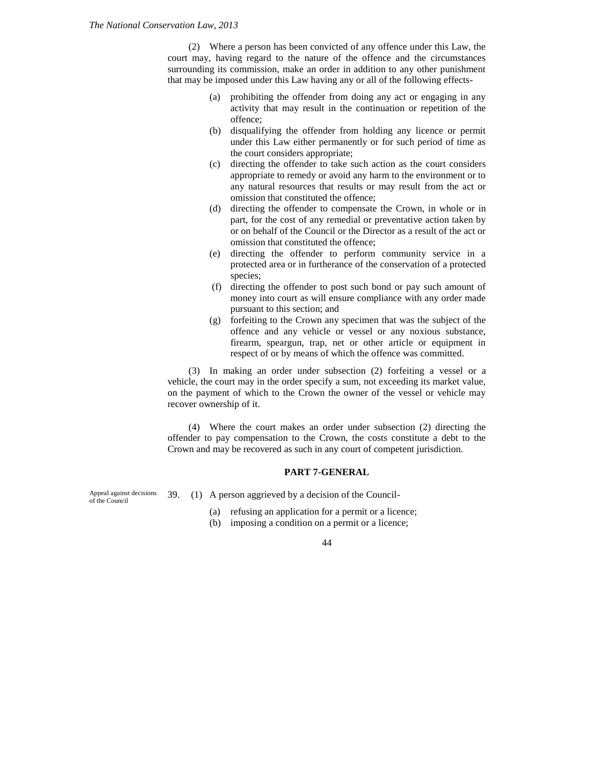(2) Where a person has been convicted of any offence under this Law, the court may, having regard to the nature of the offence and the circumstances surrounding its commission, make an order in addition to any other punishment that may be imposed under this Law having any or all of the following effects-

(a) prohibiting the offender from doing any act or engaging in any activity that may result in the continuation or repetition of the offence;

(b) disqualifying the offender from holding any licence or permit under this Law either permanently or for such period of time as the court considers appropriate;

(c) directing the offender to take such action as the court considers appropriate to remedy or avoid any harm to the environment or to any natural resources that results or may result from the act or omission that constituted the offence;

(d) directing the offender to compensate the Crown, in whole or in part, for the cost of any remedial or preventative action taken by or on behalf of the Council or the Director as a result of the act or omission that constituted the offence;

(e) directing the offender to perform community service in a protected area or in furtherance of the conservation of a protected species;

(f) directing the offender to post such bond or pay such amount of money into court as will ensure compliance with any order made pursuant to this section; and

(g) forfeiting to the Crown any specimen that was the subject of the offence and any vehicle or vessel or any noxious substance, firearm, speargun, trap, net or other article or equipment in respect of or by means of which the offence was committed.

(3) In making an order under subsection (2) forfeiting a vessel or a vehicle, the court may in the order specify a sum, not exceeding its market value, on the payment of which to the Crown the owner of the vessel or vehicle may recover ownership of it.

(4) Where the court makes an order under subsection (2) directing the offender to pay compensation to the Crown, the costs constitute a debt to the Crown and may be recovered as such in any court of competent jurisdiction.

## PART 7-GENERAL

Appeal against decisions of the Council

39. (1) A person aggrieved by a decision of the Council-

(a) refusing an application for a permit or a licence;

(b) imposing a condition on a permit or a licence;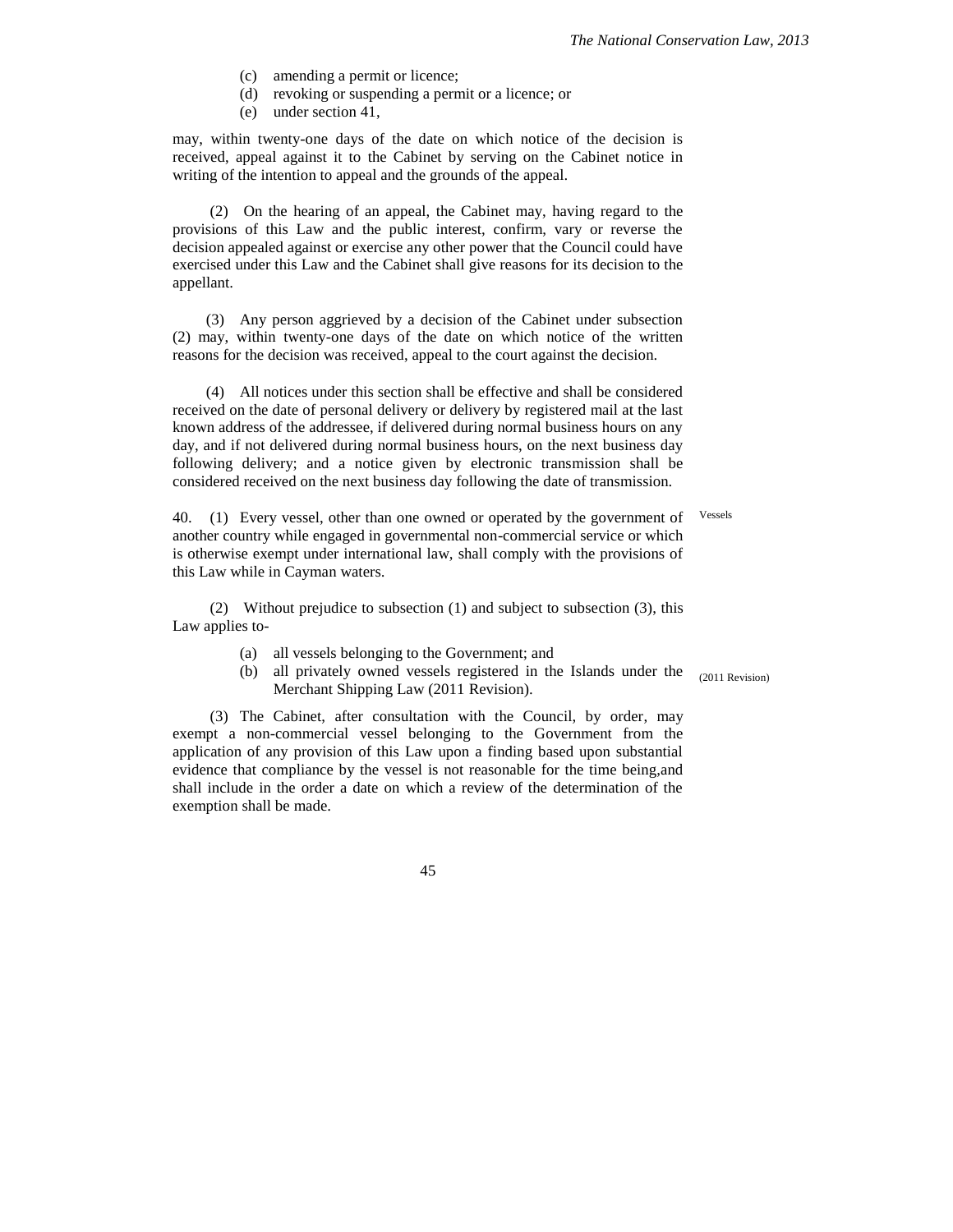(c) amending a permit or licence;

(d) revoking or suspending a permit or a licence; or

(e) under section 41,

may, within twenty-one days of the date on which notice of the decision is received, appeal against it to the Cabinet by serving on the Cabinet notice in writing of the intention to appeal and the grounds of the appeal.

(2) On the hearing of an appeal, the Cabinet may, having regard to the provisions of this Law and the public interest, confirm, vary or reverse the decision appealed against or exercise any other power that the Council could have exercised under this Law and the Cabinet shall give reasons for its decision to the appellant.

(3) Any person aggrieved by a decision of the Cabinet under subsection (2) may, within twenty-one days of the date on which notice of the written reasons for the decision was received, appeal to the court against the decision.

(4) All notices under this section shall be effective and shall be considered received on the date of personal delivery or delivery by registered mail at the last known address of the addressee, if delivered during normal business hours on any day, and if not delivered during normal business hours, on the next business day following delivery; and a notice given by electronic transmission shall be considered received on the next business day following the date of transmission.

Vessels

40. (1) Every vessel, other than one owned or operated by the government of another country while engaged in governmental non-commercial service or which is otherwise exempt under international law, shall comply with the provisions of this Law while in Cayman waters.

(2) Without prejudice to subsection (1) and subject to subsection (3), this Law applies to-

(a) all vessels belonging to the Government; and

(b) all privately owned vessels registered in the Islands under the Merchant Shipping Law (2011 Revision).

(2011 Revision)

(3) The Cabinet, after consultation with the Council, by order, may exempt a non-commercial vessel belonging to the Government from the application of any provision of this Law upon a finding based upon substantial evidence that compliance by the vessel is not reasonable for the time being,and shall include in the order a date on which a review of the determination of the exemption shall be made.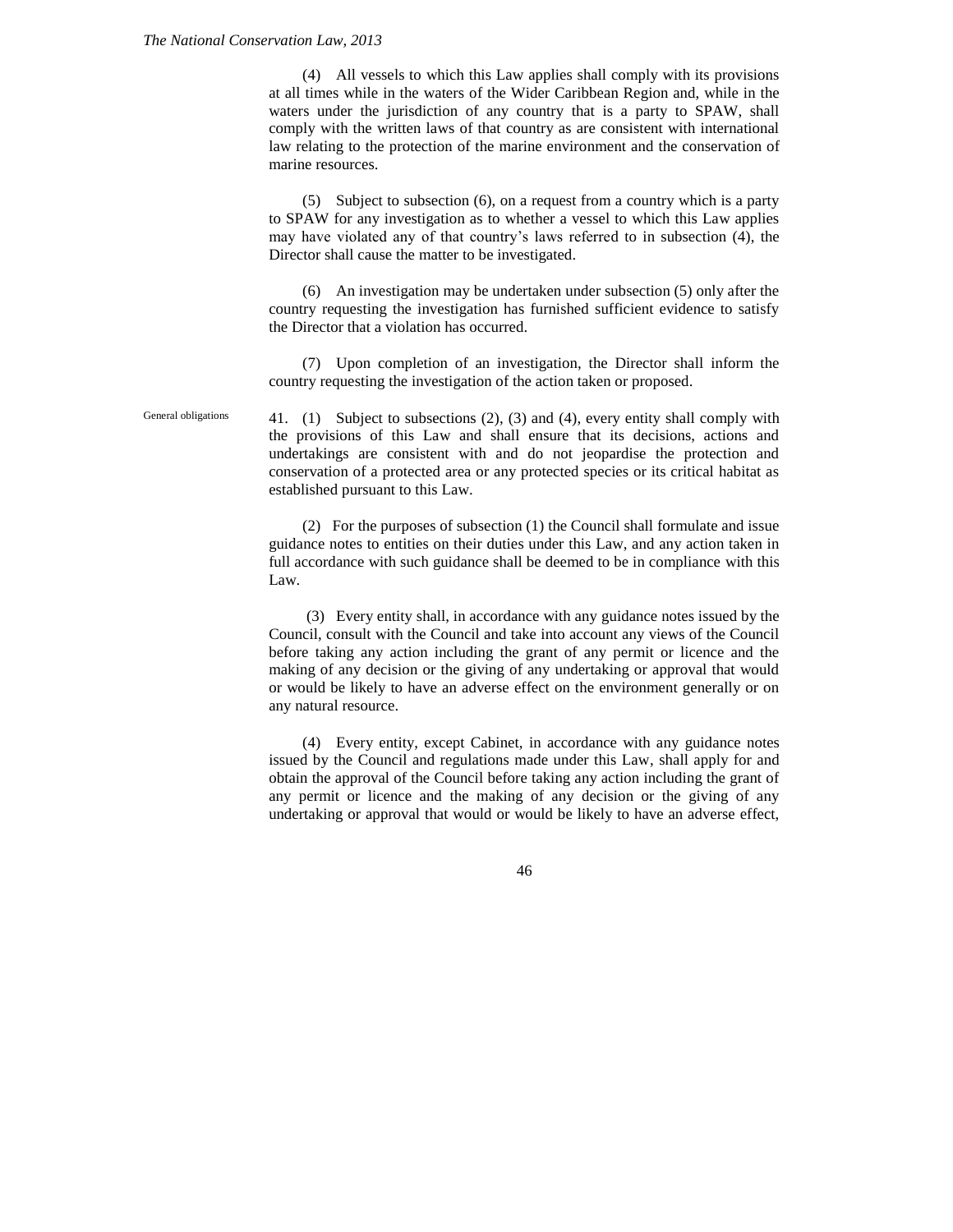(4) All vessels to which this Law applies shall comply with its provisions at all times while in the waters of the Wider Caribbean Region and, while in the waters under the jurisdiction of any country that is a party to SPAW, shall comply with the written laws of that country as are consistent with international law relating to the protection of the marine environment and the conservation of marine resources.

(5) Subject to subsection (6), on a request from a country which is a party to SPAW for any investigation as to whether a vessel to which this Law applies may have violated any of that country's laws referred to in subsection (4), the Director shall cause the matter to be investigated.

(6) An investigation may be undertaken under subsection (5) only after the country requesting the investigation has furnished sufficient evidence to satisfy the Director that a violation has occurred.

(7) Upon completion of an investigation, the Director shall inform the country requesting the investigation of the action taken or proposed.

General obligations

41. (1) Subject to subsections (2), (3) and (4), every entity shall comply with the provisions of this Law and shall ensure that its decisions, actions and undertakings are consistent with and do not jeopardise the protection and conservation of a protected area or any protected species or its critical habitat as established pursuant to this Law.

(2) For the purposes of subsection (1) the Council shall formulate and issue guidance notes to entities on their duties under this Law, and any action taken in full accordance with such guidance shall be deemed to be in compliance with this Law.

(3) Every entity shall, in accordance with any guidance notes issued by the Council, consult with the Council and take into account any views of the Council before taking any action including the grant of any permit or licence and the making of any decision or the giving of any undertaking or approval that would or would be likely to have an adverse effect on the environment generally or on any natural resource.

(4) Every entity, except Cabinet, in accordance with any guidance notes issued by the Council and regulations made under this Law, shall apply for and obtain the approval of the Council before taking any action including the grant of any permit or licence and the making of any decision or the giving of any undertaking or approval that would or would be likely to have an adverse effect,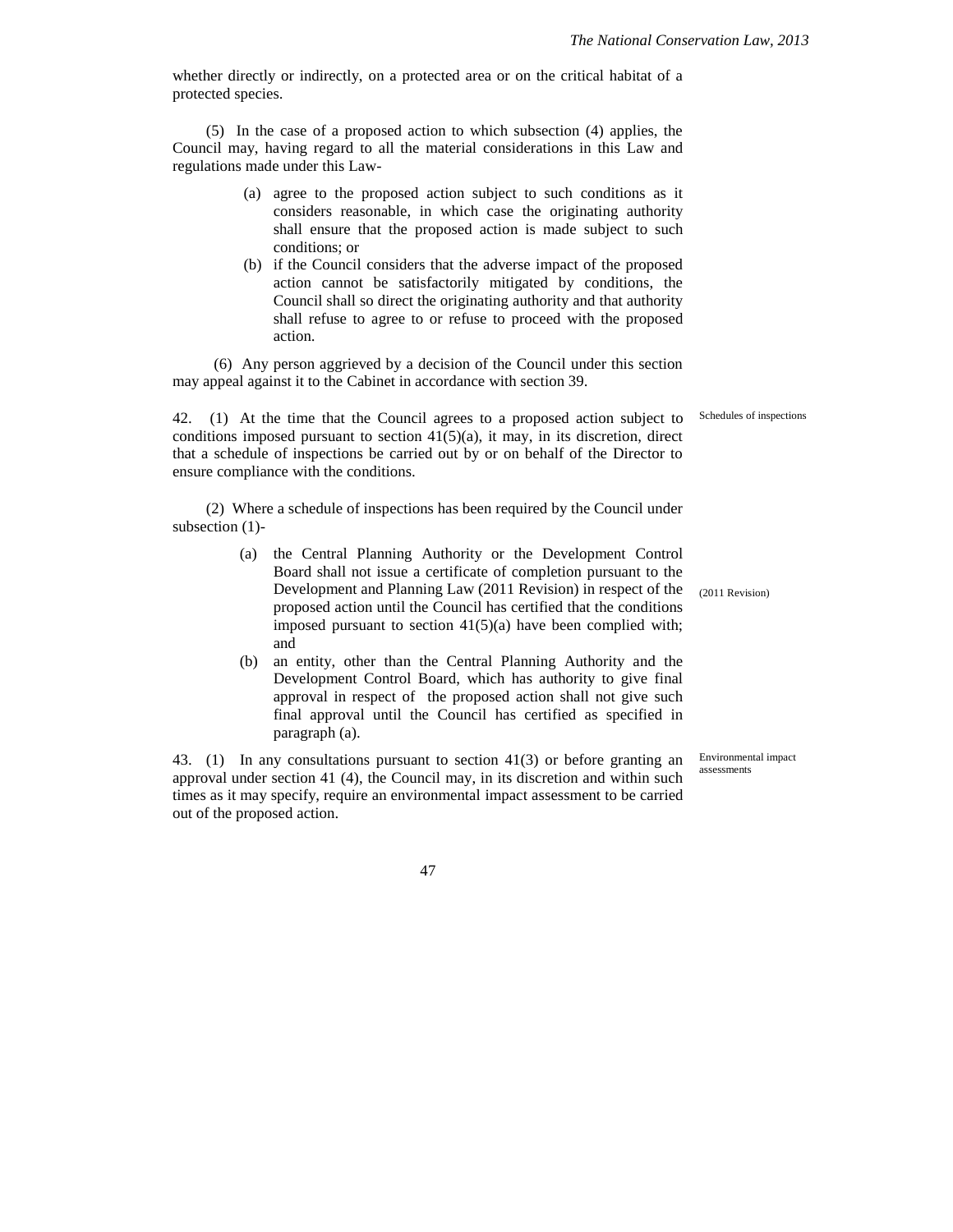whether directly or indirectly, on a protected area or on the critical habitat of a protected species.

(5) In the case of a proposed action to which subsection (4) applies, the Council may, having regard to all the material considerations in this Law and regulations made under this Law-

(a) agree to the proposed action subject to such conditions as it considers reasonable, in which case the originating authority shall ensure that the proposed action is made subject to such conditions; or

(b) if the Council considers that the adverse impact of the proposed action cannot be satisfactorily mitigated by conditions, the Council shall so direct the originating authority and that authority shall refuse to agree to or refuse to proceed with the proposed action.

(6) Any person aggrieved by a decision of the Council under this section may appeal against it to the Cabinet in accordance with section 39.

**Schedules of inspections**

42. (1) At the time that the Council agrees to a proposed action subject to conditions imposed pursuant to section 41(5)(a), it may, in its discretion, direct that a schedule of inspections be carried out by or on behalf of the Director to ensure compliance with the conditions.

(2) Where a schedule of inspections has been required by the Council under subsection (1)-

(a) the Central Planning Authority or the Development Control Board shall not issue a certificate of completion pursuant to the Development and Planning Law (2011 Revision) in respect of the proposed action until the Council has certified that the conditions imposed pursuant to section 41(5)(a) have been complied with; and

(b) an entity, other than the Central Planning Authority and the Development Control Board, which has authority to give final approval in respect of the proposed action shall not give such final approval until the Council has certified as specified in paragraph (a).

(2011 Revision)

**Environmental impact assessments**

43. (1) In any consultations pursuant to section 41(3) or before granting an approval under section 41 (4), the Council may, in its discretion and within such times as it may specify, require an environmental impact assessment to be carried out of the proposed action.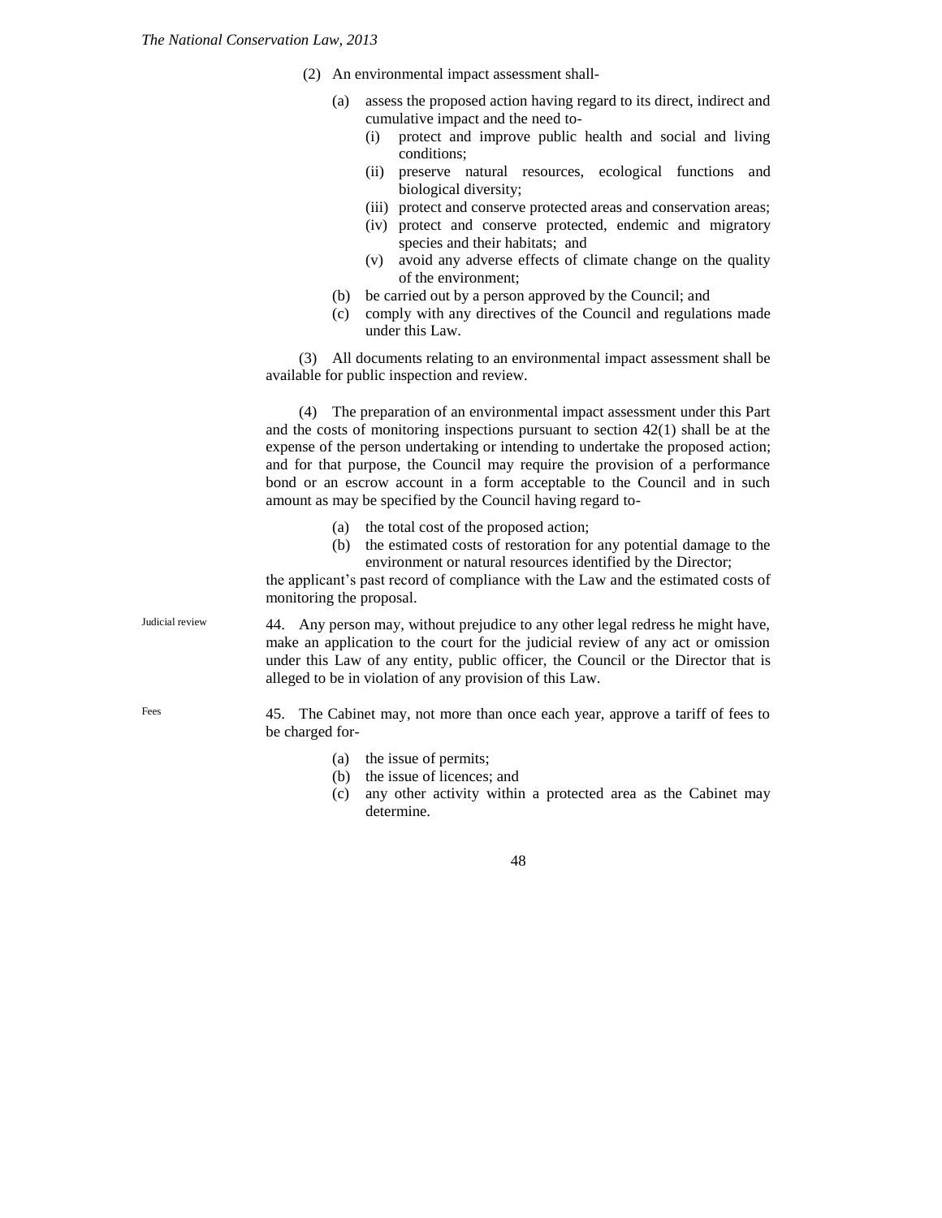(2) An environmental impact assessment shall-

(a) assess the proposed action having regard to its direct, indirect and cumulative impact and the need to-

(i) protect and improve public health and social and living conditions;

(ii) preserve natural resources, ecological functions and biological diversity;

(iii) protect and conserve protected areas and conservation areas;

(iv) protect and conserve protected, endemic and migratory species and their habitats; and

(v) avoid any adverse effects of climate change on the quality of the environment;

(b) be carried out by a person approved by the Council; and

(c) comply with any directives of the Council and regulations made under this Law.

(3) All documents relating to an environmental impact assessment shall be available for public inspection and review.

(4) The preparation of an environmental impact assessment under this Part and the costs of monitoring inspections pursuant to section 42(1) shall be at the expense of the person undertaking or intending to undertake the proposed action; and for that purpose, the Council may require the provision of a performance bond or an escrow account in a form acceptable to the Council and in such amount as may be specified by the Council having regard to-

(a) the total cost of the proposed action;

(b) the estimated costs of restoration for any potential damage to the environment or natural resources identified by the Director;

the applicant's past record of compliance with the Law and the estimated costs of monitoring the proposal.

Judicial review

44. Any person may, without prejudice to any other legal redress he might have, make an application to the court for the judicial review of any act or omission under this Law of any entity, public officer, the Council or the Director that is alleged to be in violation of any provision of this Law.

Fees

45. The Cabinet may, not more than once each year, approve a tariff of fees to be charged for-

(a) the issue of permits;

(b) the issue of licences; and

(c) any other activity within a protected area as the Cabinet may determine.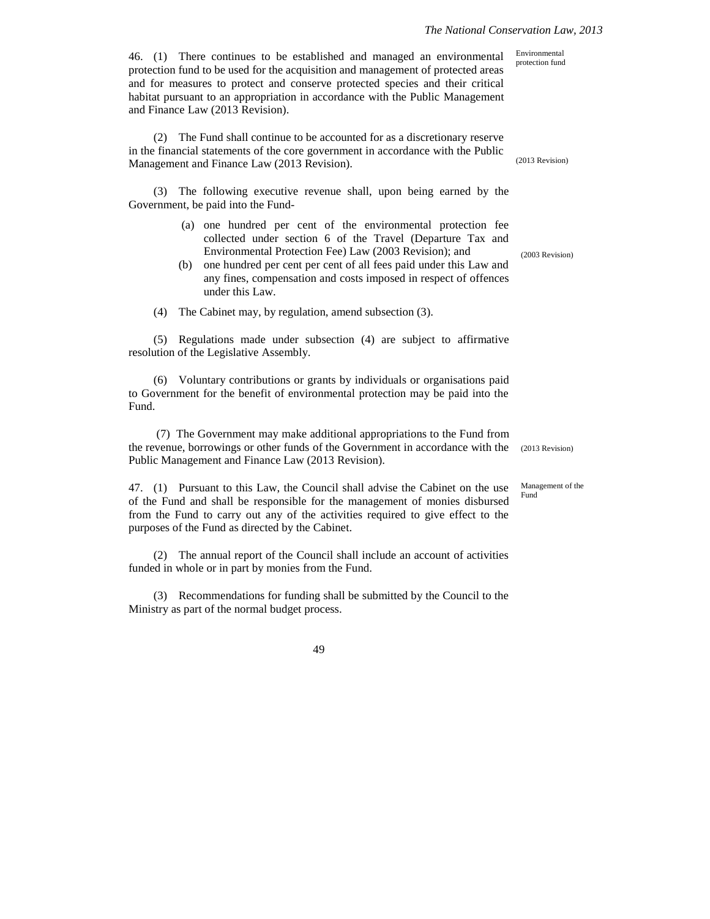**Environmental protection fund**

46. (1) There continues to be established and managed an environmental protection fund to be used for the acquisition and management of protected areas and for measures to protect and conserve protected species and their critical habitat pursuant to an appropriation in accordance with the Public Management and Finance Law (2013 Revision).

(2) The Fund shall continue to be accounted for as a discretionary reserve in the financial statements of the core government in accordance with the Public Management and Finance Law (2013 Revision).

(2013 Revision)

(3) The following executive revenue shall, upon being earned by the Government, be paid into the Fund-

- (a) one hundred per cent of the environmental protection fee collected under section 6 of the Travel (Departure Tax and Environmental Protection Fee) Law (2003 Revision); and

(2003 Revision)

- (b) one hundred per cent per cent of all fees paid under this Law and any fines, compensation and costs imposed in respect of offences under this Law.

(4) The Cabinet may, by regulation, amend subsection (3).

(5) Regulations made under subsection (4) are subject to affirmative resolution of the Legislative Assembly.

(6) Voluntary contributions or grants by individuals or organisations paid to Government for the benefit of environmental protection may be paid into the Fund.

(7) The Government may make additional appropriations to the Fund from the revenue, borrowings or other funds of the Government in accordance with the Public Management and Finance Law (2013 Revision).

(2013 Revision)

**Management of the Fund**

47. (1) Pursuant to this Law, the Council shall advise the Cabinet on the use of the Fund and shall be responsible for the management of monies disbursed from the Fund to carry out any of the activities required to give effect to the purposes of the Fund as directed by the Cabinet.

(2) The annual report of the Council shall include an account of activities funded in whole or in part by monies from the Fund.

(3) Recommendations for funding shall be submitted by the Council to the Ministry as part of the normal budget process.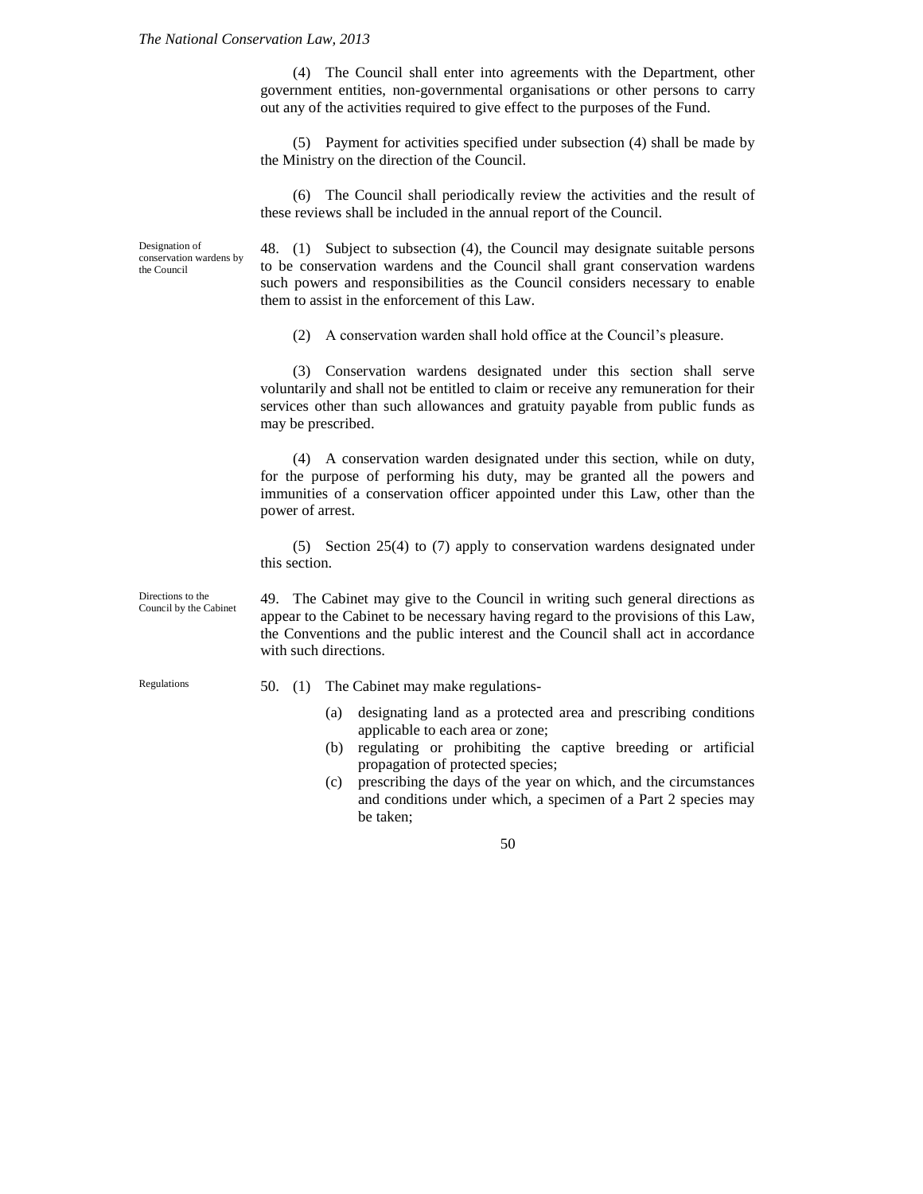(4) The Council shall enter into agreements with the Department, other government entities, non-governmental organisations or other persons to carry out any of the activities required to give effect to the purposes of the Fund.

(5) Payment for activities specified under subsection (4) shall be made by the Ministry on the direction of the Council.

(6) The Council shall periodically review the activities and the result of these reviews shall be included in the annual report of the Council.

**Designation of conservation wardens by the Council**

48. (1) Subject to subsection (4), the Council may designate suitable persons to be conservation wardens and the Council shall grant conservation wardens such powers and responsibilities as the Council considers necessary to enable them to assist in the enforcement of this Law.

(2) A conservation warden shall hold office at the Council's pleasure.

(3) Conservation wardens designated under this section shall serve voluntarily and shall not be entitled to claim or receive any remuneration for their services other than such allowances and gratuity payable from public funds as may be prescribed.

(4) A conservation warden designated under this section, while on duty, for the purpose of performing his duty, may be granted all the powers and immunities of a conservation officer appointed under this Law, other than the power of arrest.

(5) Section 25(4) to (7) apply to conservation wardens designated under this section.

**Directions to the Council by the Cabinet**

49. The Cabinet may give to the Council in writing such general directions as appear to the Cabinet to be necessary having regard to the provisions of this Law, the Conventions and the public interest and the Council shall act in accordance with such directions.

**Regulations**

50. (1) The Cabinet may make regulations-

(a) designating land as a protected area and prescribing conditions applicable to each area or zone;
(b) regulating or prohibiting the captive breeding or artificial propagation of protected species;
(c) prescribing the days of the year on which, and the circumstances and conditions under which, a specimen of a Part 2 species may be taken;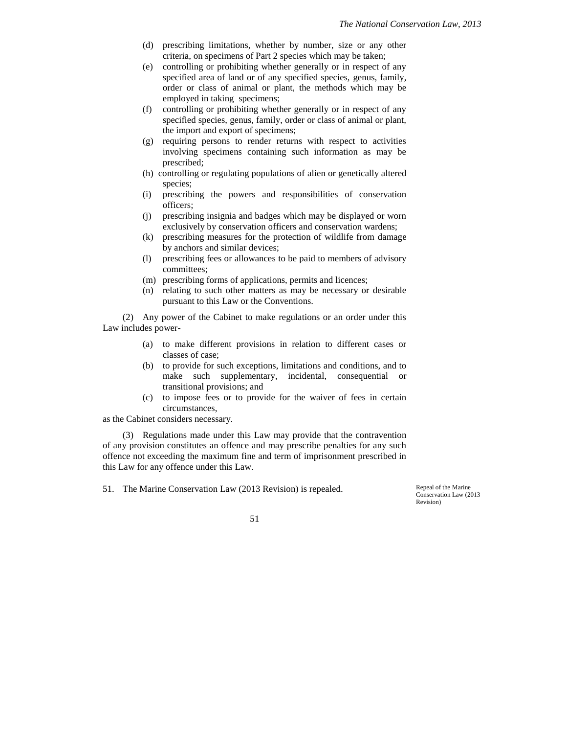(d) prescribing limitations, whether by number, size or any other criteria, on specimens of Part 2 species which may be taken;

(e) controlling or prohibiting whether generally or in respect of any specified area of land or of any specified species, genus, family, order or class of animal or plant, the methods which may be employed in taking specimens;

(f) controlling or prohibiting whether generally or in respect of any specified species, genus, family, order or class of animal or plant, the import and export of specimens;

(g) requiring persons to render returns with respect to activities involving specimens containing such information as may be prescribed;

(h) controlling or regulating populations of alien or genetically altered species;

(i) prescribing the powers and responsibilities of conservation officers;

(j) prescribing insignia and badges which may be displayed or worn exclusively by conservation officers and conservation wardens;

(k) prescribing measures for the protection of wildlife from damage by anchors and similar devices;

(l) prescribing fees or allowances to be paid to members of advisory committees;

(m) prescribing forms of applications, permits and licences;

(n) relating to such other matters as may be necessary or desirable pursuant to this Law or the Conventions.

(2) Any power of the Cabinet to make regulations or an order under this Law includes power-

(a) to make different provisions in relation to different cases or classes of case;

(b) to provide for such exceptions, limitations and conditions, and to make such supplementary, incidental, consequential or transitional provisions; and

(c) to impose fees or to provide for the waiver of fees in certain circumstances,

as the Cabinet considers necessary.

(3) Regulations made under this Law may provide that the contravention of any provision constitutes an offence and may prescribe penalties for any such offence not exceeding the maximum fine and term of imprisonment prescribed in this Law for any offence under this Law.

*Repeal of the Marine Conservation Law (2013 Revision)*

51. The Marine Conservation Law (2013 Revision) is repealed.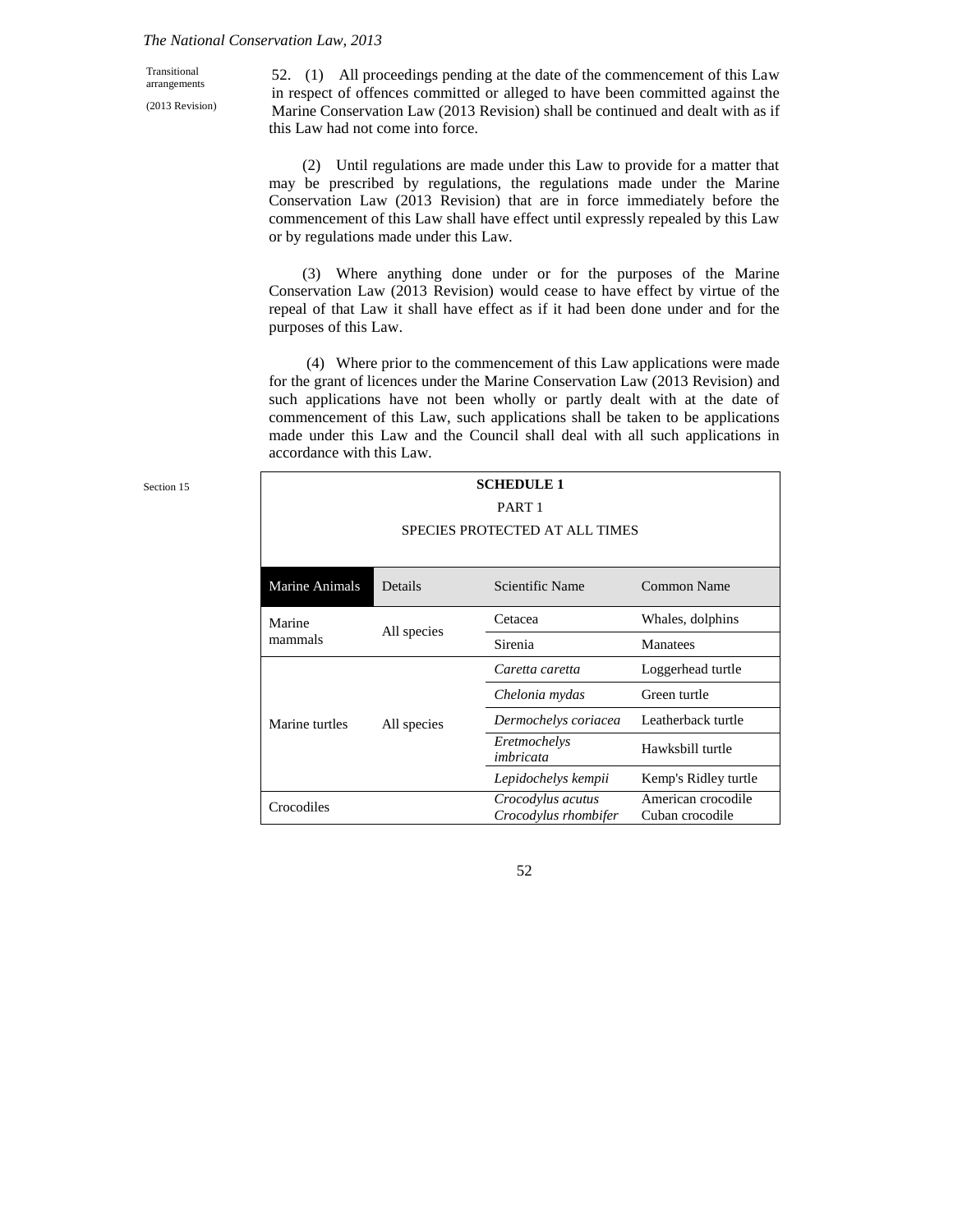Transitional arrangements

(2013 Revision)

52. (1) All proceedings pending at the date of the commencement of this Law in respect of offences committed or alleged to have been committed against the Marine Conservation Law (2013 Revision) shall be continued and dealt with as if this Law had not come into force.

(2) Until regulations are made under this Law to provide for a matter that may be prescribed by regulations, the regulations made under the Marine Conservation Law (2013 Revision) that are in force immediately before the commencement of this Law shall have effect until expressly repealed by this Law or by regulations made under this Law.

(3) Where anything done under or for the purposes of the Marine Conservation Law (2013 Revision) would cease to have effect by virtue of the repeal of that Law it shall have effect as if it had been done under and for the purposes of this Law.

(4) Where prior to the commencement of this Law applications were made for the grant of licences under the Marine Conservation Law (2013 Revision) and such applications have not been wholly or partly dealt with at the date of commencement of this Law, such applications shall be taken to be applications made under this Law and the Council shall deal with all such applications in accordance with this Law.

Section 15

## SCHEDULE 1

### PART 1

### SPECIES PROTECTED AT ALL TIMES

| Marine Animals | Details | Scientific Name | Common Name |
|---|---|---|---|
| Marine mammals | All species | Cetacea | Whales, dolphins |
| | | Sirenia | Manatees |
| Marine turtles | All species | *Caretta caretta* | Loggerhead turtle |
| | | *Chelonia mydas* | Green turtle |
| | | *Dermochelys coriacea* | Leatherback turtle |
| | | *Eretmochelys imbricata* | Hawksbill turtle |
| | | *Lepidochelys kempii* | Kemp's Ridley turtle |
| Crocodiles | | *Crocodylus acutus*<br>*Crocodylus rhombifer* | American crocodile<br>Cuban crocodile |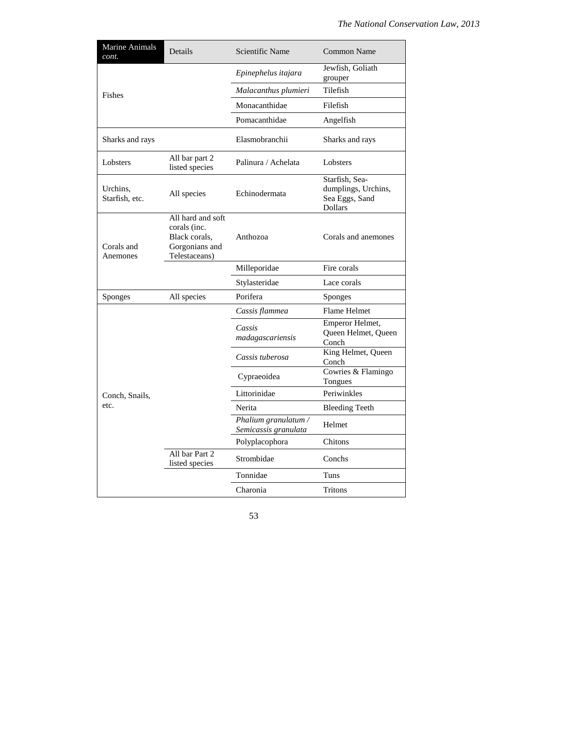| Marine Animals *cont.* | Details | Scientific Name | Common Name |
|---|---|---|---|
| Fishes | | *Epinephelus itajara* | Jewfish, Goliath grouper |
| | | *Malacanthus plumieri* | Tilefish |
| | | Monacanthidae | Filefish |
| | | Pomacanthidae | Angelfish |
| Sharks and rays | | Elasmobranchii | Sharks and rays |
| Lobsters | All bar part 2 listed species | Palinura / Achelata | Lobsters |
| Urchins, Starfish, etc. | All species | Echinodermata | Starfish, Sea-dumplings, Urchins, Sea Eggs, Sand Dollars |
| Corals and Anemones | All hard and soft corals (inc. Black corals, Gorgonians and Telestaceans) | Anthozoa | Corals and anemones |
| | | Milleporidae | Fire corals |
| | | Stylasteridae | Lace corals |
| Sponges | All species | Porifera | Sponges |
| Conch, Snails, etc. | | *Cassis flammea* | Flame Helmet |
| | | *Cassis madagascariensis* | Emperor Helmet, Queen Helmet, Queen Conch |
| | | *Cassis tuberosa* | King Helmet, Queen Conch |
| | | Cypraeoidea | Cowries & Flamingo Tongues |
| | | Littorinidae | Periwinkles |
| | | Nerita | Bleeding Teeth |
| | | *Phalium granulatum / Semicassis granulata* | Helmet |
| | | Polyplacophora | Chitons |
| | All bar Part 2 listed species | Strombidae | Conchs |
| | | Tonnidae | Tuns |
| | | Charonia | Tritons |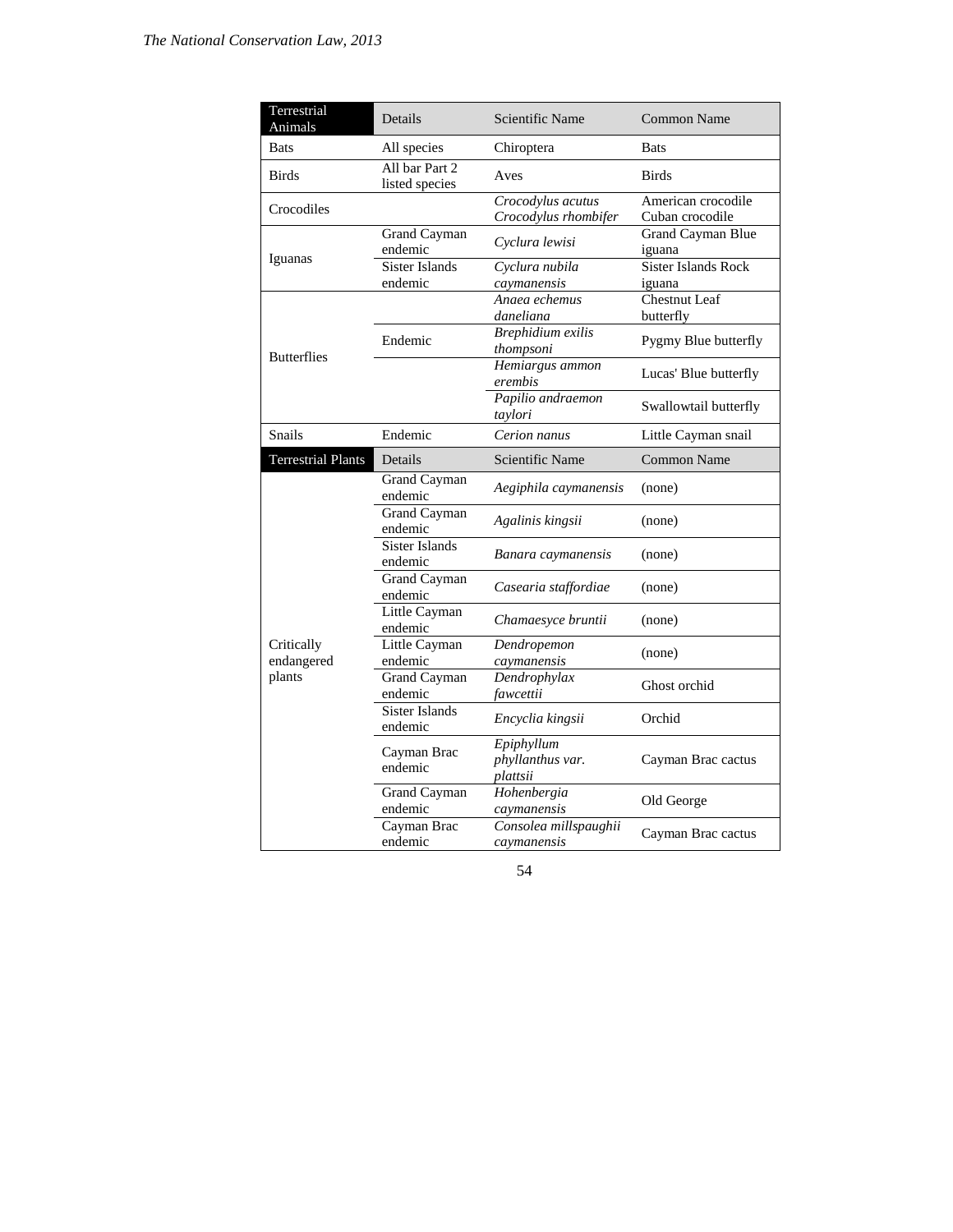| Terrestrial Animals | Details | Scientific Name | Common Name |
|---|---|---|---|
| Bats | All species | Chiroptera | Bats |
| Birds | All bar Part 2 listed species | Aves | Birds |
| Crocodiles | | *Crocodylus acutus* *Crocodylus rhombifer* | American crocodile Cuban crocodile |
| Iguanas | Grand Cayman endemic | *Cyclura lewisi* | Grand Cayman Blue iguana |
| | Sister Islands endemic | *Cyclura nubila caymanensis* | Sister Islands Rock iguana |
| Butterflies | Endemic | *Anaea echemus daneliana* | Chestnut Leaf butterfly |
| | | *Brephidium exilis thompsoni* | Pygmy Blue butterfly |
| | | *Hemiargus ammon erembis* | Lucas' Blue butterfly |
| | | *Papilio andraemon taylori* | Swallowtail butterfly |
| Snails | Endemic | *Cerion nanus* | Little Cayman snail |
| **Terrestrial Plants** | **Details** | **Scientific Name** | **Common Name** |
| Critically endangered plants | Grand Cayman endemic | *Aegiphila caymanensis* | (none) |
| | Grand Cayman endemic | *Agalinis kingsii* | (none) |
| | Sister Islands endemic | *Banara caymanensis* | (none) |
| | Grand Cayman endemic | *Casearia staffordiae* | (none) |
| | Little Cayman endemic | *Chamaesyce bruntii* | (none) |
| | Little Cayman endemic | *Dendropemon caymanensis* | (none) |
| | Grand Cayman endemic | *Dendrophylax fawcettii* | Ghost orchid |
| | Sister Islands endemic | *Encyclia kingsii* | Orchid |
| | Cayman Brac endemic | *Epiphyllum phyllanthus var. plattsii* | Cayman Brac cactus |
| | Grand Cayman endemic | *Hohenbergia caymanensis* | Old George |
| | Cayman Brac endemic | *Consolea millspaughii caymanensis* | Cayman Brac cactus |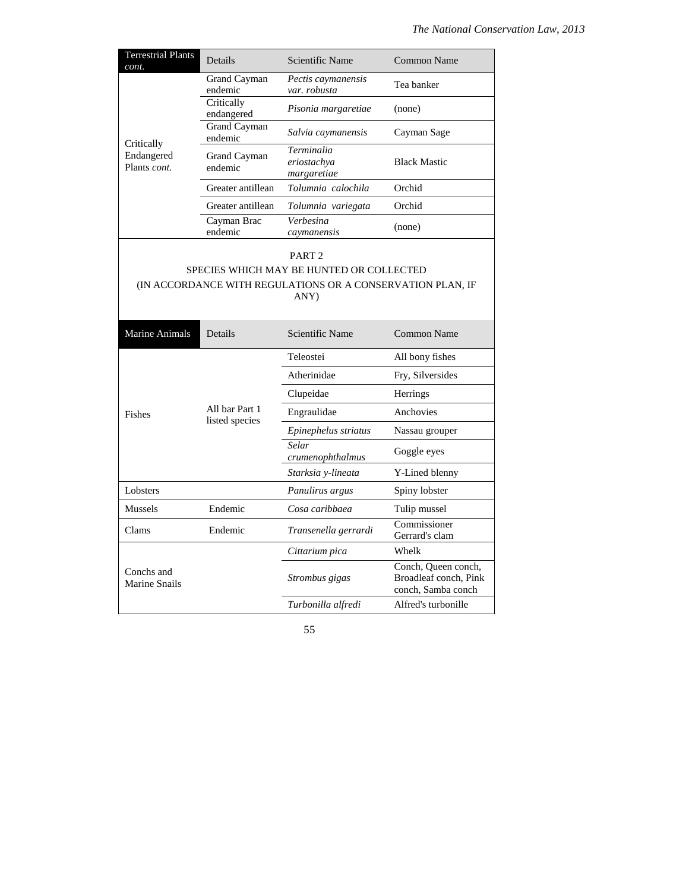| Terrestrial Plants *cont.* | Details | Scientific Name | Common Name |
|---|---|---|---|
| Critically Endangered Plants *cont.* | Grand Cayman endemic | *Pectis caymanensis var. robusta* | Tea banker |
| | Critically endangered | *Pisonia margaretiae* | (none) |
| | Grand Cayman endemic | *Salvia caymanensis* | Cayman Sage |
| | Grand Cayman endemic | *Terminalia eriostachya margaretiae* | Black Mastic |
| | Greater antillean | *Tolumnia calochila* | Orchid |
| | Greater antillean | *Tolumnia variegata* | Orchid |
| | Cayman Brac endemic | *Verbesina caymanensis* | (none) |

PART 2

SPECIES WHICH MAY BE HUNTED OR COLLECTED

(IN ACCORDANCE WITH REGULATIONS OR A CONSERVATION PLAN, IF ANY)

| Marine Animals | Details | Scientific Name | Common Name |
|---|---|---|---|
| Fishes | All bar Part 1 listed species | Teleostei | All bony fishes |
| | | Atherinidae | Fry, Silversides |
| | | Clupeidae | Herrings |
| | | Engraulidae | Anchovies |
| | | *Epinephelus striatus* | Nassau grouper |
| | | *Selar crumenophthalmus* | Goggle eyes |
| | | *Starksia y-lineata* | Y-Lined blenny |
| Lobsters | | *Panulirus argus* | Spiny lobster |
| Mussels | Endemic | *Cosa caribbaea* | Tulip mussel |
| Clams | Endemic | *Transenella gerrardi* | Commissioner Gerrard's clam |
| Conchs and Marine Snails | | *Cittarium pica* | Whelk |
| | | *Strombus gigas* | Conch, Queen conch, Broadleaf conch, Pink conch, Samba conch |
| | | *Turbonilla alfredi* | Alfred's turbonille |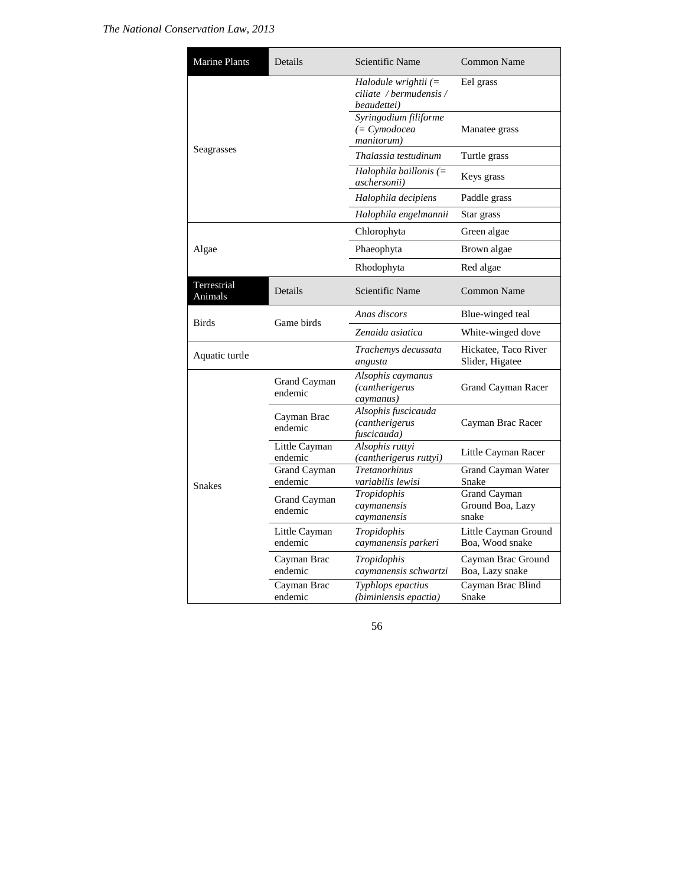| Marine Plants | Details | Scientific Name | Common Name |
|---|---|---|---|
| Seagrasses | | *Halodule wrightii (= ciliate / bermudensis / beaudettei)* | Eel grass |
| | | *Syringodium filiforme (= Cymodocea manitorum)* | Manatee grass |
| | | *Thalassia testudinum* | Turtle grass |
| | | *Halophila baillonis (= aschersonii)* | Keys grass |
| | | *Halophila decipiens* | Paddle grass |
| | | *Halophila engelmannii* | Star grass |
| Algae | | Chlorophyta | Green algae |
| | | Phaeophyta | Brown algae |
| | | Rhodophyta | Red algae |
| **Terrestrial Animals** | **Details** | **Scientific Name** | **Common Name** |
| Birds | Game birds | *Anas discors* | Blue-winged teal |
| | | *Zenaida asiatica* | White-winged dove |
| Aquatic turtle | | *Trachemys decussata angusta* | Hickatee, Taco River Slider, Higatee |
| Snakes | Grand Cayman endemic | *Alsophis caymanus (cantherigerus caymanus)* | Grand Cayman Racer |
| | Cayman Brac endemic | *Alsophis fuscicauda (cantherigerus fuscicauda)* | Cayman Brac Racer |
| | Little Cayman endemic | *Alsophis ruttyi (cantherigerus ruttyi)* | Little Cayman Racer |
| | Grand Cayman endemic | *Tretanorhinus variabilis lewisi* | Grand Cayman Water Snake |
| | Grand Cayman endemic | *Tropidophis caymanensis caymanensis* | Grand Cayman Ground Boa, Lazy snake |
| | Little Cayman endemic | *Tropidophis caymanensis parkeri* | Little Cayman Ground Boa, Wood snake |
| | Cayman Brac endemic | *Tropidophis caymanensis schwartzi* | Cayman Brac Ground Boa, Lazy snake |
| | Cayman Brac endemic | *Typhlops epactius (biminiensis epactia)* | Cayman Brac Blind Snake |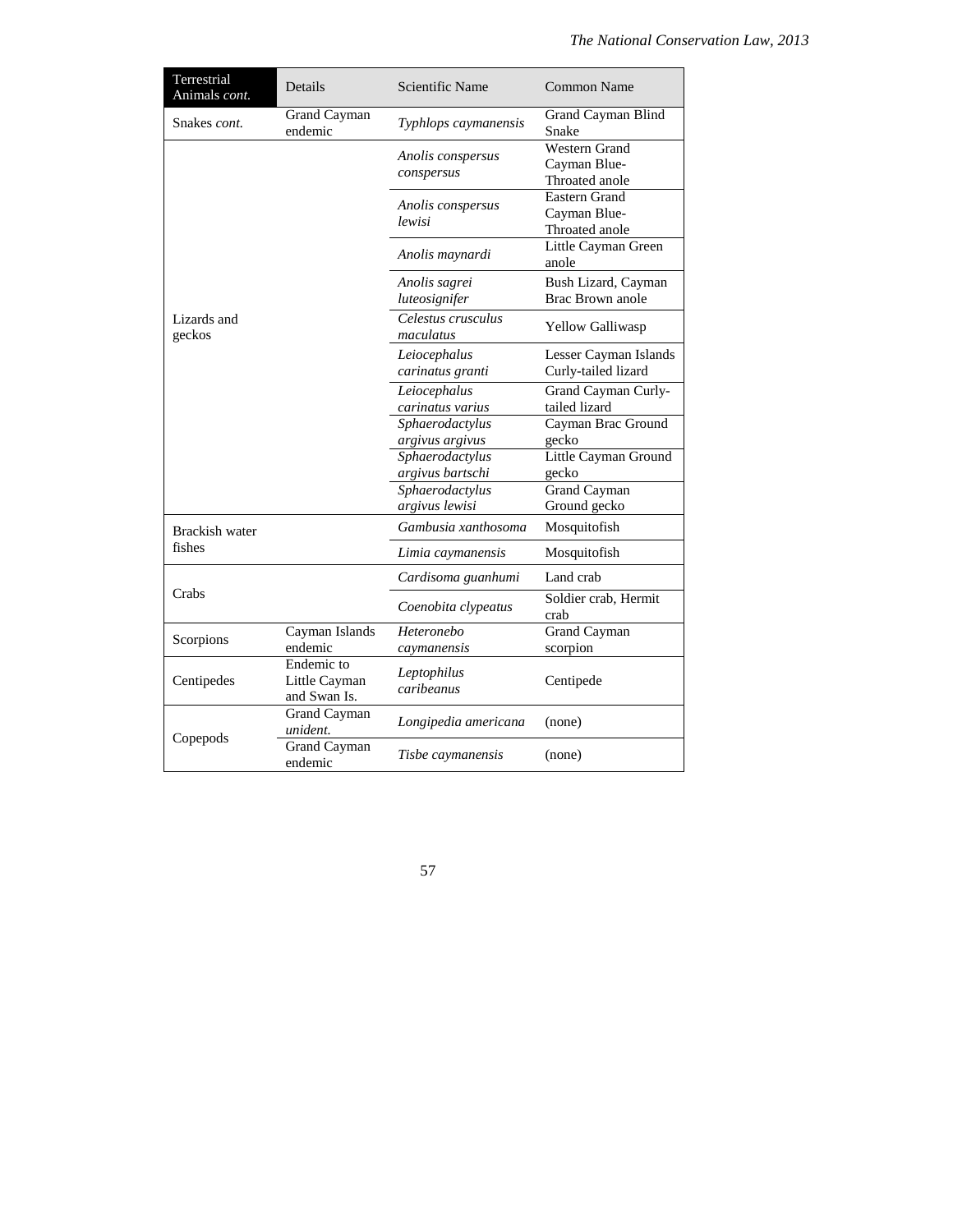| Terrestrial Animals *cont.* | Details | Scientific Name | Common Name |
|---|---|---|---|
| Snakes *cont.* | Grand Cayman endemic | *Typhlops caymanensis* | Grand Cayman Blind Snake |
| Lizards and geckos | | *Anolis conspersus conspersus* | Western Grand Cayman Blue-Throated anole |
| | | *Anolis conspersus lewisi* | Eastern Grand Cayman Blue-Throated anole |
| | | *Anolis maynardi* | Little Cayman Green anole |
| | | *Anolis sagrei luteosignifer* | Bush Lizard, Cayman Brac Brown anole |
| | | *Celestus crusculus maculatus* | Yellow Galliwasp |
| | | *Leiocephalus carinatus granti* | Lesser Cayman Islands Curly-tailed lizard |
| | | *Leiocephalus carinatus varius* | Grand Cayman Curly-tailed lizard |
| | | *Sphaerodactylus argivus argivus* | Cayman Brac Ground gecko |
| | | *Sphaerodactylus argivus bartschi* | Little Cayman Ground gecko |
| | | *Sphaerodactylus argivus lewisi* | Grand Cayman Ground gecko |
| Brackish water fishes | | *Gambusia xanthosoma* | Mosquitofish |
| | | *Limia caymanensis* | Mosquitofish |
| Crabs | | *Cardisoma guanhumi* | Land crab |
| | | *Coenobita clypeatus* | Soldier crab, Hermit crab |
| Scorpions | Cayman Islands endemic | *Heteronebo caymanensis* | Grand Cayman scorpion |
| Centipedes | Endemic to Little Cayman and Swan Is. | *Leptophilus caribeanus* | Centipede |
| Copepods | Grand Cayman *unident.* | *Longipedia americana* | (none) |
| | Grand Cayman endemic | *Tisbe caymanensis* | (none) |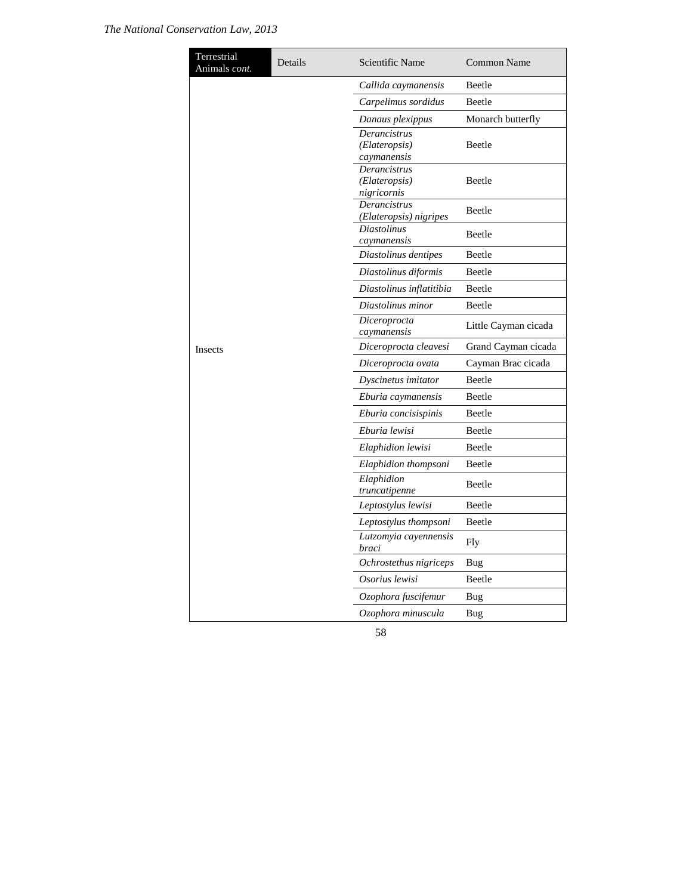| Terrestrial Animals *cont.* | Details | Scientific Name | Common Name |
|---|---|---|---|
| Insects | | *Callida caymanensis* | Beetle |
| | | *Carpelimus sordidus* | Beetle |
| | | *Danaus plexippus* | Monarch butterfly |
| | | *Derancistrus (Elateropsis) caymanensis* | Beetle |
| | | *Derancistrus (Elateropsis) nigricornis* | Beetle |
| | | *Derancistrus (Elateropsis) nigripes* | Beetle |
| | | *Diastolinus caymanensis* | Beetle |
| | | *Diastolinus dentipes* | Beetle |
| | | *Diastolinus diformis* | Beetle |
| | | *Diastolinus inflatitibia* | Beetle |
| | | *Diastolinus minor* | Beetle |
| | | *Diceroprocta caymanensis* | Little Cayman cicada |
| | | *Diceroprocta cleavesi* | Grand Cayman cicada |
| | | *Diceroprocta ovata* | Cayman Brac cicada |
| | | *Dyscinetus imitator* | Beetle |
| | | *Eburia caymanensis* | Beetle |
| | | *Eburia concisispinis* | Beetle |
| | | *Eburia lewisi* | Beetle |
| | | *Elaphidion lewisi* | Beetle |
| | | *Elaphidion thompsoni* | Beetle |
| | | *Elaphidion truncatipenne* | Beetle |
| | | *Leptostylus lewisi* | Beetle |
| | | *Leptostylus thompsoni* | Beetle |
| | | *Lutzomyia cayennensis braci* | Fly |
| | | *Ochrostethus nigriceps* | Bug |
| | | *Osorius lewisi* | Beetle |
| | | *Ozophora fuscifemur* | Bug |
| | | *Ozophora minuscula* | Bug |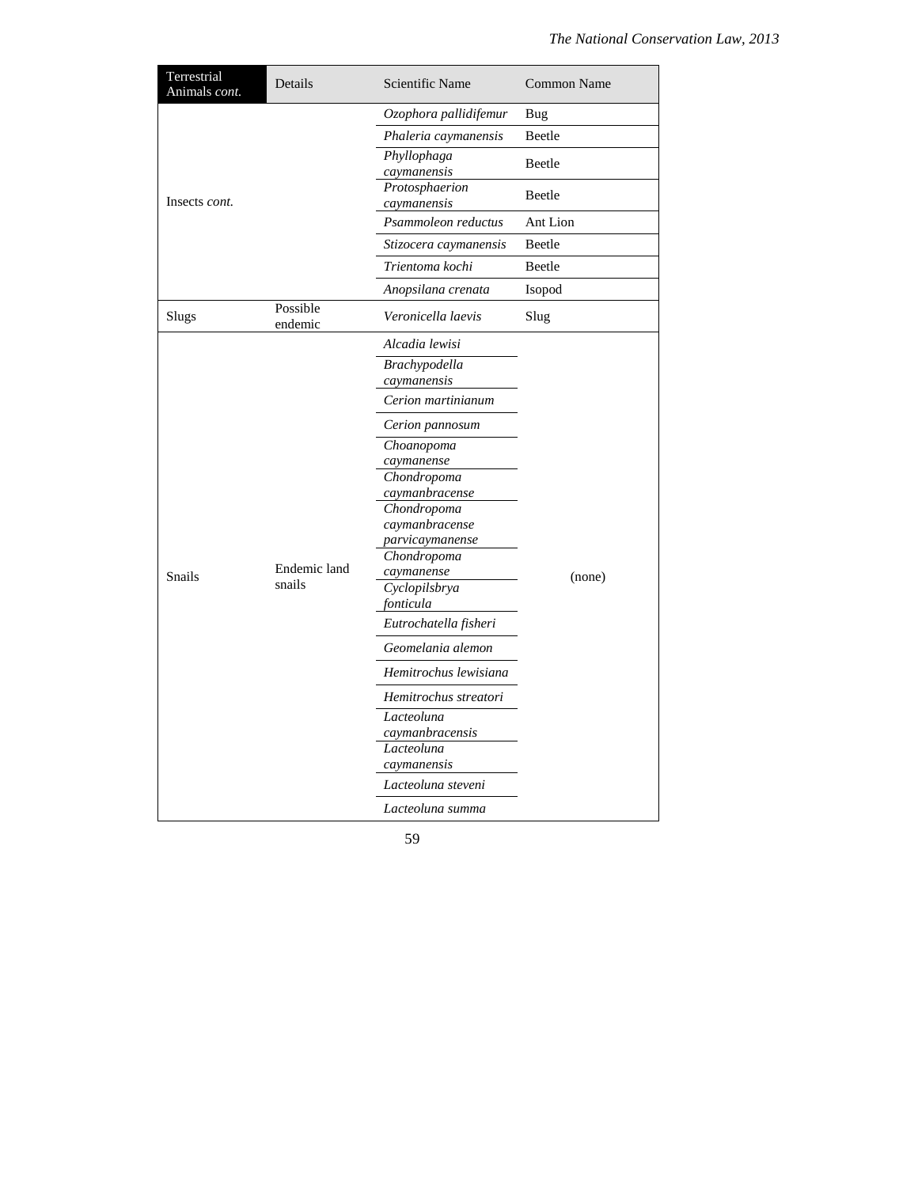| Terrestrial Animals *cont.* | Details | Scientific Name | Common Name |
|---|---|---|---|
| Insects *cont.* | | *Ozophora pallidifemur* | Bug |
| | | *Phaleria caymanensis* | Beetle |
| | | *Phyllophaga caymanensis* | Beetle |
| | | *Protosphaerion caymanensis* | Beetle |
| | | *Psammoleon reductus* | Ant Lion |
| | | *Stizocera caymanensis* | Beetle |
| | | *Trientoma kochi* | Beetle |
| | | *Anopsilana crenata* | Isopod |
| Slugs | Possible endemic | *Veronicella laevis* | Slug |
| Snails | Endemic land snails | *Alcadia lewisi* | (none) |
| | | *Brachypodella caymanensis* | |
| | | *Cerion martinianum* | |
| | | *Cerion pannosum* | |
| | | *Choanopoma caymanense* | |
| | | *Chondropoma caymanbracense* | |
| | | *Chondropoma caymanbracense parvicaymanense* | |
| | | *Chondropoma caymanense* | |
| | | *Cyclopilsbrya fonticula* | |
| | | *Eutrochatella fisheri* | |
| | | *Geomelania alemon* | |
| | | *Hemitrochus lewisiana* | |
| | | *Hemitrochus streatori* | |
| | | *Lacteoluna caymanbracensis* | |
| | | *Lacteoluna caymanensis* | |
| | | *Lacteoluna steveni* | |
| | | *Lacteoluna summa* | |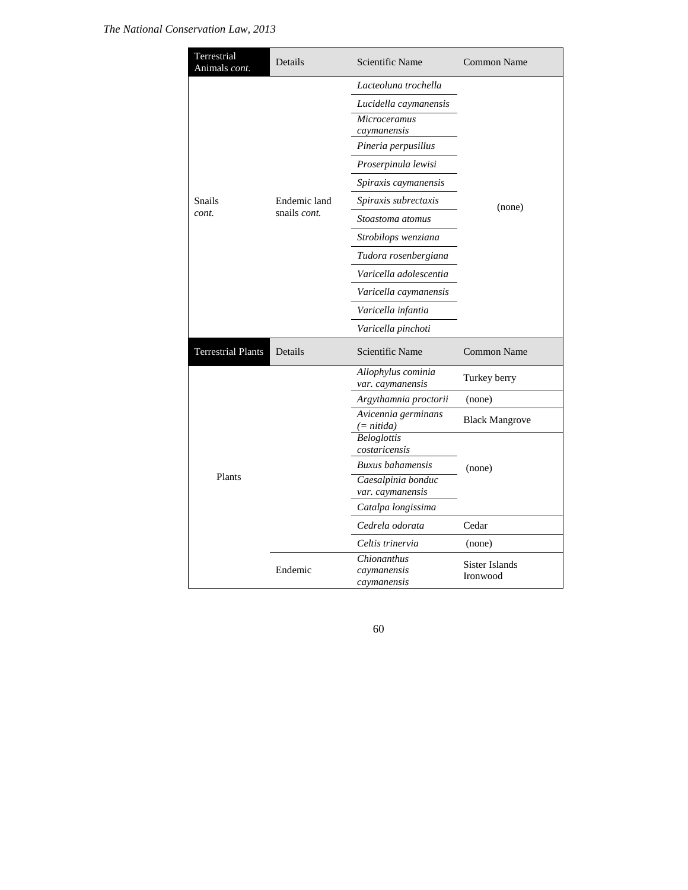| Terrestrial Animals *cont.* | Details | Scientific Name | Common Name |
|---|---|---|---|
| Snails *cont.* | Endemic land snails *cont.* | *Lacteoluna trochella* | (none) |
| | | *Lucidella caymanensis* | |
| | | *Microceramus caymanensis* | |
| | | *Pineria perpusillus* | |
| | | *Proserpinula lewisi* | |
| | | *Spiraxis caymanensis* | |
| | | *Spiraxis subrectaxis* | |
| | | *Stoastoma atomus* | |
| | | *Strobilops wenziana* | |
| | | *Tudora rosenbergiana* | |
| | | *Varicella adolescentia* | |
| | | *Varicella caymanensis* | |
| | | *Varicella infantia* | |
| | | *Varicella pinchoti* | |

| Terrestrial Plants | Details | Scientific Name | Common Name |
|---|---|---|---|
| Plants | | *Allophylus cominia var. caymanensis* | Turkey berry |
| | | *Argythamnia proctorii* | (none) |
| | | *Avicennia germinans (= nitida)* | Black Mangrove |
| | | *Beloglottis costaricensis* | (none) |
| | | *Buxus bahamensis* | |
| | | *Caesalpinia bonduc var. caymanensis* | |
| | | *Catalpa longissima* | |
| | | *Cedrela odorata* | Cedar |
| | | *Celtis trinervia* | (none) |
| | Endemic | *Chionanthus caymanensis caymanensis* | Sister Islands Ironwood |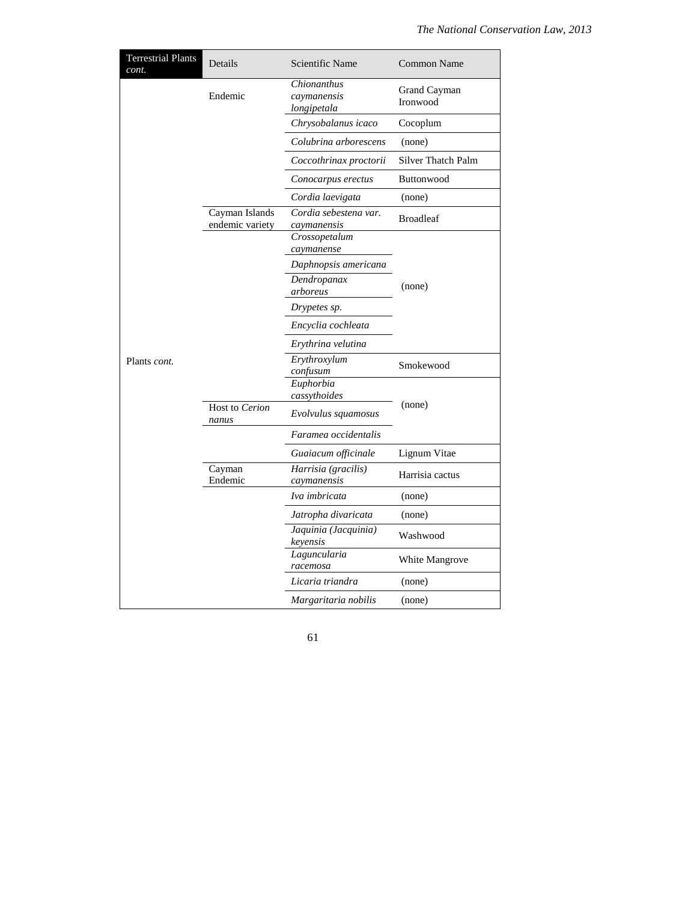| Terrestrial Plants *cont.* | Details | Scientific Name | Common Name |
|---|---|---|---|
| Plants *cont.* | Endemic | *Chionanthus caymanensis longipetala* | Grand Cayman Ironwood |
| | | *Chrysobalanus icaco* | Cocoplum |
| | | *Colubrina arborescens* | (none) |
| | | *Coccothrinax proctorii* | Silver Thatch Palm |
| | | *Conocarpus erectus* | Buttonwood |
| | | *Cordia laevigata* | (none) |
| | Cayman Islands endemic variety | *Cordia sebestena var. caymanensis* | Broadleaf |
| | | *Crossopetalum caymanense* | (none) |
| | | *Daphnopsis americana* | (none) |
| | | *Dendropanax arboreus* | (none) |
| | | *Drypetes sp.* | (none) |
| | | *Encyclia cochleata* | (none) |
| | | *Erythrina velutina* | (none) |
| | | *Erythroxylum confusum* | Smokewood |
| | | *Euphorbia cassythoides* | (none) |
| | Host to *Cerion nanus* | *Evolvulus squamosus* | (none) |
| | | *Faramea occidentalis* | (none) |
| | | *Guaiacum officinale* | Lignum Vitae |
| | Cayman Endemic | *Harrisia (gracilis) caymanensis* | Harrisia cactus |
| | | *Iva imbricata* | (none) |
| | | *Jatropha divaricata* | (none) |
| | | *Jaquinia (Jacquinia) keyensis* | Washwood |
| | | *Laguncularia racemosa* | White Mangrove |
| | | *Licaria triandra* | (none) |
| | | *Margaritaria nobilis* | (none) |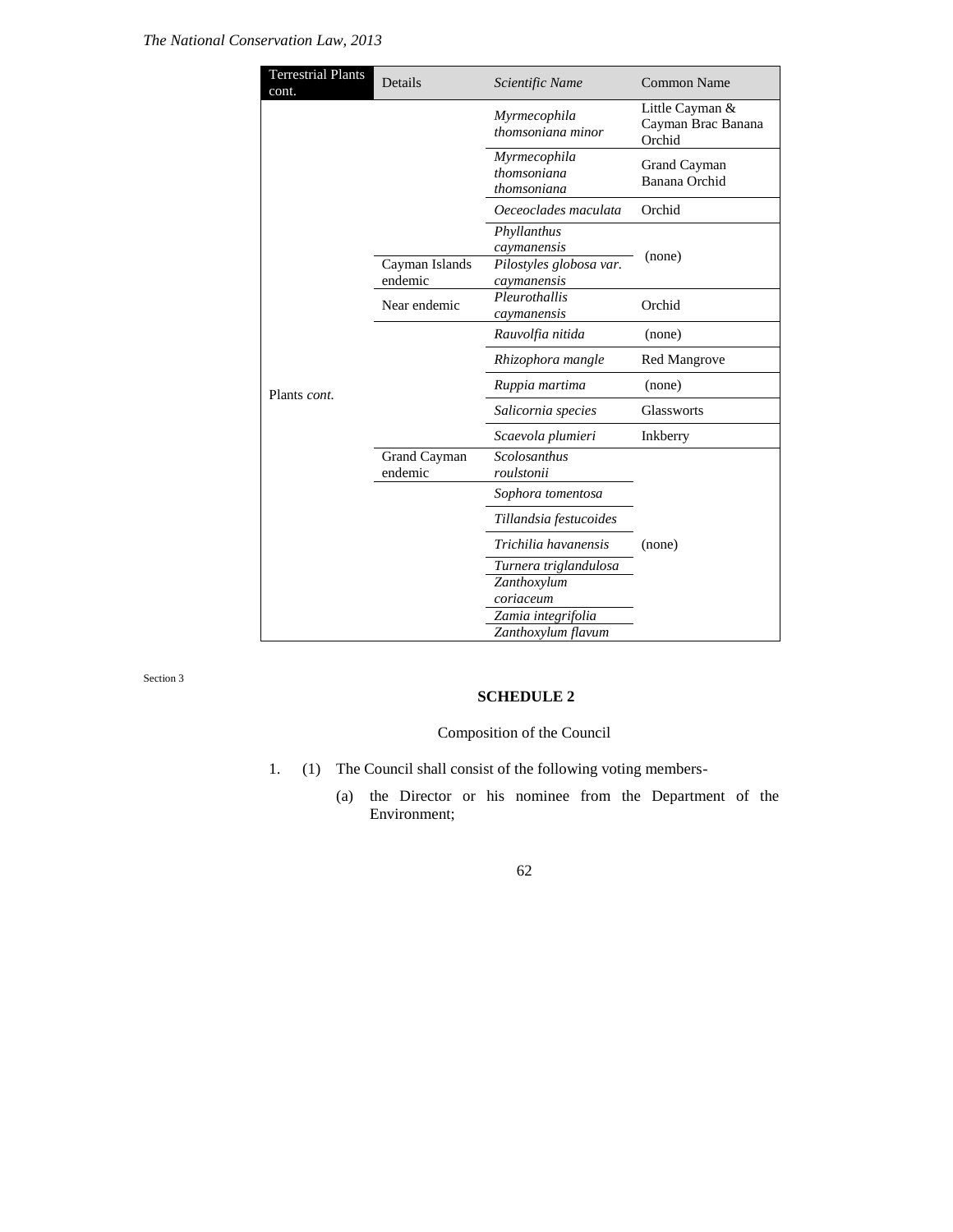| Terrestrial Plants cont. | Details | Scientific Name | Common Name |
|---|---|---|---|
| Plants *cont.* | | *Myrmecophila thomsoniana minor* | Little Cayman & Cayman Brac Banana Orchid |
| | | *Myrmecophila thomsoniana thomsoniana* | Grand Cayman Banana Orchid |
| | | *Oeceoclades maculata* | Orchid |
| | | *Phyllanthus caymanensis* | (none) |
| | Cayman Islands endemic | *Pilostyles globosa var. caymanensis* | (none) |
| | Near endemic | *Pleurothallis caymanensis* | Orchid |
| | | *Rauvolfia nitida* | (none) |
| | | *Rhizophora mangle* | Red Mangrove |
| | | *Ruppia martima* | (none) |
| | | *Salicornia species* | Glassworts |
| | | *Scaevola plumieri* | Inkberry |
| | Grand Cayman endemic | *Scolosanthus roulstonii* | (none) |
| | | *Sophora tomentosa* | (none) |
| | | *Tillandsia festucoides* | (none) |
| | | *Trichilia havanensis* | (none) |
| | | *Turnera triglandulosa* | (none) |
| | | *Zanthoxylum coriaceum* | (none) |
| | | *Zamia integrifolia* | (none) |
| | | *Zanthoxylum flavum* | (none) |

Section 3

## SCHEDULE 2

Composition of the Council

1. (1) The Council shall consist of the following voting members-

   (a) the Director or his nominee from the Department of the Environment;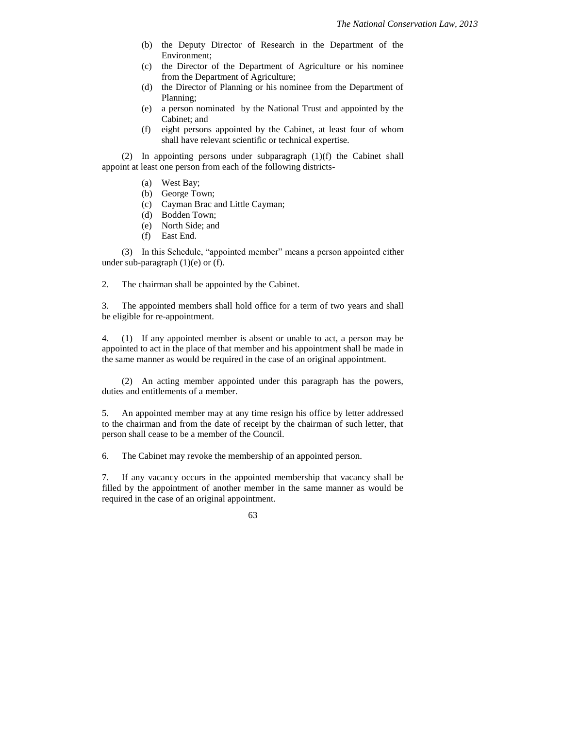(b) the Deputy Director of Research in the Department of the Environment;

(c) the Director of the Department of Agriculture or his nominee from the Department of Agriculture;

(d) the Director of Planning or his nominee from the Department of Planning;

(e) a person nominated by the National Trust and appointed by the Cabinet; and

(f) eight persons appointed by the Cabinet, at least four of whom shall have relevant scientific or technical expertise.

(2) In appointing persons under subparagraph (1)(f) the Cabinet shall appoint at least one person from each of the following districts-

(a) West Bay;

(b) George Town;

(c) Cayman Brac and Little Cayman;

(d) Bodden Town;

(e) North Side; and

(f) East End.

(3) In this Schedule, "appointed member" means a person appointed either under sub-paragraph (1)(e) or (f).

2. The chairman shall be appointed by the Cabinet.

3. The appointed members shall hold office for a term of two years and shall be eligible for re-appointment.

4. (1) If any appointed member is absent or unable to act, a person may be appointed to act in the place of that member and his appointment shall be made in the same manner as would be required in the case of an original appointment.

(2) An acting member appointed under this paragraph has the powers, duties and entitlements of a member.

5. An appointed member may at any time resign his office by letter addressed to the chairman and from the date of receipt by the chairman of such letter, that person shall cease to be a member of the Council.

6. The Cabinet may revoke the membership of an appointed person.

7. If any vacancy occurs in the appointed membership that vacancy shall be filled by the appointment of another member in the same manner as would be required in the case of an original appointment.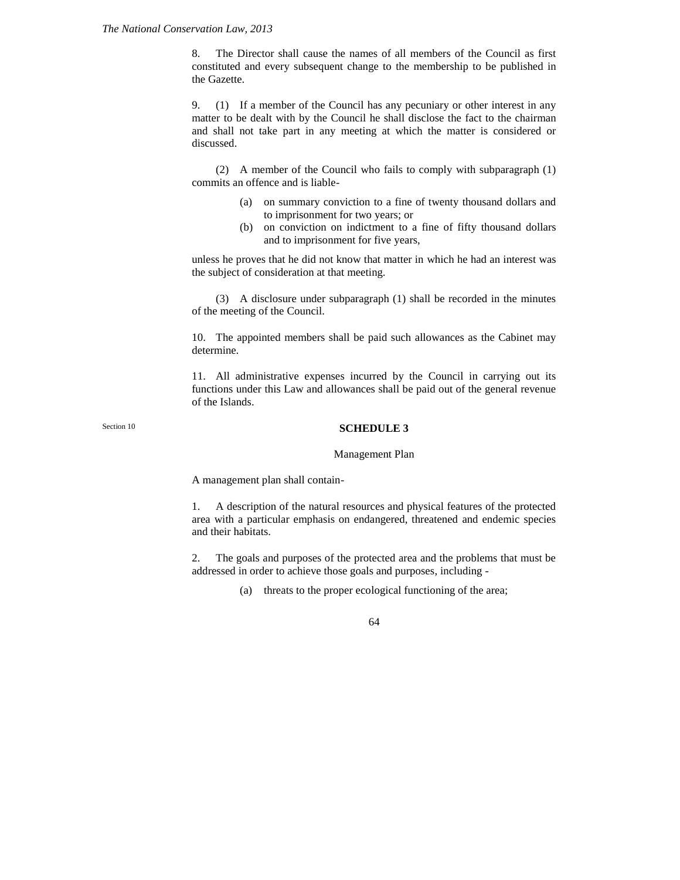8. The Director shall cause the names of all members of the Council as first constituted and every subsequent change to the membership to be published in the Gazette.

9. (1) If a member of the Council has any pecuniary or other interest in any matter to be dealt with by the Council he shall disclose the fact to the chairman and shall not take part in any meeting at which the matter is considered or discussed.

(2) A member of the Council who fails to comply with subparagraph (1) commits an offence and is liable-

(a) on summary conviction to a fine of twenty thousand dollars and to imprisonment for two years; or

(b) on conviction on indictment to a fine of fifty thousand dollars and to imprisonment for five years,

unless he proves that he did not know that matter in which he had an interest was the subject of consideration at that meeting.

(3) A disclosure under subparagraph (1) shall be recorded in the minutes of the meeting of the Council.

10. The appointed members shall be paid such allowances as the Cabinet may determine.

11. All administrative expenses incurred by the Council in carrying out its functions under this Law and allowances shall be paid out of the general revenue of the Islands.

Section 10

## SCHEDULE 3

Management Plan

A management plan shall contain-

1. A description of the natural resources and physical features of the protected area with a particular emphasis on endangered, threatened and endemic species and their habitats.

2. The goals and purposes of the protected area and the problems that must be addressed in order to achieve those goals and purposes, including -

(a) threats to the proper ecological functioning of the area;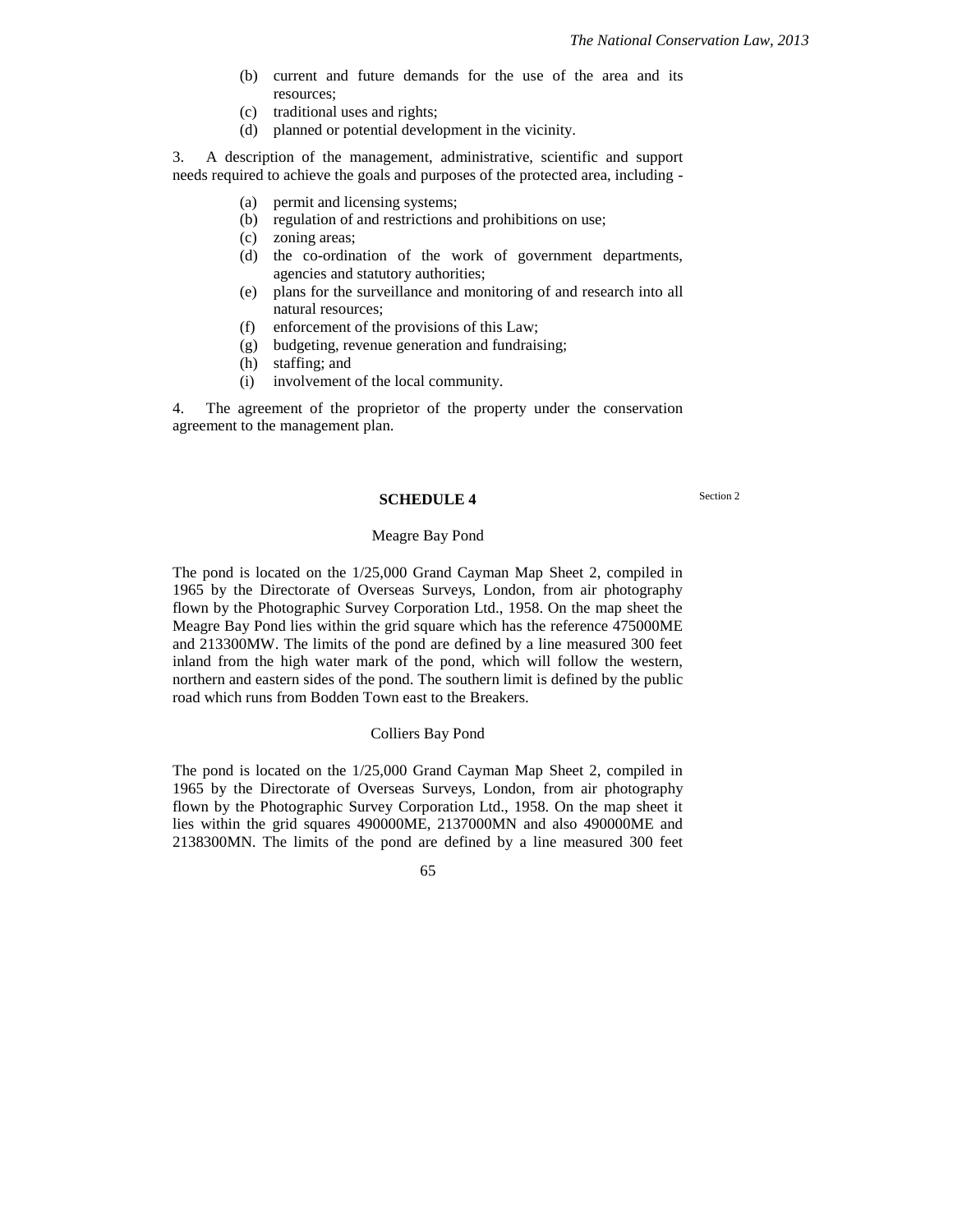(b) current and future demands for the use of the area and its resources;

(c) traditional uses and rights;

(d) planned or potential development in the vicinity.

3. A description of the management, administrative, scientific and support needs required to achieve the goals and purposes of the protected area, including -

(a) permit and licensing systems;

(b) regulation of and restrictions and prohibitions on use;

(c) zoning areas;

(d) the co-ordination of the work of government departments, agencies and statutory authorities;

(e) plans for the surveillance and monitoring of and research into all natural resources;

(f) enforcement of the provisions of this Law;

(g) budgeting, revenue generation and fundraising;

(h) staffing; and

(i) involvement of the local community.

4. The agreement of the proprietor of the property under the conservation agreement to the management plan.

## SCHEDULE 4

Section 2

### Meagre Bay Pond

The pond is located on the 1/25,000 Grand Cayman Map Sheet 2, compiled in 1965 by the Directorate of Overseas Surveys, London, from air photography flown by the Photographic Survey Corporation Ltd., 1958. On the map sheet the Meagre Bay Pond lies within the grid square which has the reference 475000ME and 213300MW. The limits of the pond are defined by a line measured 300 feet inland from the high water mark of the pond, which will follow the western, northern and eastern sides of the pond. The southern limit is defined by the public road which runs from Bodden Town east to the Breakers.

### Colliers Bay Pond

The pond is located on the 1/25,000 Grand Cayman Map Sheet 2, compiled in 1965 by the Directorate of Overseas Surveys, London, from air photography flown by the Photographic Survey Corporation Ltd., 1958. On the map sheet it lies within the grid squares 490000ME, 2137000MN and also 490000ME and 2138300MN. The limits of the pond are defined by a line measured 300 feet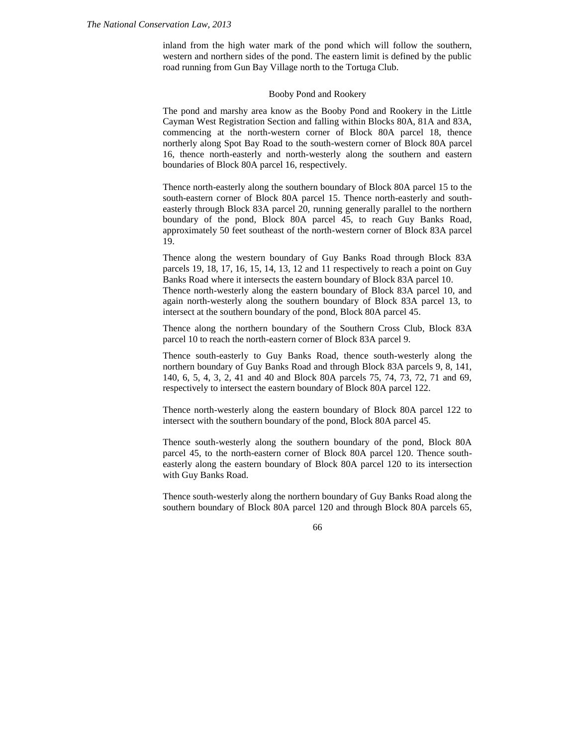inland from the high water mark of the pond which will follow the southern, western and northern sides of the pond. The eastern limit is defined by the public road running from Gun Bay Village north to the Tortuga Club.

Booby Pond and Rookery

The pond and marshy area know as the Booby Pond and Rookery in the Little Cayman West Registration Section and falling within Blocks 80A, 81A and 83A, commencing at the north-western corner of Block 80A parcel 18, thence northerly along Spot Bay Road to the south-western corner of Block 80A parcel 16, thence north-easterly and north-westerly along the southern and eastern boundaries of Block 80A parcel 16, respectively.

Thence north-easterly along the southern boundary of Block 80A parcel 15 to the south-eastern corner of Block 80A parcel 15. Thence north-easterly and south-easterly through Block 83A parcel 20, running generally parallel to the northern boundary of the pond, Block 80A parcel 45, to reach Guy Banks Road, approximately 50 feet southeast of the north-western corner of Block 83A parcel 19.

Thence along the western boundary of Guy Banks Road through Block 83A parcels 19, 18, 17, 16, 15, 14, 13, 12 and 11 respectively to reach a point on Guy Banks Road where it intersects the eastern boundary of Block 83A parcel 10.
Thence north-westerly along the eastern boundary of Block 83A parcel 10, and again north-westerly along the southern boundary of Block 83A parcel 13, to intersect at the southern boundary of the pond, Block 80A parcel 45.

Thence along the northern boundary of the Southern Cross Club, Block 83A parcel 10 to reach the north-eastern corner of Block 83A parcel 9.

Thence south-easterly to Guy Banks Road, thence south-westerly along the northern boundary of Guy Banks Road and through Block 83A parcels 9, 8, 141, 140, 6, 5, 4, 3, 2, 41 and 40 and Block 80A parcels 75, 74, 73, 72, 71 and 69, respectively to intersect the eastern boundary of Block 80A parcel 122.

Thence north-westerly along the eastern boundary of Block 80A parcel 122 to intersect with the southern boundary of the pond, Block 80A parcel 45.

Thence south-westerly along the southern boundary of the pond, Block 80A parcel 45, to the north-eastern corner of Block 80A parcel 120. Thence south-easterly along the eastern boundary of Block 80A parcel 120 to its intersection with Guy Banks Road.

Thence south-westerly along the northern boundary of Guy Banks Road along the southern boundary of Block 80A parcel 120 and through Block 80A parcels 65,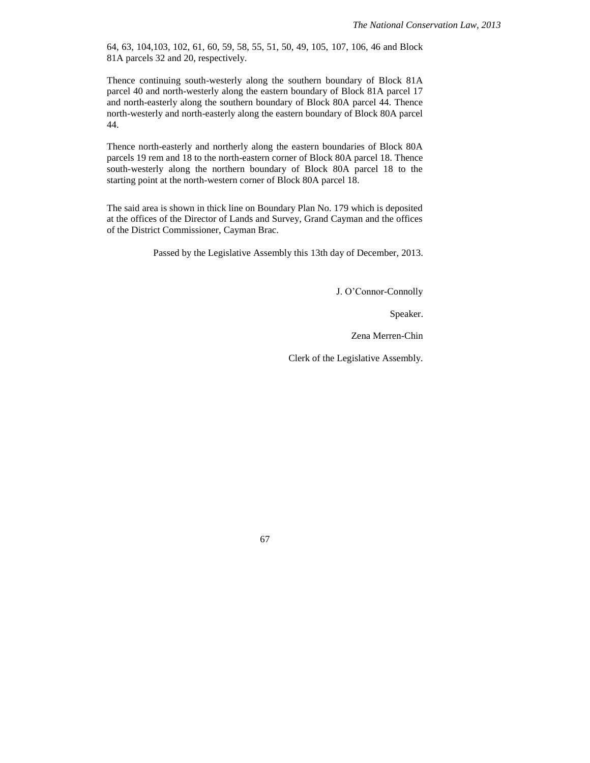64, 63, 104,103, 102, 61, 60, 59, 58, 55, 51, 50, 49, 105, 107, 106, 46 and Block 81A parcels 32 and 20, respectively.

Thence continuing south-westerly along the southern boundary of Block 81A parcel 40 and north-westerly along the eastern boundary of Block 81A parcel 17 and north-easterly along the southern boundary of Block 80A parcel 44. Thence north-westerly and north-easterly along the eastern boundary of Block 80A parcel 44.

Thence north-easterly and northerly along the eastern boundaries of Block 80A parcels 19 rem and 18 to the north-eastern corner of Block 80A parcel 18. Thence south-westerly along the northern boundary of Block 80A parcel 18 to the starting point at the north-western corner of Block 80A parcel 18.

The said area is shown in thick line on Boundary Plan No. 179 which is deposited at the offices of the Director of Lands and Survey, Grand Cayman and the offices of the District Commissioner, Cayman Brac.

Passed by the Legislative Assembly this 13th day of December, 2013.

J. O'Connor-Connolly

Speaker.

Zena Merren-Chin

Clerk of the Legislative Assembly.